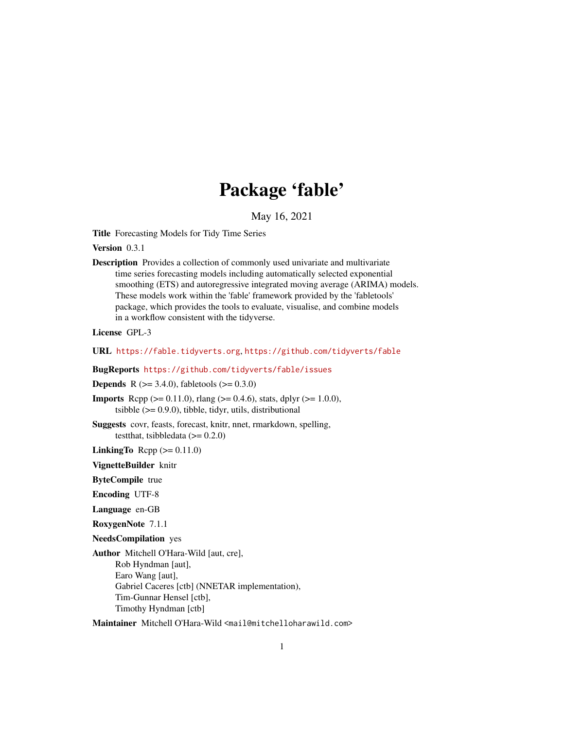# Package 'fable'

May 16, 2021

**Title** Forecasting Models for Tidy Time Series

**Version** 0.3.1

**Description** Provides a collection of commonly used univariate and multivariate time series forecasting models including automatically selected exponential smoothing (ETS) and autoregressive integrated moving average (ARIMA) models. These models work within the 'fable' framework provided by the 'fabletools' package, which provides the tools to evaluate, visualise, and combine models in a workflow consistent with the tidyverse.

**License** GPL-3

**URL** https://fable.tidyverts.org, https://github.com/tidyverts/fable

**BugReports** https://github.com/tidyverts/fable/issues

**Depends** R (>= 3.4.0), fabletools (>= 0.3.0)

**Imports** Rcpp (>= 0.11.0), rlang (>= 0.4.6), stats, dplyr (>= 1.0.0), tsibble (>= 0.9.0), tibble, tidyr, utils, distributional

**Suggests** covr, feasts, forecast, knitr, nnet, rmarkdown, spelling, testthat, tsibbledata (>= 0.2.0)

**LinkingTo** Rcpp (>= 0.11.0)

**VignetteBuilder** knitr

**ByteCompile** true

**Encoding** UTF-8

**Language** en-GB

**RoxygenNote** 7.1.1

**NeedsCompilation** yes

**Author** Mitchell O'Hara-Wild [aut, cre],
Rob Hyndman [aut],
Earo Wang [aut],
Gabriel Caceres [ctb] (NNETAR implementation),
Tim-Gunnar Hensel [ctb],
Timothy Hyndman [ctb]

**Maintainer** Mitchell O'Hara-Wild <mail@mitchelloharawild.com>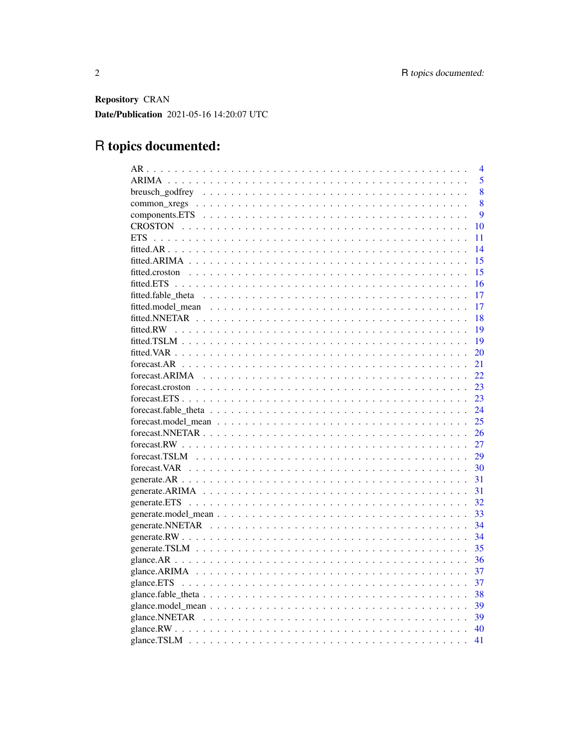**Repository** CRAN

**Date/Publication** 2021-05-16 14:20:07 UTC

# R topics documented:

| | |
|---|---|
| AR | 4 |
| ARIMA | 5 |
| breusch_godfrey | 8 |
| common_xregs | 8 |
| components.ETS | 9 |
| CROSTON | 10 |
| ETS | 11 |
| fitted.AR | 14 |
| fitted.ARIMA | 15 |
| fitted.croston | 15 |
| fitted.ETS | 16 |
| fitted.fable_theta | 17 |
| fitted.model_mean | 17 |
| fitted.NNETAR | 18 |
| fitted.RW | 19 |
| fitted.TSLM | 19 |
| fitted.VAR | 20 |
| forecast.AR | 21 |
| forecast.ARIMA | 22 |
| forecast.croston | 23 |
| forecast.ETS | 23 |
| forecast.fable_theta | 24 |
| forecast.model_mean | 25 |
| forecast.NNETAR | 26 |
| forecast.RW | 27 |
| forecast.TSLM | 29 |
| forecast.VAR | 30 |
| generate.AR | 31 |
| generate.ARIMA | 31 |
| generate.ETS | 32 |
| generate.model_mean | 33 |
| generate.NNETAR | 34 |
| generate.RW | 34 |
| generate.TSLM | 35 |
| glance.AR | 36 |
| glance.ARIMA | 37 |
| glance.ETS | 37 |
| glance.fable_theta | 38 |
| glance.model_mean | 39 |
| glance.NNETAR | 39 |
| glance.RW | 40 |
| glance.TSLM | 41 |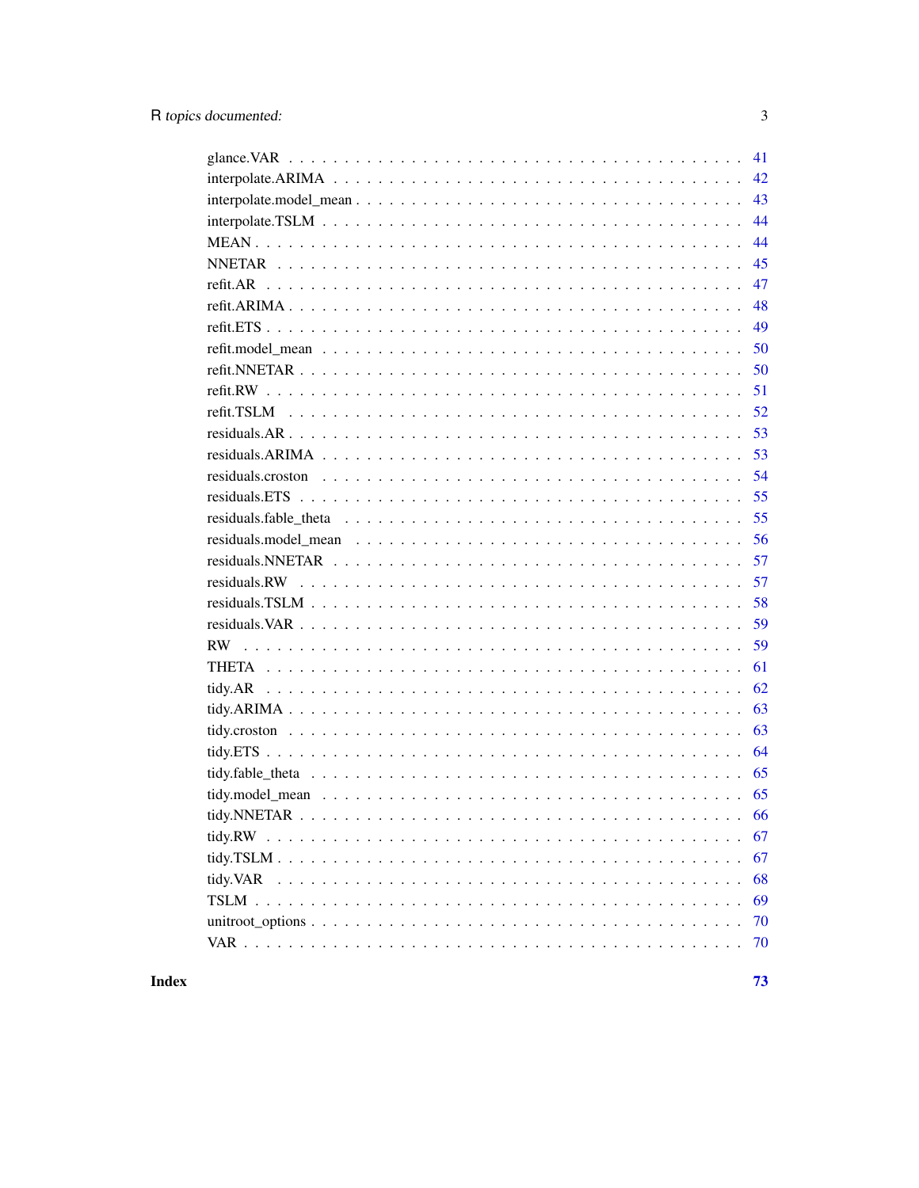glance.VAR . . . . . . . . . . . . . . . . . . . . . . . . . . . . . . . . . . . . . . . 41
interpolate.ARIMA . . . . . . . . . . . . . . . . . . . . . . . . . . . . . . . . . . . . 42
interpolate.model_mean . . . . . . . . . . . . . . . . . . . . . . . . . . . . . . . . . . 43
interpolate.TSLM . . . . . . . . . . . . . . . . . . . . . . . . . . . . . . . . . . . . . 44
MEAN . . . . . . . . . . . . . . . . . . . . . . . . . . . . . . . . . . . . . . . . . . . 44
NNETAR . . . . . . . . . . . . . . . . . . . . . . . . . . . . . . . . . . . . . . . . . . 45
refit.AR . . . . . . . . . . . . . . . . . . . . . . . . . . . . . . . . . . . . . . . . . . 47
refit.ARIMA . . . . . . . . . . . . . . . . . . . . . . . . . . . . . . . . . . . . . . . . 48
refit.ETS . . . . . . . . . . . . . . . . . . . . . . . . . . . . . . . . . . . . . . . . . 49
refit.model_mean . . . . . . . . . . . . . . . . . . . . . . . . . . . . . . . . . . . . . 50
refit.NNETAR . . . . . . . . . . . . . . . . . . . . . . . . . . . . . . . . . . . . . . . 50
refit.RW . . . . . . . . . . . . . . . . . . . . . . . . . . . . . . . . . . . . . . . . . . 51
refit.TSLM . . . . . . . . . . . . . . . . . . . . . . . . . . . . . . . . . . . . . . . . 52
residuals.AR . . . . . . . . . . . . . . . . . . . . . . . . . . . . . . . . . . . . . . . 53
residuals.ARIMA . . . . . . . . . . . . . . . . . . . . . . . . . . . . . . . . . . . . . 53
residuals.croston . . . . . . . . . . . . . . . . . . . . . . . . . . . . . . . . . . . . 54
residuals.ETS . . . . . . . . . . . . . . . . . . . . . . . . . . . . . . . . . . . . . . 55
residuals.fable_theta . . . . . . . . . . . . . . . . . . . . . . . . . . . . . . . . . . 55
residuals.model_mean . . . . . . . . . . . . . . . . . . . . . . . . . . . . . . . . . . 56
residuals.NNETAR . . . . . . . . . . . . . . . . . . . . . . . . . . . . . . . . . . . . 57
residuals.RW . . . . . . . . . . . . . . . . . . . . . . . . . . . . . . . . . . . . . . . 57
residuals.TSLM . . . . . . . . . . . . . . . . . . . . . . . . . . . . . . . . . . . . . 58
residuals.VAR . . . . . . . . . . . . . . . . . . . . . . . . . . . . . . . . . . . . . . 59
RW . . . . . . . . . . . . . . . . . . . . . . . . . . . . . . . . . . . . . . . . . . . . 59
THETA . . . . . . . . . . . . . . . . . . . . . . . . . . . . . . . . . . . . . . . . . . 61
tidy.AR . . . . . . . . . . . . . . . . . . . . . . . . . . . . . . . . . . . . . . . . . . 62
tidy.ARIMA . . . . . . . . . . . . . . . . . . . . . . . . . . . . . . . . . . . . . . . . 63
tidy.croston . . . . . . . . . . . . . . . . . . . . . . . . . . . . . . . . . . . . . . . 63
tidy.ETS . . . . . . . . . . . . . . . . . . . . . . . . . . . . . . . . . . . . . . . . . 64
tidy.fable_theta . . . . . . . . . . . . . . . . . . . . . . . . . . . . . . . . . . . . . 65
tidy.model_mean . . . . . . . . . . . . . . . . . . . . . . . . . . . . . . . . . . . . . 65
tidy.NNETAR . . . . . . . . . . . . . . . . . . . . . . . . . . . . . . . . . . . . . . . 66
tidy.RW . . . . . . . . . . . . . . . . . . . . . . . . . . . . . . . . . . . . . . . . . . 67
tidy.TSLM . . . . . . . . . . . . . . . . . . . . . . . . . . . . . . . . . . . . . . . . 67
tidy.VAR . . . . . . . . . . . . . . . . . . . . . . . . . . . . . . . . . . . . . . . . . 68
TSLM . . . . . . . . . . . . . . . . . . . . . . . . . . . . . . . . . . . . . . . . . . . 69
unitroot_options . . . . . . . . . . . . . . . . . . . . . . . . . . . . . . . . . . . . . 70
VAR . . . . . . . . . . . . . . . . . . . . . . . . . . . . . . . . . . . . . . . . . . . . 70

**Index** **73**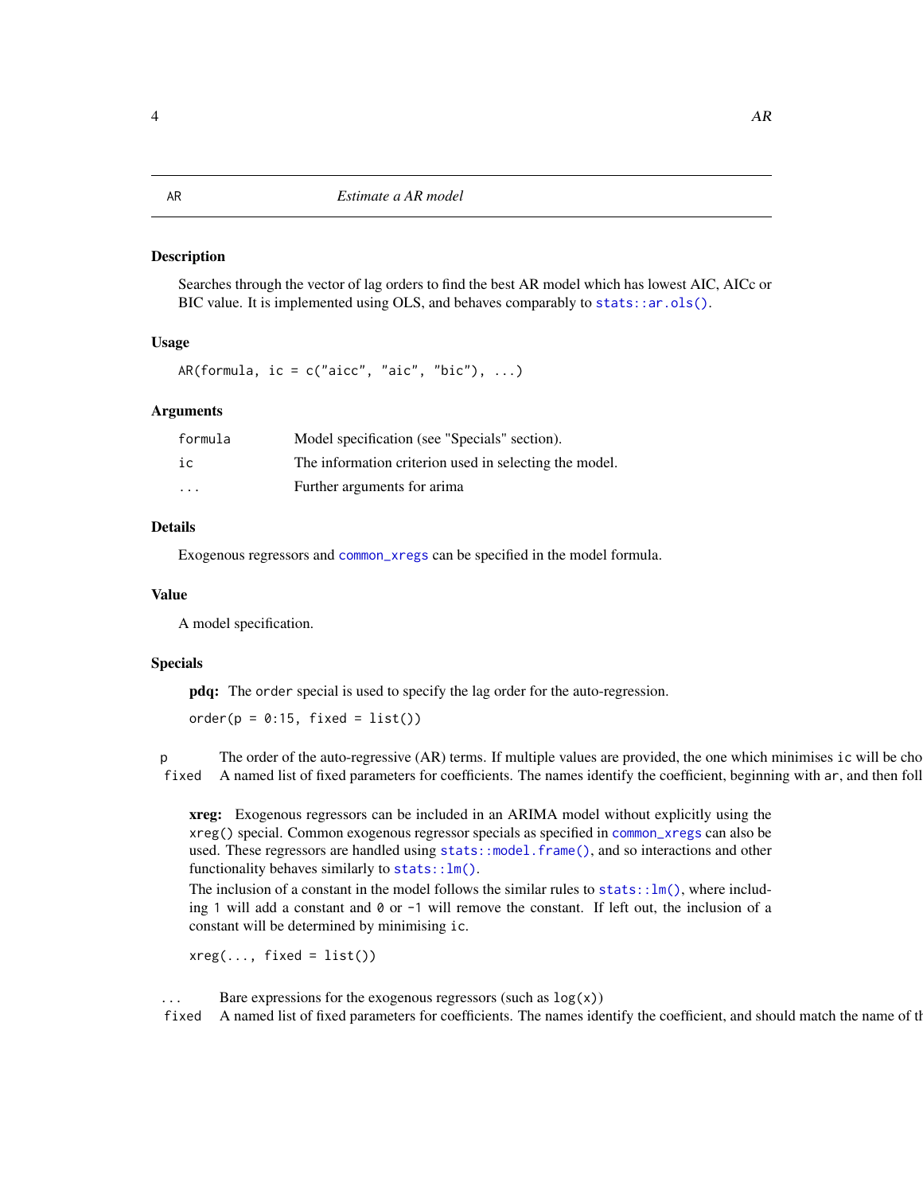# AR — Estimate a AR model

## Description

Searches through the vector of lag orders to find the best AR model which has lowest AIC, AICc or BIC value. It is implemented using OLS, and behaves comparably to `stats::ar.ols()`.

## Usage

```
AR(formula, ic = c("aicc", "aic", "bic"), ...)
```

## Arguments

| | |
|---|---|
| `formula` | Model specification (see "Specials" section). |
| `ic` | The information criterion used in selecting the model. |
| `...` | Further arguments for arima |

## Details

Exogenous regressors and `common_xregs` can be specified in the model formula.

## Value

A model specification.

## Specials

**pdq:** The `order` special is used to specify the lag order for the auto-regression.

```
order(p = 0:15, fixed = list())
```

| | |
|---|---|
| `p` | The order of the auto-regressive (AR) terms. If multiple values are provided, the one which minimises `ic` will be cho |
| `fixed` | A named list of fixed parameters for coefficients. The names identify the coefficient, beginning with `ar`, and then foll |

**xreg:** Exogenous regressors can be included in an ARIMA model without explicitly using the `xreg()` special. Common exogenous regressor specials as specified in `common_xregs` can also be used. These regressors are handled using `stats::model.frame()`, and so interactions and other functionality behaves similarly to `stats::lm()`.

The inclusion of a constant in the model follows the similar rules to `stats::lm()`, where including `1` will add a constant and `0` or `-1` will remove the constant. If left out, the inclusion of a constant will be determined by minimising `ic`.

```
xreg(..., fixed = list())
```

| | |
|---|---|
| `...` | Bare expressions for the exogenous regressors (such as `log(x)`) |
| `fixed` | A named list of fixed parameters for coefficients. The names identify the coefficient, and should match the name of th |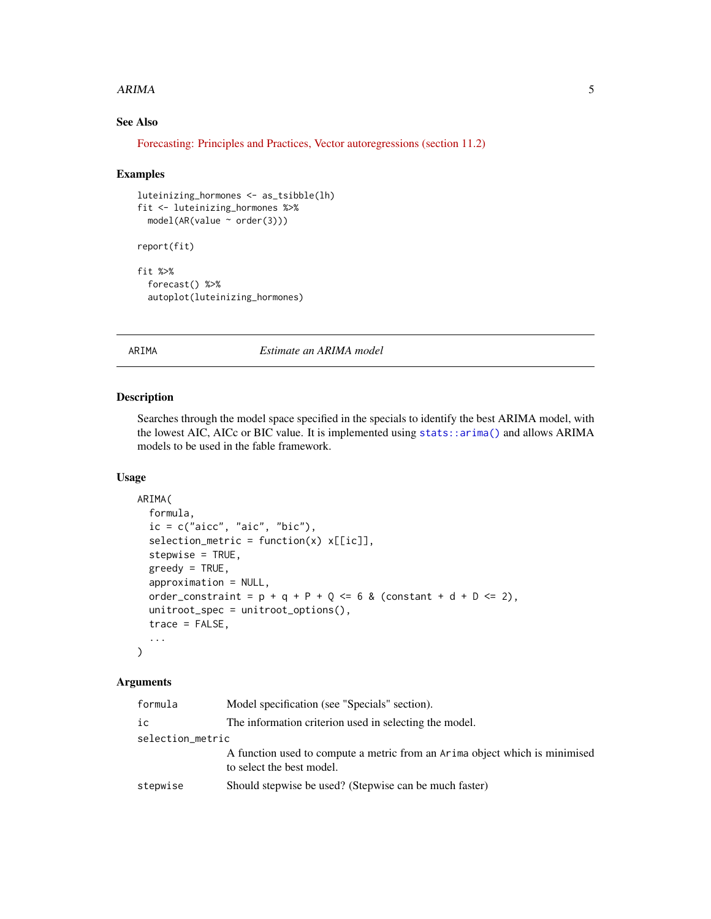### See Also

Forecasting: Principles and Practices, Vector autoregressions (section 11.2)

### Examples

```
luteinizing_hormones <- as_tsibble(lh)
fit <- luteinizing_hormones %>%
  model(AR(value ~ order(3)))

report(fit)

fit %>%
  forecast() %>%
  autoplot(luteinizing_hormones)
```

---

## ARIMA — *Estimate an ARIMA model*

---

### Description

Searches through the model space specified in the specials to identify the best ARIMA model, with the lowest AIC, AICc or BIC value. It is implemented using `stats::arima()` and allows ARIMA models to be used in the fable framework.

### Usage

```
ARIMA(
  formula,
  ic = c("aicc", "aic", "bic"),
  selection_metric = function(x) x[[ic]],
  stepwise = TRUE,
  greedy = TRUE,
  approximation = NULL,
  order_constraint = p + q + P + Q <= 6 & (constant + d + D <= 2),
  unitroot_spec = unitroot_options(),
  trace = FALSE,
  ...
)
```

### Arguments

| Argument | Description |
|---|---|
| `formula` | Model specification (see "Specials" section). |
| `ic` | The information criterion used in selecting the model. |
| `selection_metric` | A function used to compute a metric from an `Arima` object which is minimised to select the best model. |
| `stepwise` | Should stepwise be used? (Stepwise can be much faster) |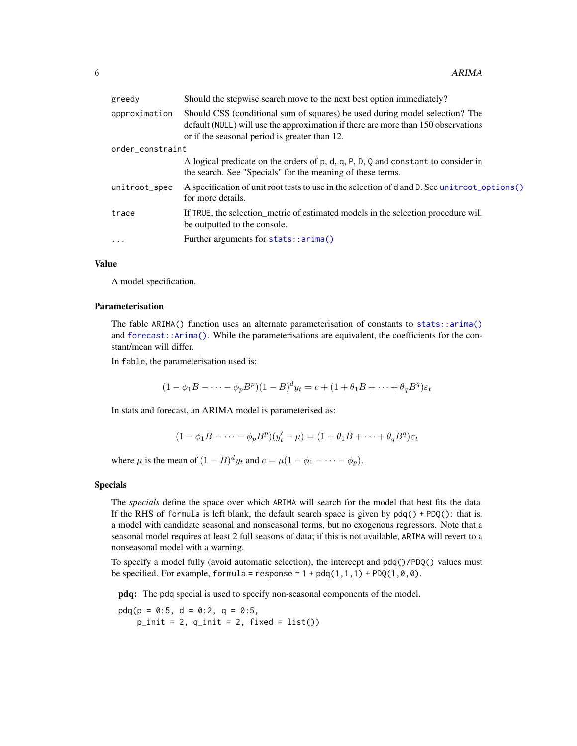| | |
|---|---|
| greedy | Should the stepwise search move to the next best option immediately? |
| approximation | Should CSS (conditional sum of squares) be used during model selection? The default (NULL) will use the approximation if there are more than 150 observations or if the seasonal period is greater than 12. |
| order_constraint | A logical predicate on the orders of p, d, q, P, D, Q and constant to consider in the search. See "Specials" for the meaning of these terms. |
| unitroot_spec | A specification of unit root tests to use in the selection of d and D. See unitroot_options() for more details. |
| trace | If TRUE, the selection_metric of estimated models in the selection procedure will be outputted to the console. |
| ... | Further arguments for stats::arima() |

### Value

A model specification.

### Parameterisation

The fable ARIMA() function uses an alternate parameterisation of constants to stats::arima() and forecast::Arima(). While the parameterisations are equivalent, the coefficients for the constant/mean will differ.

In fable, the parameterisation used is:

$$(1 - \phi_1 B - \cdots - \phi_p B^p)(1 - B)^d y_t = c + (1 + \theta_1 B + \cdots + \theta_q B^q)\varepsilon_t$$

In stats and forecast, an ARIMA model is parameterised as:

$$(1 - \phi_1 B - \cdots - \phi_p B^p)(y_t' - \mu) = (1 + \theta_1 B + \cdots + \theta_q B^q)\varepsilon_t$$

where $\mu$ is the mean of $(1 - B)^d y_t$ and $c = \mu(1 - \phi_1 - \cdots - \phi_p)$.

### Specials

The *specials* define the space over which ARIMA will search for the model that best fits the data. If the RHS of formula is left blank, the default search space is given by pdq() + PDQ(): that is, a model with candidate seasonal and nonseasonal terms, but no exogenous regressors. Note that a seasonal model requires at least 2 full seasons of data; if this is not available, ARIMA will revert to a nonseasonal model with a warning.

To specify a model fully (avoid automatic selection), the intercept and pdq()/PDQ() values must be specified. For example, formula = response ~ 1 + pdq(1,1,1) + PDQ(1,0,0).

**pdq:** The pdq special is used to specify non-seasonal components of the model.

```
pdq(p = 0:5, d = 0:2, q = 0:5,
    p_init = 2, q_init = 2, fixed = list())
```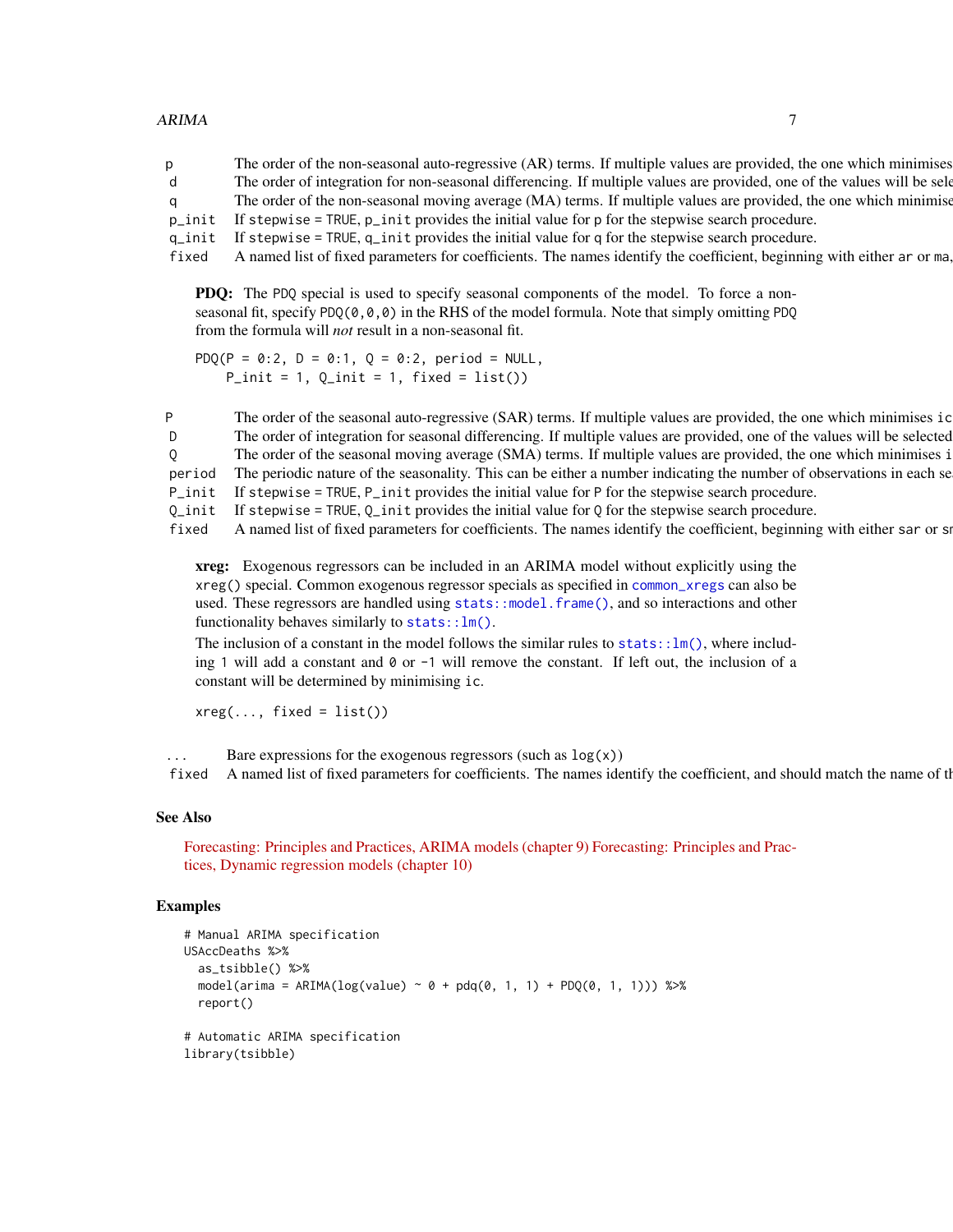| | |
|---|---|
| p | The order of the non-seasonal auto-regressive (AR) terms. If multiple values are provided, the one which minimises |
| d | The order of integration for non-seasonal differencing. If multiple values are provided, one of the values will be sele |
| q | The order of the non-seasonal moving average (MA) terms. If multiple values are provided, the one which minimise |
| p_init | If stepwise = TRUE, p_init provides the initial value for p for the stepwise search procedure. |
| q_init | If stepwise = TRUE, q_init provides the initial value for q for the stepwise search procedure. |
| fixed | A named list of fixed parameters for coefficients. The names identify the coefficient, beginning with either ar or ma, |

**PDQ:** The PDQ special is used to specify seasonal components of the model. To force a non-seasonal fit, specify PDQ(0,0,0) in the RHS of the model formula. Note that simply omitting PDQ from the formula will *not* result in a non-seasonal fit.

```
PDQ(P = 0:2, D = 0:1, Q = 0:2, period = NULL,
    P_init = 1, Q_init = 1, fixed = list())
```

| | |
|---|---|
| P | The order of the seasonal auto-regressive (SAR) terms. If multiple values are provided, the one which minimises ic |
| D | The order of integration for seasonal differencing. If multiple values are provided, one of the values will be selected |
| Q | The order of the seasonal moving average (SMA) terms. If multiple values are provided, the one which minimises i |
| period | The periodic nature of the seasonality. This can be either a number indicating the number of observations in each se |
| P_init | If stepwise = TRUE, P_init provides the initial value for P for the stepwise search procedure. |
| Q_init | If stepwise = TRUE, Q_init provides the initial value for Q for the stepwise search procedure. |
| fixed | A named list of fixed parameters for coefficients. The names identify the coefficient, beginning with either sar or sm |

**xreg:** Exogenous regressors can be included in an ARIMA model without explicitly using the xreg() special. Common exogenous regressor specials as specified in common_xregs can also be used. These regressors are handled using stats::model.frame(), and so interactions and other functionality behaves similarly to stats::lm().

The inclusion of a constant in the model follows the similar rules to stats::lm(), where including 1 will add a constant and 0 or -1 will remove the constant. If left out, the inclusion of a constant will be determined by minimising ic.

```
xreg(..., fixed = list())
```

| | |
|---|---|
| ... | Bare expressions for the exogenous regressors (such as log(x)) |
| fixed | A named list of fixed parameters for coefficients. The names identify the coefficient, and should match the name of th |

## See Also

Forecasting: Principles and Practices, ARIMA models (chapter 9) Forecasting: Principles and Practices, Dynamic regression models (chapter 10)

## Examples

```
# Manual ARIMA specification
USAccDeaths %>%
  as_tsibble() %>%
  model(arima = ARIMA(log(value) ~ 0 + pdq(0, 1, 1) + PDQ(0, 1, 1))) %>%
  report()

# Automatic ARIMA specification
library(tsibble)
```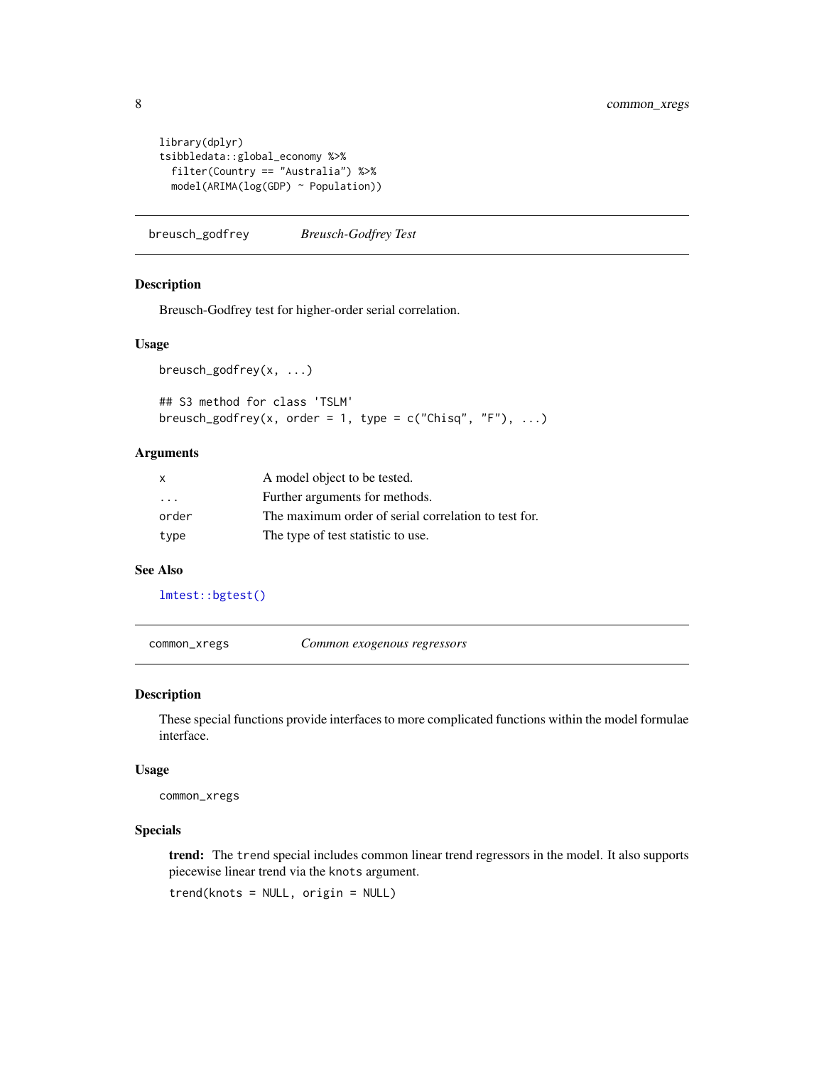```
library(dplyr)
tsibbledata::global_economy %>%
  filter(Country == "Australia") %>%
  model(ARIMA(log(GDP) ~ Population))
```

## breusch_godfrey — *Breusch-Godfrey Test*

### Description

Breusch-Godfrey test for higher-order serial correlation.

### Usage

```
breusch_godfrey(x, ...)

## S3 method for class 'TSLM'
breusch_godfrey(x, order = 1, type = c("Chisq", "F"), ...)
```

### Arguments

| | |
|---|---|
| `x` | A model object to be tested. |
| `...` | Further arguments for methods. |
| `order` | The maximum order of serial correlation to test for. |
| `type` | The type of test statistic to use. |

### See Also

`lmtest::bgtest()`

## common_xregs — *Common exogenous regressors*

### Description

These special functions provide interfaces to more complicated functions within the model formulae interface.

### Usage

```
common_xregs
```

### Specials

**trend:** The `trend` special includes common linear trend regressors in the model. It also supports piecewise linear trend via the `knots` argument.

```
trend(knots = NULL, origin = NULL)
```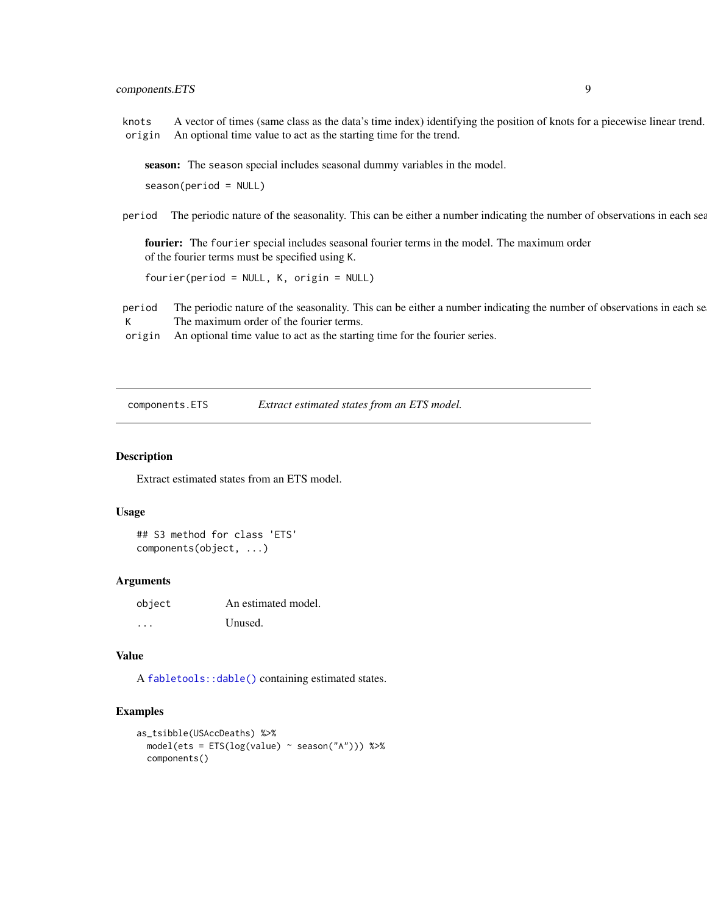| | |
|---|---|
| `knots` | A vector of times (same class as the data's time index) identifying the position of knots for a piecewise linear trend. |
| `origin` | An optional time value to act as the starting time for the trend. |

**season:** The `season` special includes seasonal dummy variables in the model.

```
season(period = NULL)
```

| | |
|---|---|
| `period` | The periodic nature of the seasonality. This can be either a number indicating the number of observations in each sea |

**fourier:** The `fourier` special includes seasonal fourier terms in the model. The maximum order of the fourier terms must be specified using `K`.

```
fourier(period = NULL, K, origin = NULL)
```

| | |
|---|---|
| `period` | The periodic nature of the seasonality. This can be either a number indicating the number of observations in each se |
| `K` | The maximum order of the fourier terms. |
| `origin` | An optional time value to act as the starting time for the fourier series. |

---

`components.ETS` *Extract estimated states from an ETS model.*

---

## Description

Extract estimated states from an ETS model.

## Usage

```
## S3 method for class 'ETS'
components(object, ...)
```

## Arguments

| | |
|---|---|
| `object` | An estimated model. |
| `...` | Unused. |

## Value

A `fabletools::dable()` containing estimated states.

## Examples

```
as_tsibble(USAccDeaths) %>%
  model(ets = ETS(log(value) ~ season("A"))) %>%
  components()
```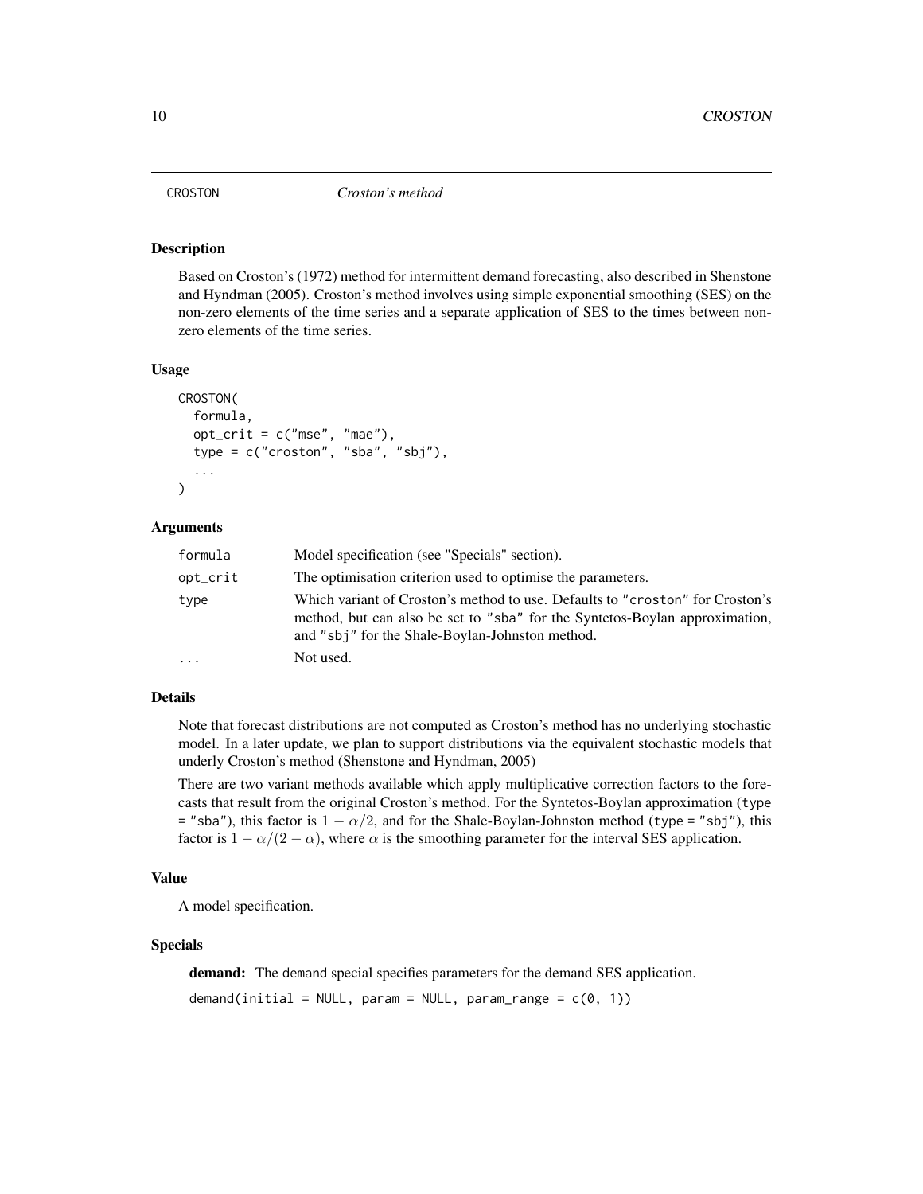# CROSTON *Croston's method*

## Description

Based on Croston's (1972) method for intermittent demand forecasting, also described in Shenstone and Hyndman (2005). Croston's method involves using simple exponential smoothing (SES) on the non-zero elements of the time series and a separate application of SES to the times between non-zero elements of the time series.

## Usage

```
CROSTON(
  formula,
  opt_crit = c("mse", "mae"),
  type = c("croston", "sba", "sbj"),
  ...
)
```

## Arguments

| | |
|---|---|
| formula | Model specification (see "Specials" section). |
| opt_crit | The optimisation criterion used to optimise the parameters. |
| type | Which variant of Croston's method to use. Defaults to "croston" for Croston's method, but can also be set to "sba" for the Syntetos-Boylan approximation, and "sbj" for the Shale-Boylan-Johnston method. |
| ... | Not used. |

## Details

Note that forecast distributions are not computed as Croston's method has no underlying stochastic model. In a later update, we plan to support distributions via the equivalent stochastic models that underly Croston's method (Shenstone and Hyndman, 2005)

There are two variant methods available which apply multiplicative correction factors to the forecasts that result from the original Croston's method. For the Syntetos-Boylan approximation (type = "sba"), this factor is $1 - \alpha/2$, and for the Shale-Boylan-Johnston method (type = "sbj"), this factor is $1 - \alpha/(2 - \alpha)$, where $\alpha$ is the smoothing parameter for the interval SES application.

## Value

A model specification.

## Specials

**demand:** The demand special specifies parameters for the demand SES application.

```
demand(initial = NULL, param = NULL, param_range = c(0, 1))
```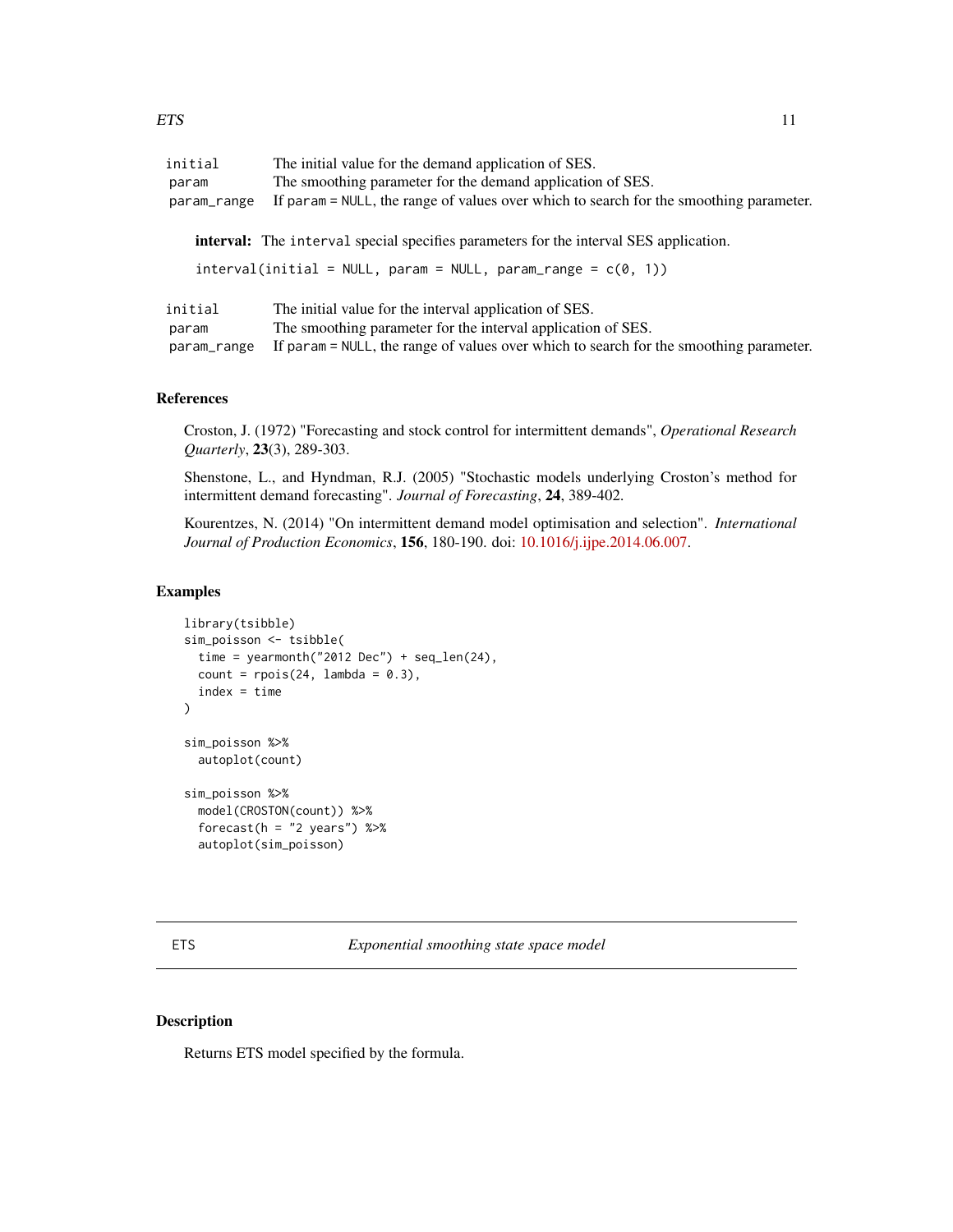| | |
|---|---|
| initial | The initial value for the demand application of SES. |
| param | The smoothing parameter for the demand application of SES. |
| param_range | If param = NULL, the range of values over which to search for the smoothing parameter. |

**interval:** The interval special specifies parameters for the interval SES application.

```
interval(initial = NULL, param = NULL, param_range = c(0, 1))
```

| | |
|---|---|
| initial | The initial value for the interval application of SES. |
| param | The smoothing parameter for the interval application of SES. |
| param_range | If param = NULL, the range of values over which to search for the smoothing parameter. |

## References

Croston, J. (1972) "Forecasting and stock control for intermittent demands", *Operational Research Quarterly*, **23**(3), 289-303.

Shenstone, L., and Hyndman, R.J. (2005) "Stochastic models underlying Croston's method for intermittent demand forecasting". *Journal of Forecasting*, **24**, 389-402.

Kourentzes, N. (2014) "On intermittent demand model optimisation and selection". *International Journal of Production Economics*, **156**, 180-190. doi: 10.1016/j.ijpe.2014.06.007.

## Examples

```
library(tsibble)
sim_poisson <- tsibble(
  time = yearmonth("2012 Dec") + seq_len(24),
  count = rpois(24, lambda = 0.3),
  index = time
)

sim_poisson %>%
  autoplot(count)

sim_poisson %>%
  model(CROSTON(count)) %>%
  forecast(h = "2 years") %>%
  autoplot(sim_poisson)
```

---

# ETS — *Exponential smoothing state space model*

## Description

Returns ETS model specified by the formula.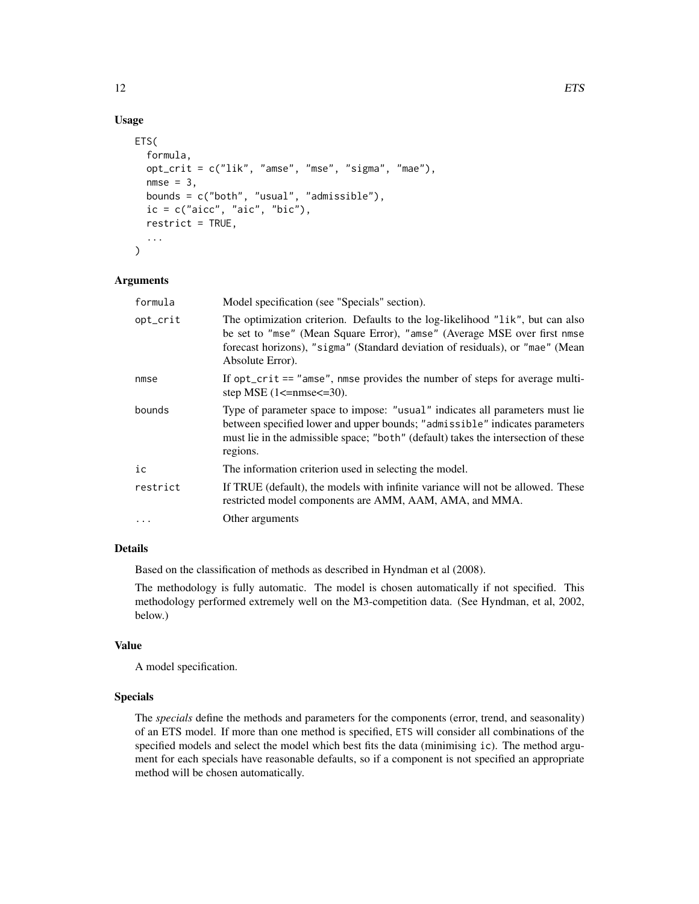## Usage

```
ETS(
  formula,
  opt_crit = c("lik", "amse", "mse", "sigma", "mae"),
  nmse = 3,
  bounds = c("both", "usual", "admissible"),
  ic = c("aicc", "aic", "bic"),
  restrict = TRUE,
  ...
)
```

## Arguments

| | |
|---|---|
| formula | Model specification (see "Specials" section). |
| opt_crit | The optimization criterion. Defaults to the log-likelihood "lik", but can also be set to "mse" (Mean Square Error), "amse" (Average MSE over first nmse forecast horizons), "sigma" (Standard deviation of residuals), or "mae" (Mean Absolute Error). |
| nmse | If opt_crit == "amse", nmse provides the number of steps for average multi-step MSE (1<=nmse<=30). |
| bounds | Type of parameter space to impose: "usual" indicates all parameters must lie between specified lower and upper bounds; "admissible" indicates parameters must lie in the admissible space; "both" (default) takes the intersection of these regions. |
| ic | The information criterion used in selecting the model. |
| restrict | If TRUE (default), the models with infinite variance will not be allowed. These restricted model components are AMM, AAM, AMA, and MMA. |
| ... | Other arguments |

## Details

Based on the classification of methods as described in Hyndman et al (2008).

The methodology is fully automatic. The model is chosen automatically if not specified. This methodology performed extremely well on the M3-competition data. (See Hyndman, et al, 2002, below.)

## Value

A model specification.

## Specials

The *specials* define the methods and parameters for the components (error, trend, and seasonality) of an ETS model. If more than one method is specified, ETS will consider all combinations of the specified models and select the model which best fits the data (minimising ic). The method argument for each specials have reasonable defaults, so if a component is not specified an appropriate method will be chosen automatically.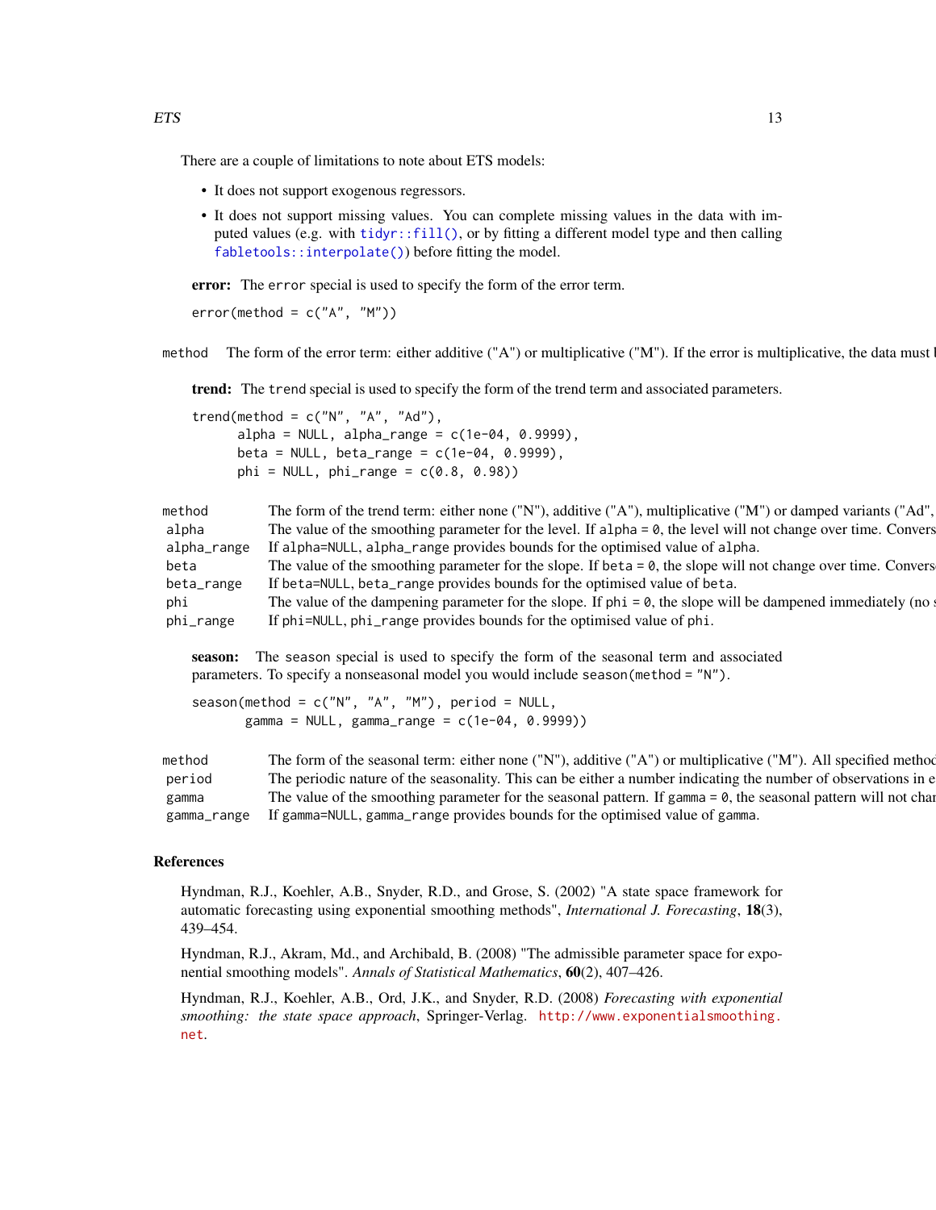There are a couple of limitations to note about ETS models:

- It does not support exogenous regressors.
- It does not support missing values. You can complete missing values in the data with imputed values (e.g. with `tidyr::fill()`, or by fitting a different model type and then calling `fabletools::interpolate()`) before fitting the model.

**error:** The `error` special is used to specify the form of the error term.

```
error(method = c("A", "M"))
```

| | |
|---|---|
| method | The form of the error term: either additive ("A") or multiplicative ("M"). If the error is multiplicative, the data must b |

**trend:** The `trend` special is used to specify the form of the trend term and associated parameters.

```
trend(method = c("N", "A", "Ad"),
      alpha = NULL, alpha_range = c(1e-04, 0.9999),
      beta = NULL, beta_range = c(1e-04, 0.9999),
      phi = NULL, phi_range = c(0.8, 0.98))
```

| | |
|---|---|
| method | The form of the trend term: either none ("N"), additive ("A"), multiplicative ("M") or damped variants ("Ad", |
| alpha | The value of the smoothing parameter for the level. If `alpha = 0`, the level will not change over time. Convers |
| alpha_range | If `alpha=NULL`, `alpha_range` provides bounds for the optimised value of `alpha`. |
| beta | The value of the smoothing parameter for the slope. If `beta = 0`, the slope will not change over time. Convers |
| beta_range | If `beta=NULL`, `beta_range` provides bounds for the optimised value of `beta`. |
| phi | The value of the dampening parameter for the slope. If `phi = 0`, the slope will be dampened immediately (no s |
| phi_range | If `phi=NULL`, `phi_range` provides bounds for the optimised value of `phi`. |

**season:** The `season` special is used to specify the form of the seasonal term and associated parameters. To specify a nonseasonal model you would include `season(method = "N")`.

```
season(method = c("N", "A", "M"), period = NULL,
       gamma = NULL, gamma_range = c(1e-04, 0.9999))
```

| | |
|---|---|
| method | The form of the seasonal term: either none ("N"), additive ("A") or multiplicative ("M"). All specified method |
| period | The periodic nature of the seasonality. This can be either a number indicating the number of observations in e |
| gamma | The value of the smoothing parameter for the seasonal pattern. If `gamma = 0`, the seasonal pattern will not chan |
| gamma_range | If `gamma=NULL`, `gamma_range` provides bounds for the optimised value of `gamma`. |

## References

Hyndman, R.J., Koehler, A.B., Snyder, R.D., and Grose, S. (2002) "A state space framework for automatic forecasting using exponential smoothing methods", *International J. Forecasting*, **18**(3), 439–454.

Hyndman, R.J., Akram, Md., and Archibald, B. (2008) "The admissible parameter space for exponential smoothing models". *Annals of Statistical Mathematics*, **60**(2), 407–426.

Hyndman, R.J., Koehler, A.B., Ord, J.K., and Snyder, R.D. (2008) *Forecasting with exponential smoothing: the state space approach*, Springer-Verlag. http://www.exponentialsmoothing.net.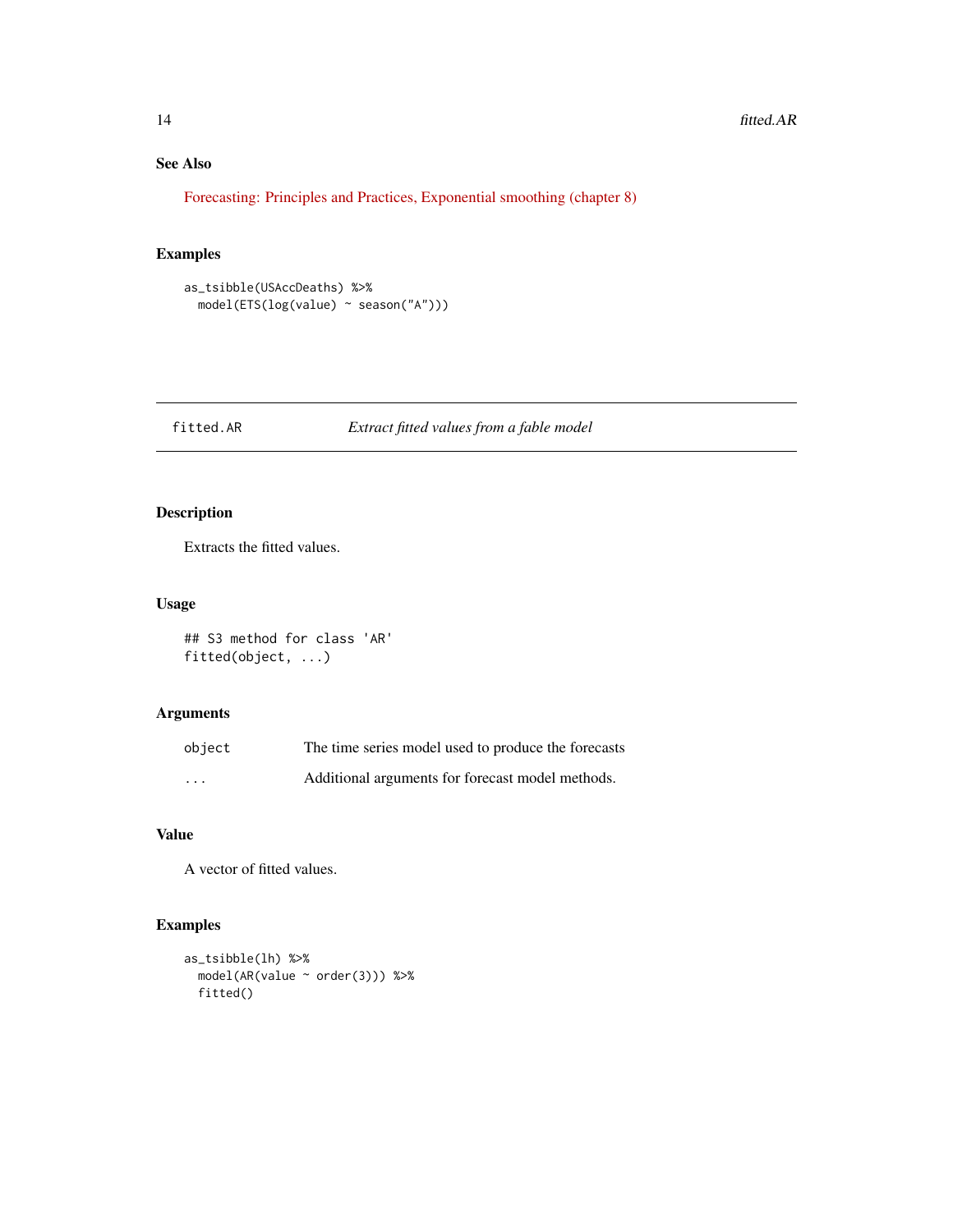## See Also

Forecasting: Principles and Practices, Exponential smoothing (chapter 8)

## Examples

```
as_tsibble(USAccDeaths) %>%
  model(ETS(log(value) ~ season("A")))
```

---

# fitted.AR *Extract fitted values from a fable model*

---

## Description

Extracts the fitted values.

## Usage

```
## S3 method for class 'AR'
fitted(object, ...)
```

## Arguments

| | |
|---|---|
| object | The time series model used to produce the forecasts |
| ... | Additional arguments for forecast model methods. |

## Value

A vector of fitted values.

## Examples

```
as_tsibble(lh) %>%
  model(AR(value ~ order(3))) %>%
  fitted()
```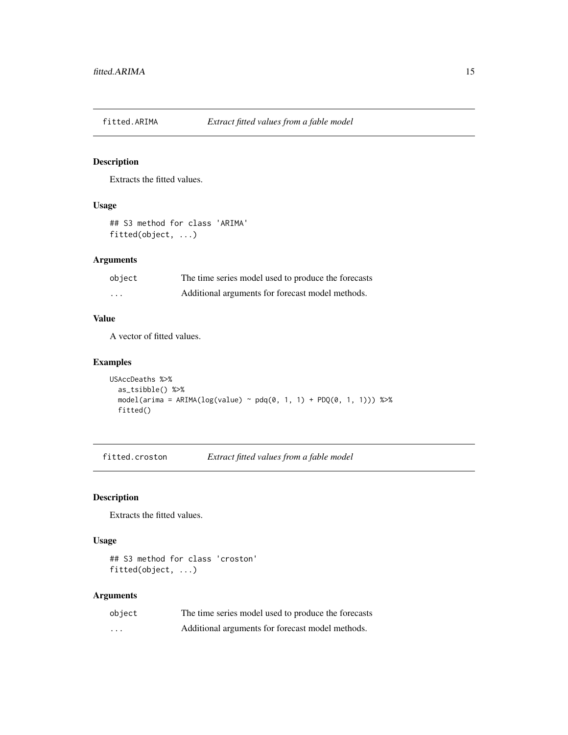## fitted.ARIMA *Extract fitted values from a fable model*

### Description

Extracts the fitted values.

### Usage

```
## S3 method for class 'ARIMA'
fitted(object, ...)
```

### Arguments

| | |
|---|---|
| `object` | The time series model used to produce the forecasts |
| `...` | Additional arguments for forecast model methods. |

### Value

A vector of fitted values.

### Examples

```
USAccDeaths %>%
  as_tsibble() %>%
  model(arima = ARIMA(log(value) ~ pdq(0, 1, 1) + PDQ(0, 1, 1))) %>%
  fitted()
```

## fitted.croston *Extract fitted values from a fable model*

### Description

Extracts the fitted values.

### Usage

```
## S3 method for class 'croston'
fitted(object, ...)
```

### Arguments

| | |
|---|---|
| `object` | The time series model used to produce the forecasts |
| `...` | Additional arguments for forecast model methods. |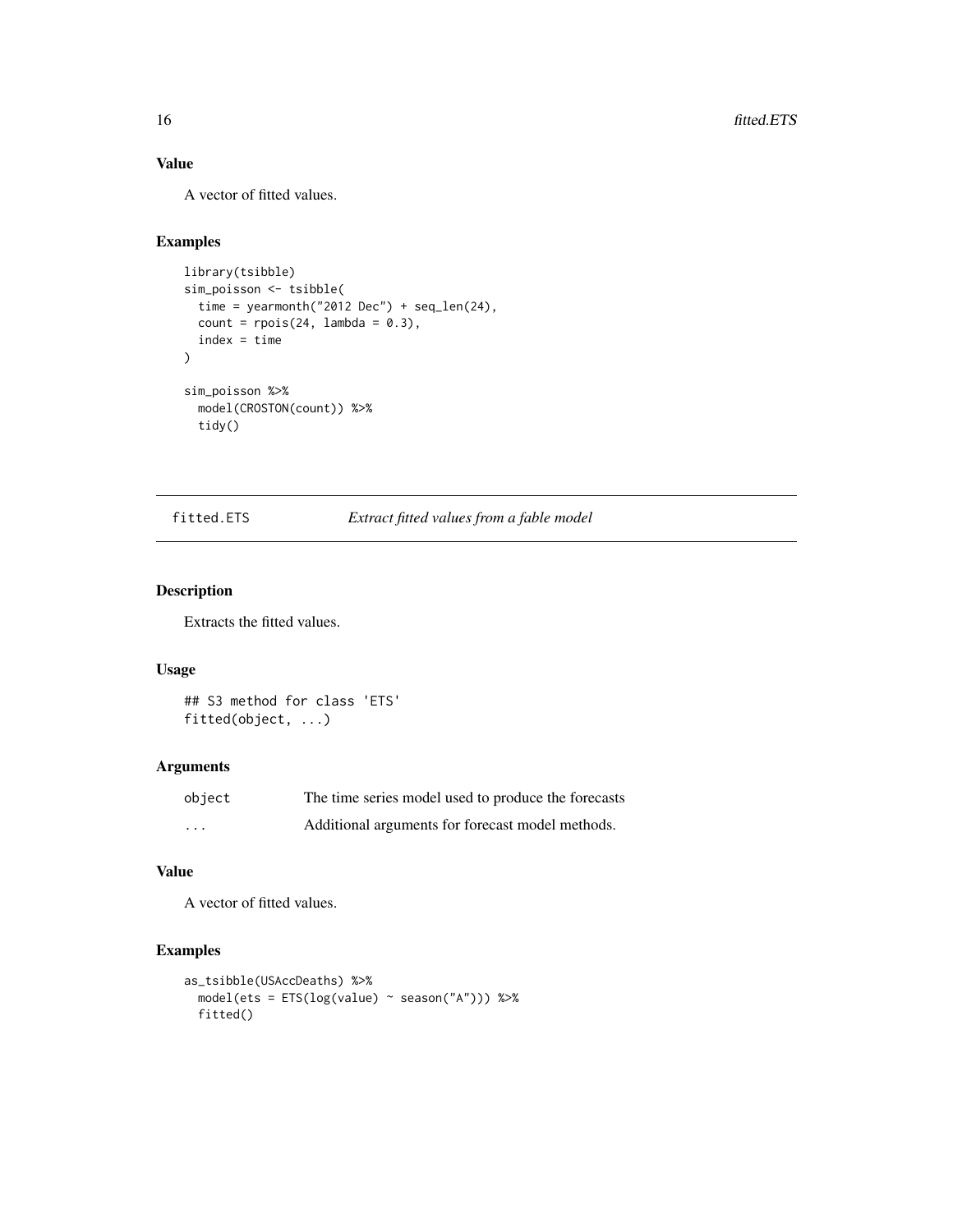### Value

A vector of fitted values.

### Examples

```
library(tsibble)
sim_poisson <- tsibble(
  time = yearmonth("2012 Dec") + seq_len(24),
  count = rpois(24, lambda = 0.3),
  index = time
)

sim_poisson %>%
  model(CROSTON(count)) %>%
  tidy()
```

---

## fitted.ETS — *Extract fitted values from a fable model*

### Description

Extracts the fitted values.

### Usage

```
## S3 method for class 'ETS'
fitted(object, ...)
```

### Arguments

| | |
|---|---|
| object | The time series model used to produce the forecasts |
| ... | Additional arguments for forecast model methods. |

### Value

A vector of fitted values.

### Examples

```
as_tsibble(USAccDeaths) %>%
  model(ets = ETS(log(value) ~ season("A"))) %>%
  fitted()
```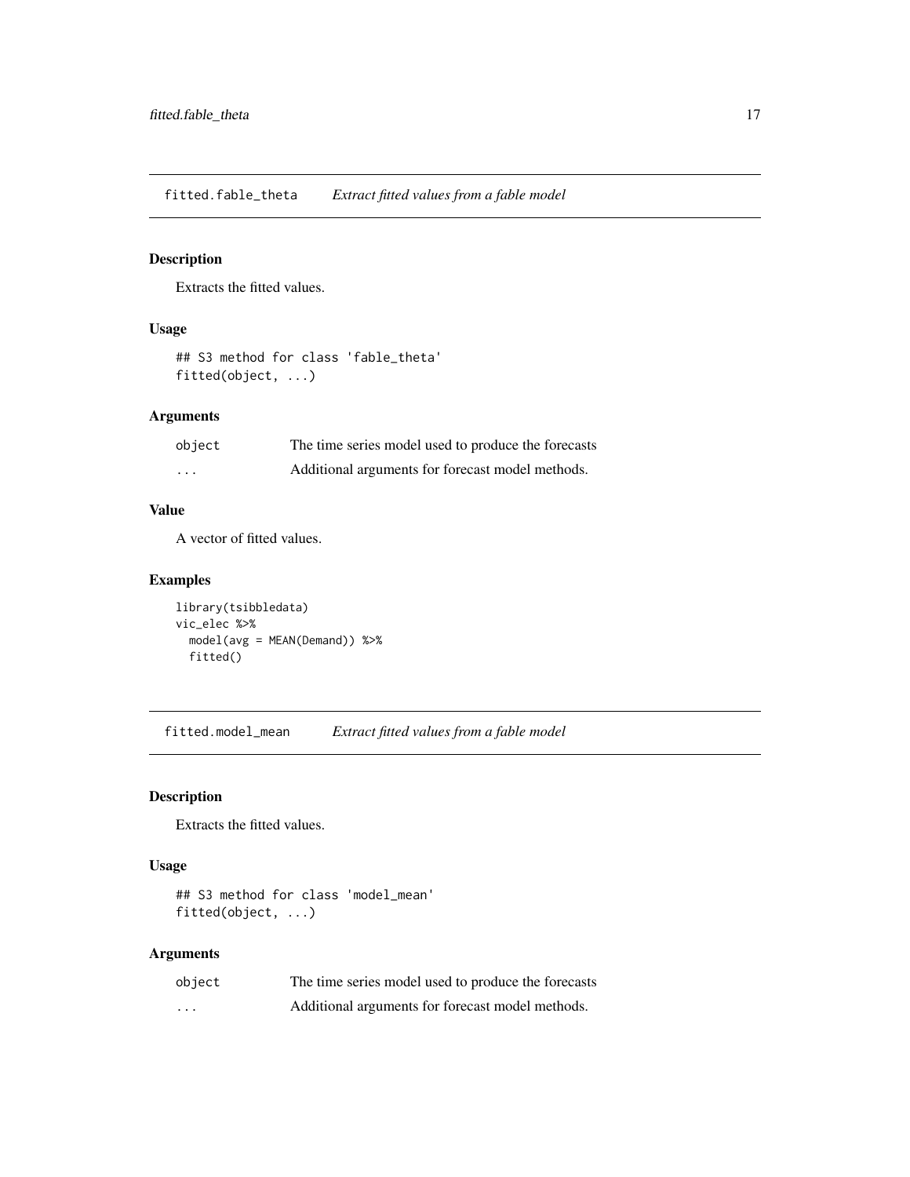## fitted.fable_theta *Extract fitted values from a fable model*

### Description

Extracts the fitted values.

### Usage

```
## S3 method for class 'fable_theta'
fitted(object, ...)
```

### Arguments

| | |
|---|---|
| object | The time series model used to produce the forecasts |
| ... | Additional arguments for forecast model methods. |

### Value

A vector of fitted values.

### Examples

```
library(tsibbledata)
vic_elec %>%
  model(avg = MEAN(Demand)) %>%
  fitted()
```

## fitted.model_mean *Extract fitted values from a fable model*

### Description

Extracts the fitted values.

### Usage

```
## S3 method for class 'model_mean'
fitted(object, ...)
```

### Arguments

| | |
|---|---|
| object | The time series model used to produce the forecasts |
| ... | Additional arguments for forecast model methods. |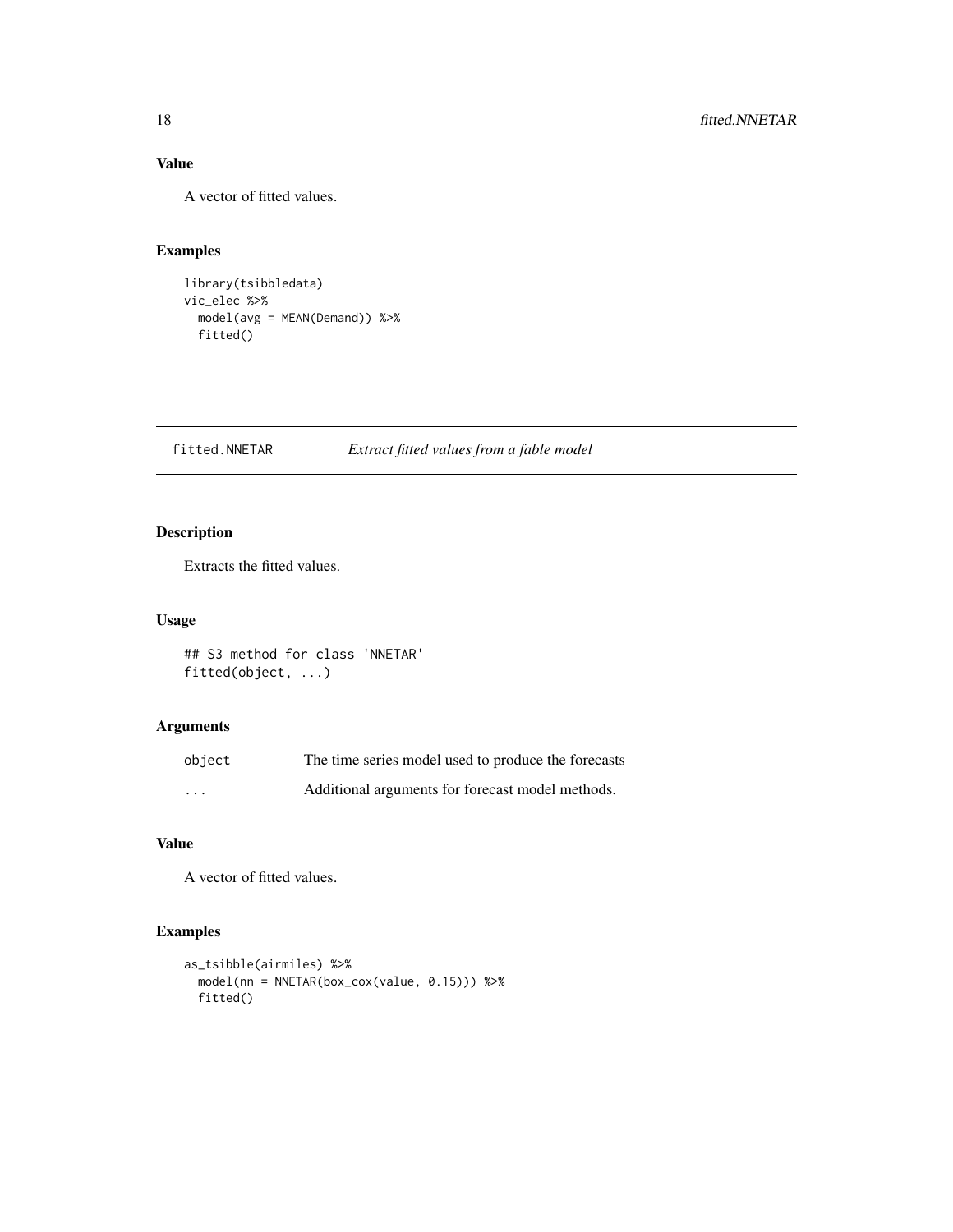## Value

A vector of fitted values.

## Examples

```
library(tsibbledata)
vic_elec %>%
  model(avg = MEAN(Demand)) %>%
  fitted()
```

---

# fitted.NNETAR — *Extract fitted values from a fable model*

## Description

Extracts the fitted values.

## Usage

```
## S3 method for class 'NNETAR'
fitted(object, ...)
```

## Arguments

| | |
|---|---|
| object | The time series model used to produce the forecasts |
| ... | Additional arguments for forecast model methods. |

## Value

A vector of fitted values.

## Examples

```
as_tsibble(airmiles) %>%
  model(nn = NNETAR(box_cox(value, 0.15))) %>%
  fitted()
```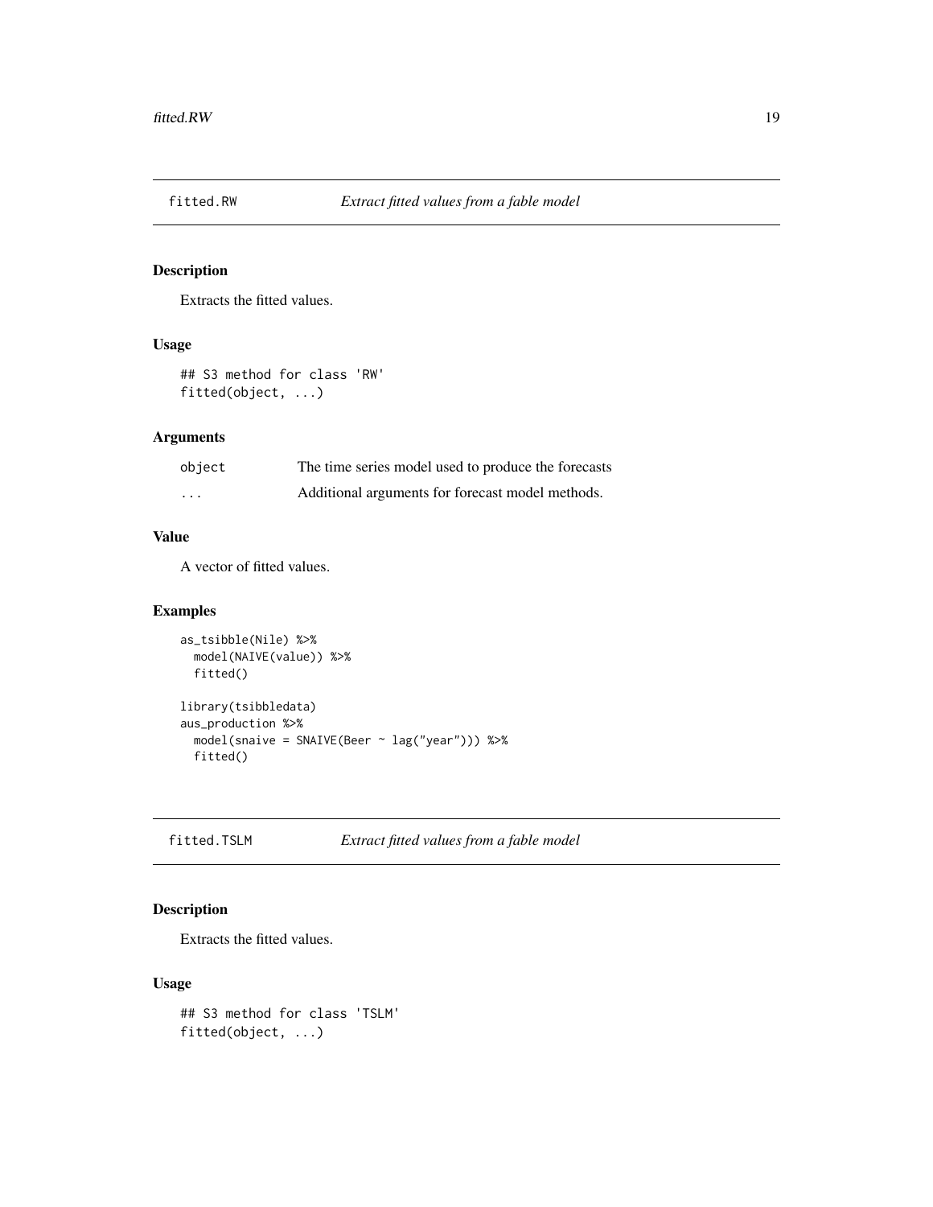## fitted.RW — *Extract fitted values from a fable model*

### Description

Extracts the fitted values.

### Usage

```
## S3 method for class 'RW'
fitted(object, ...)
```

### Arguments

| | |
|---|---|
| object | The time series model used to produce the forecasts |
| ... | Additional arguments for forecast model methods. |

### Value

A vector of fitted values.

### Examples

```
as_tsibble(Nile) %>%
  model(NAIVE(value)) %>%
  fitted()

library(tsibbledata)
aus_production %>%
  model(snaive = SNAIVE(Beer ~ lag("year"))) %>%
  fitted()
```

## fitted.TSLM — *Extract fitted values from a fable model*

### Description

Extracts the fitted values.

### Usage

```
## S3 method for class 'TSLM'
fitted(object, ...)
```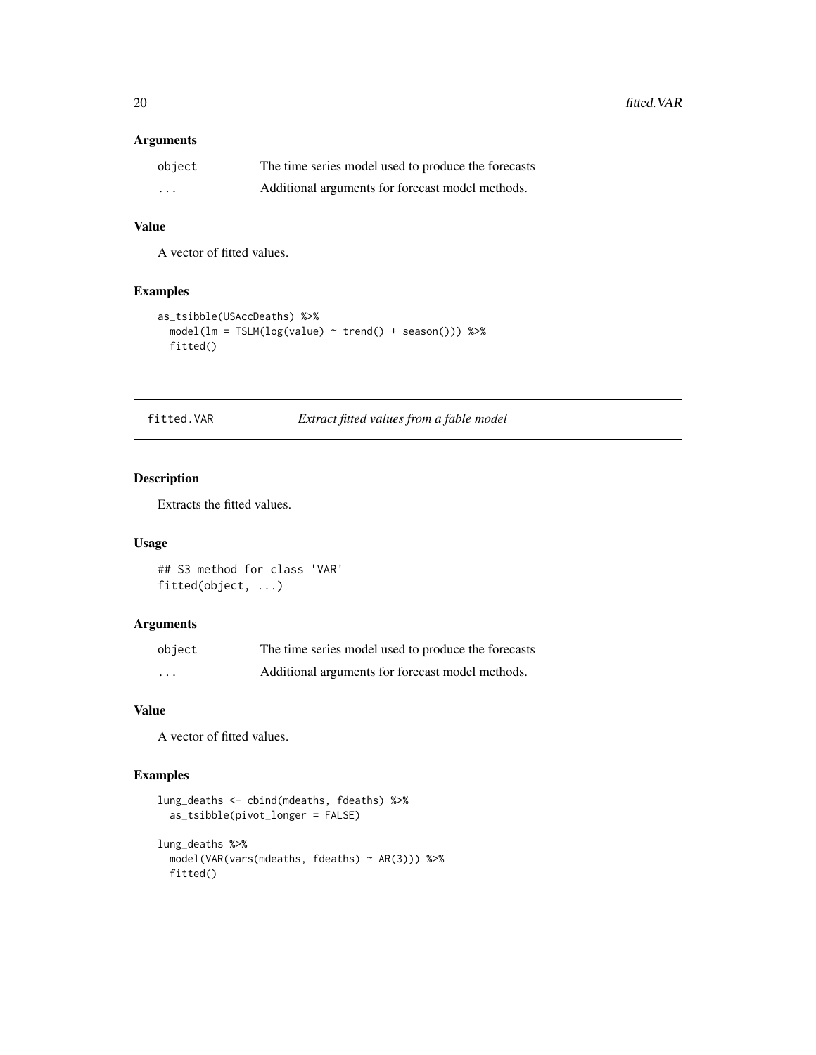### Arguments

| | |
|---|---|
| object | The time series model used to produce the forecasts |
| ... | Additional arguments for forecast model methods. |

### Value

A vector of fitted values.

### Examples

```
as_tsibble(USAccDeaths) %>%
  model(lm = TSLM(log(value) ~ trend() + season())) %>%
  fitted()
```

---

## fitted.VAR — *Extract fitted values from a fable model*

### Description

Extracts the fitted values.

### Usage

```
## S3 method for class 'VAR'
fitted(object, ...)
```

### Arguments

| | |
|---|---|
| object | The time series model used to produce the forecasts |
| ... | Additional arguments for forecast model methods. |

### Value

A vector of fitted values.

### Examples

```
lung_deaths <- cbind(mdeaths, fdeaths) %>%
  as_tsibble(pivot_longer = FALSE)

lung_deaths %>%
  model(VAR(vars(mdeaths, fdeaths) ~ AR(3))) %>%
  fitted()
```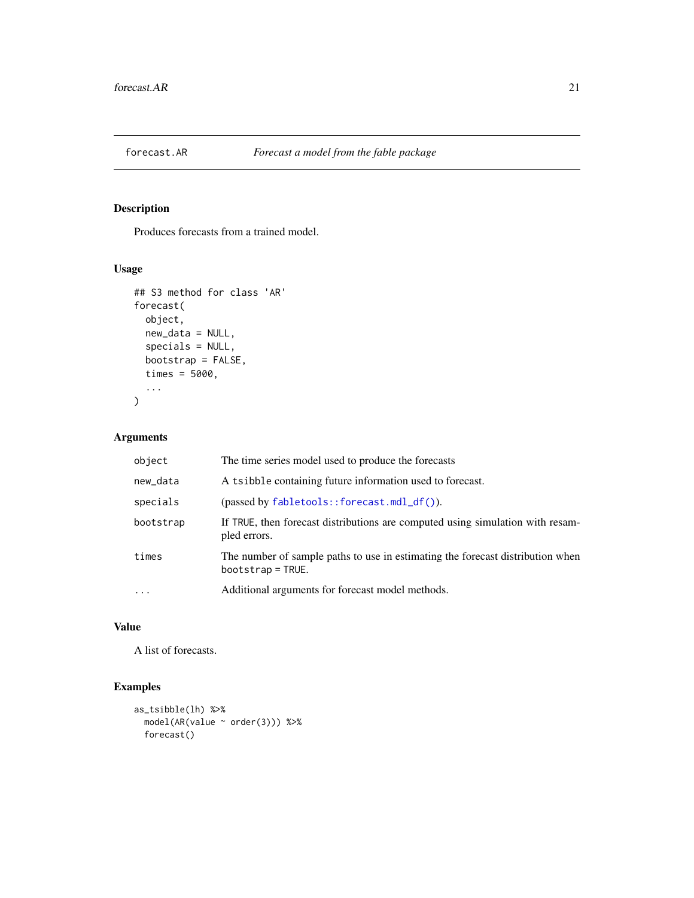forecast.AR *Forecast a model from the fable package*

## Description

Produces forecasts from a trained model.

## Usage

```
## S3 method for class 'AR'
forecast(
  object,
  new_data = NULL,
  specials = NULL,
  bootstrap = FALSE,
  times = 5000,
  ...
)
```

## Arguments

| | |
|---|---|
| `object` | The time series model used to produce the forecasts |
| `new_data` | A `tsibble` containing future information used to forecast. |
| `specials` | (passed by `fabletools::forecast.mdl_df()`). |
| `bootstrap` | If `TRUE`, then forecast distributions are computed using simulation with resampled errors. |
| `times` | The number of sample paths to use in estimating the forecast distribution when `bootstrap = TRUE`. |
| `...` | Additional arguments for forecast model methods. |

## Value

A list of forecasts.

## Examples

```
as_tsibble(lh) %>%
  model(AR(value ~ order(3))) %>%
  forecast()
```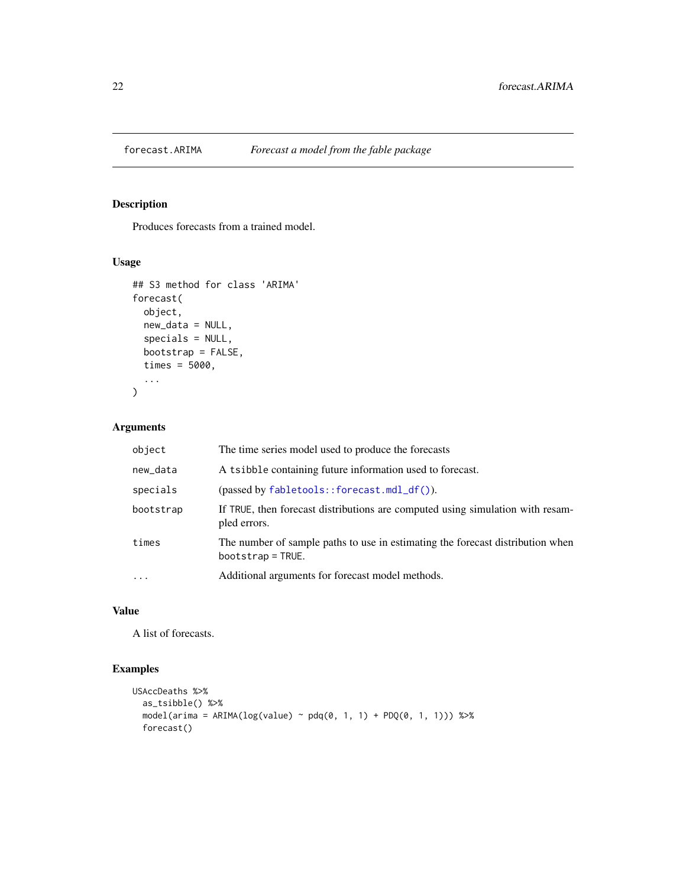forecast.ARIMA    *Forecast a model from the fable package*

## Description

Produces forecasts from a trained model.

## Usage

```
## S3 method for class 'ARIMA'
forecast(
  object,
  new_data = NULL,
  specials = NULL,
  bootstrap = FALSE,
  times = 5000,
  ...
)
```

## Arguments

| | |
|---|---|
| object | The time series model used to produce the forecasts |
| new_data | A tsibble containing future information used to forecast. |
| specials | (passed by fabletools::forecast.mdl_df()). |
| bootstrap | If TRUE, then forecast distributions are computed using simulation with resampled errors. |
| times | The number of sample paths to use in estimating the forecast distribution when bootstrap = TRUE. |
| ... | Additional arguments for forecast model methods. |

## Value

A list of forecasts.

## Examples

```
USAccDeaths %>%
  as_tsibble() %>%
  model(arima = ARIMA(log(value) ~ pdq(0, 1, 1) + PDQ(0, 1, 1))) %>%
  forecast()
```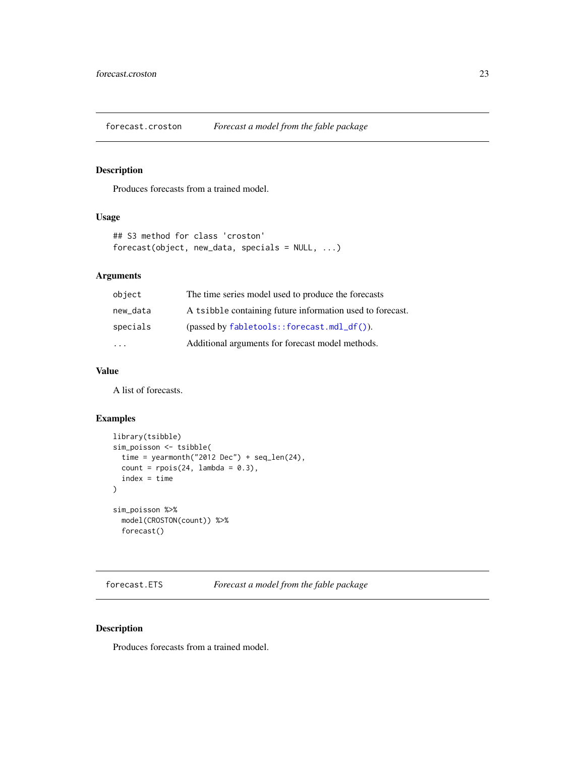# forecast.croston — *Forecast a model from the fable package*

## Description

Produces forecasts from a trained model.

## Usage

```
## S3 method for class 'croston'
forecast(object, new_data, specials = NULL, ...)
```

## Arguments

| | |
|---|---|
| `object` | The time series model used to produce the forecasts |
| `new_data` | A `tsibble` containing future information used to forecast. |
| `specials` | (passed by `fabletools::forecast.mdl_df()`). |
| `...` | Additional arguments for forecast model methods. |

## Value

A list of forecasts.

## Examples

```
library(tsibble)
sim_poisson <- tsibble(
  time = yearmonth("2012 Dec") + seq_len(24),
  count = rpois(24, lambda = 0.3),
  index = time
)

sim_poisson %>%
  model(CROSTON(count)) %>%
  forecast()
```

# forecast.ETS — *Forecast a model from the fable package*

## Description

Produces forecasts from a trained model.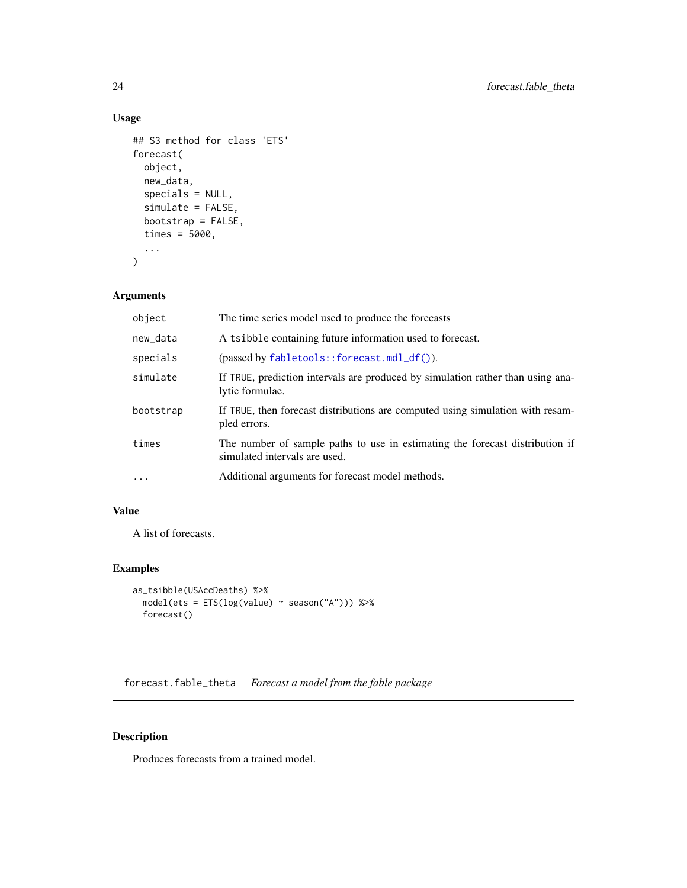## Usage

```
## S3 method for class 'ETS'
forecast(
  object,
  new_data,
  specials = NULL,
  simulate = FALSE,
  bootstrap = FALSE,
  times = 5000,
  ...
)
```

## Arguments

| | |
|---|---|
| object | The time series model used to produce the forecasts |
| new_data | A tsibble containing future information used to forecast. |
| specials | (passed by fabletools::forecast.mdl_df()). |
| simulate | If TRUE, prediction intervals are produced by simulation rather than using analytic formulae. |
| bootstrap | If TRUE, then forecast distributions are computed using simulation with resampled errors. |
| times | The number of sample paths to use in estimating the forecast distribution if simulated intervals are used. |
| ... | Additional arguments for forecast model methods. |

## Value

A list of forecasts.

## Examples

```
as_tsibble(USAccDeaths) %>%
  model(ets = ETS(log(value) ~ season("A"))) %>%
  forecast()
```

---

# forecast.fable_theta *Forecast a model from the fable package*

---

## Description

Produces forecasts from a trained model.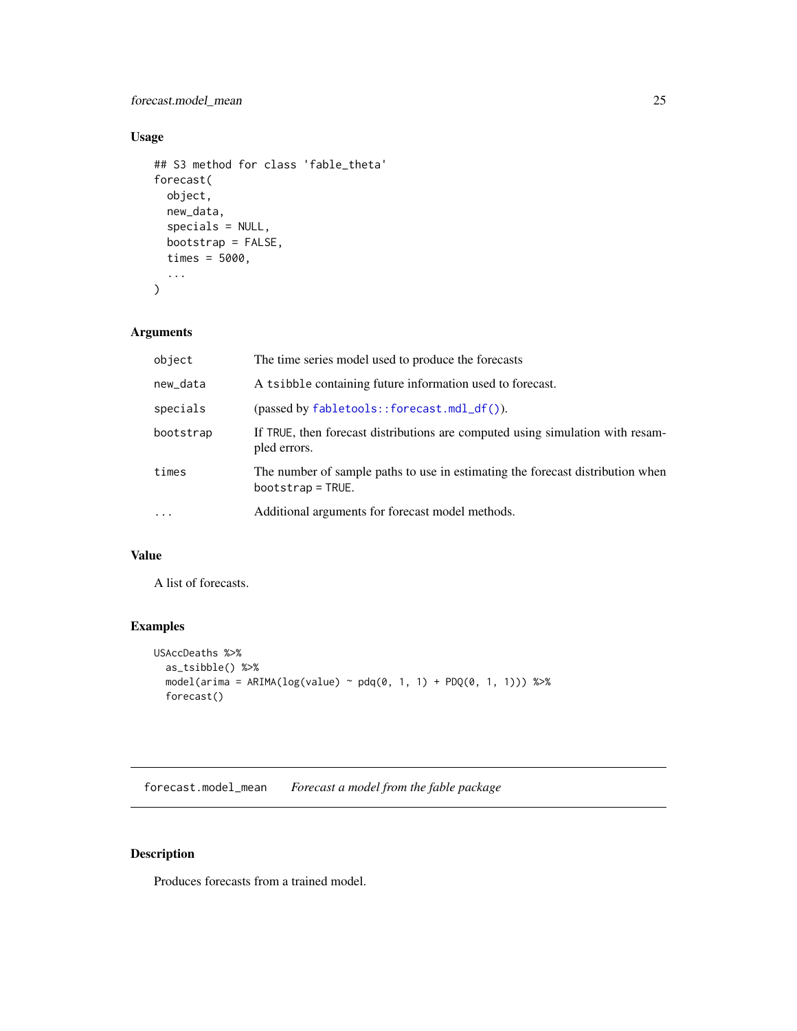### Usage

```
## S3 method for class 'fable_theta'
forecast(
  object,
  new_data,
  specials = NULL,
  bootstrap = FALSE,
  times = 5000,
  ...
)
```

### Arguments

| | |
|---|---|
| object | The time series model used to produce the forecasts |
| new_data | A tsibble containing future information used to forecast. |
| specials | (passed by fabletools::forecast.mdl_df()). |
| bootstrap | If TRUE, then forecast distributions are computed using simulation with resampled errors. |
| times | The number of sample paths to use in estimating the forecast distribution when bootstrap = TRUE. |
| ... | Additional arguments for forecast model methods. |

### Value

A list of forecasts.

### Examples

```
USAccDeaths %>%
  as_tsibble() %>%
  model(arima = ARIMA(log(value) ~ pdq(0, 1, 1) + PDQ(0, 1, 1))) %>%
  forecast()
```

---

## forecast.model_mean    *Forecast a model from the fable package*

---

### Description

Produces forecasts from a trained model.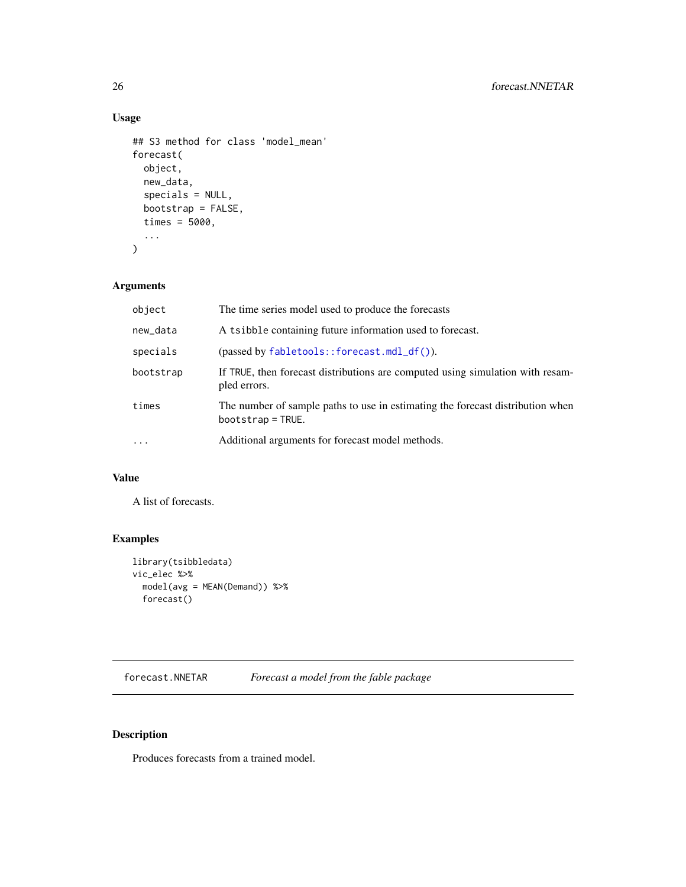## Usage

```
## S3 method for class 'model_mean'
forecast(
  object,
  new_data,
  specials = NULL,
  bootstrap = FALSE,
  times = 5000,
  ...
)
```

## Arguments

| | |
|---|---|
| object | The time series model used to produce the forecasts |
| new_data | A tsibble containing future information used to forecast. |
| specials | (passed by fabletools::forecast.mdl_df()). |
| bootstrap | If TRUE, then forecast distributions are computed using simulation with resampled errors. |
| times | The number of sample paths to use in estimating the forecast distribution when bootstrap = TRUE. |
| ... | Additional arguments for forecast model methods. |

## Value

A list of forecasts.

## Examples

```
library(tsibbledata)
vic_elec %>%
  model(avg = MEAN(Demand)) %>%
  forecast()
```

---

# forecast.NNETAR *Forecast a model from the fable package*

## Description

Produces forecasts from a trained model.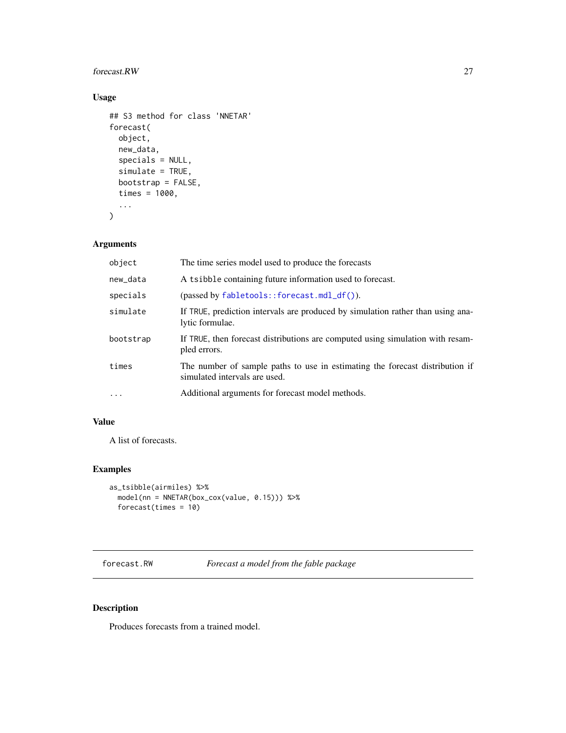## Usage

```
## S3 method for class 'NNETAR'
forecast(
  object,
  new_data,
  specials = NULL,
  simulate = TRUE,
  bootstrap = FALSE,
  times = 1000,
  ...
)
```

## Arguments

| | |
|---|---|
| object | The time series model used to produce the forecasts |
| new_data | A tsibble containing future information used to forecast. |
| specials | (passed by fabletools::forecast.mdl_df()). |
| simulate | If TRUE, prediction intervals are produced by simulation rather than using analytic formulae. |
| bootstrap | If TRUE, then forecast distributions are computed using simulation with resampled errors. |
| times | The number of sample paths to use in estimating the forecast distribution if simulated intervals are used. |
| ... | Additional arguments for forecast model methods. |

## Value

A list of forecasts.

## Examples

```
as_tsibble(airmiles) %>%
  model(nn = NNETAR(box_cox(value, 0.15))) %>%
  forecast(times = 10)
```

---

# forecast.RW    *Forecast a model from the fable package*

## Description

Produces forecasts from a trained model.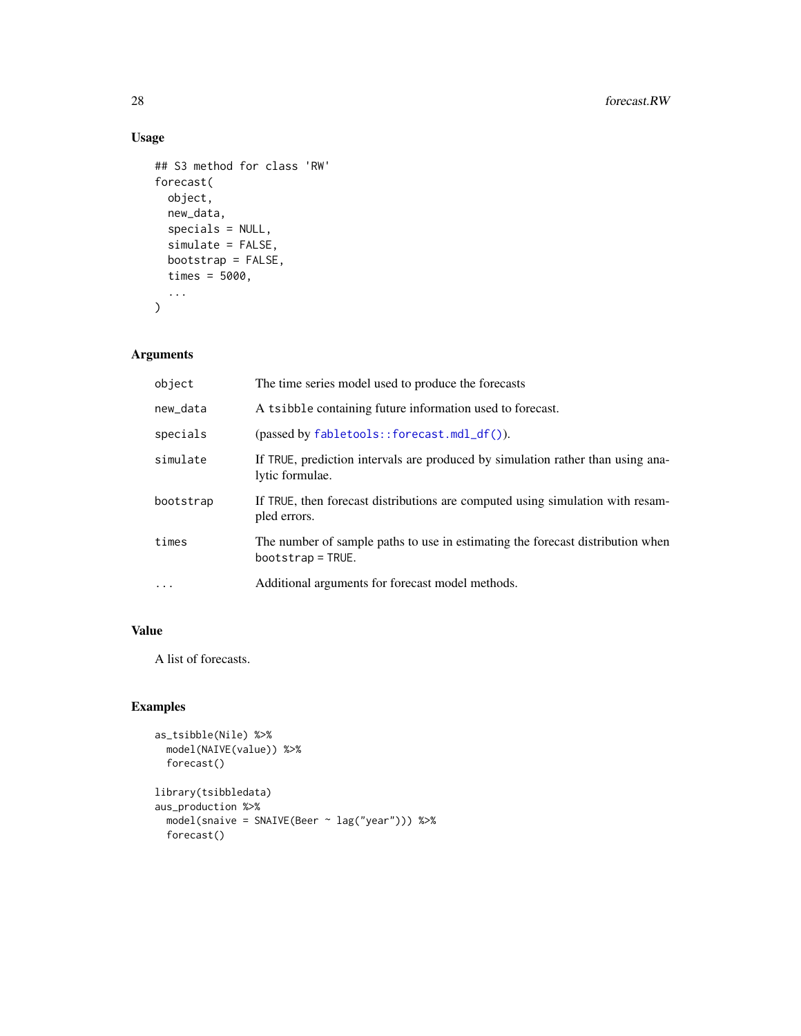## Usage

```
## S3 method for class 'RW'
forecast(
  object,
  new_data,
  specials = NULL,
  simulate = FALSE,
  bootstrap = FALSE,
  times = 5000,
  ...
)
```

## Arguments

| | |
|---|---|
| object | The time series model used to produce the forecasts |
| new_data | A tsibble containing future information used to forecast. |
| specials | (passed by fabletools::forecast.mdl_df()). |
| simulate | If TRUE, prediction intervals are produced by simulation rather than using analytic formulae. |
| bootstrap | If TRUE, then forecast distributions are computed using simulation with resampled errors. |
| times | The number of sample paths to use in estimating the forecast distribution when bootstrap = TRUE. |
| ... | Additional arguments for forecast model methods. |

## Value

A list of forecasts.

## Examples

```
as_tsibble(Nile) %>%
  model(NAIVE(value)) %>%
  forecast()

library(tsibbledata)
aus_production %>%
  model(snaive = SNAIVE(Beer ~ lag("year"))) %>%
  forecast()
```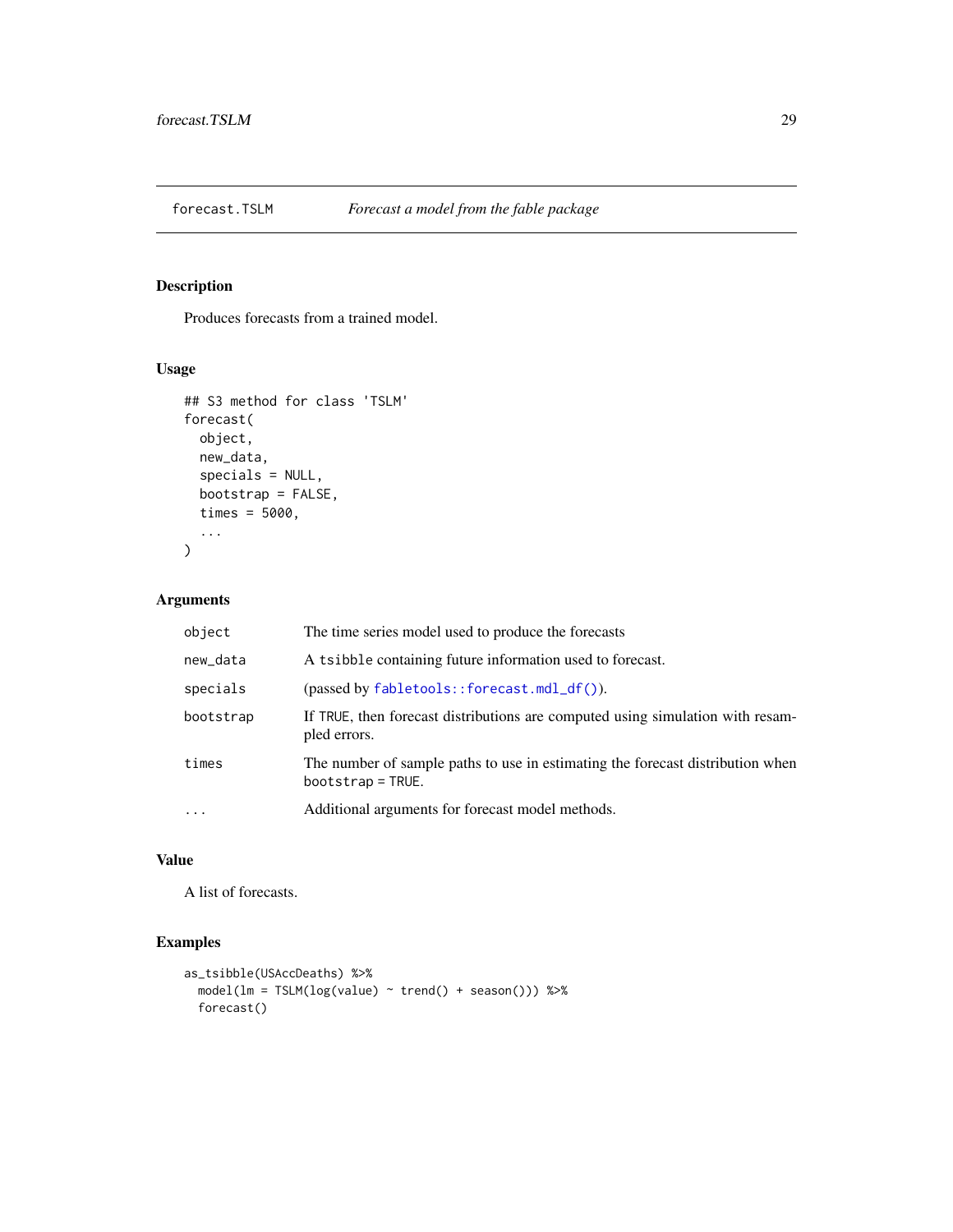## forecast.TSLM    *Forecast a model from the fable package*

### Description

Produces forecasts from a trained model.

### Usage

```
## S3 method for class 'TSLM'
forecast(
  object,
  new_data,
  specials = NULL,
  bootstrap = FALSE,
  times = 5000,
  ...
)
```

### Arguments

| | |
|---|---|
| `object` | The time series model used to produce the forecasts |
| `new_data` | A `tsibble` containing future information used to forecast. |
| `specials` | (passed by `fabletools::forecast.mdl_df()`). |
| `bootstrap` | If `TRUE`, then forecast distributions are computed using simulation with resampled errors. |
| `times` | The number of sample paths to use in estimating the forecast distribution when `bootstrap = TRUE`. |
| `...` | Additional arguments for forecast model methods. |

### Value

A list of forecasts.

### Examples

```
as_tsibble(USAccDeaths) %>%
  model(lm = TSLM(log(value) ~ trend() + season())) %>%
  forecast()
```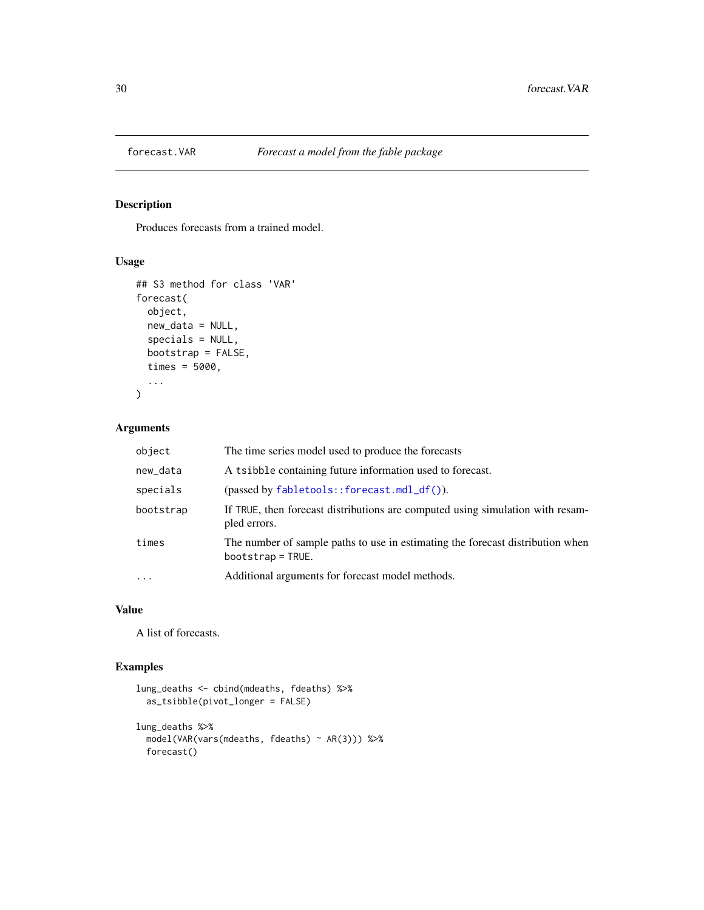## forecast.VAR    *Forecast a model from the fable package*

### Description

Produces forecasts from a trained model.

### Usage

```
## S3 method for class 'VAR'
forecast(
  object,
  new_data = NULL,
  specials = NULL,
  bootstrap = FALSE,
  times = 5000,
  ...
)
```

### Arguments

| | |
|---|---|
| `object` | The time series model used to produce the forecasts |
| `new_data` | A `tsibble` containing future information used to forecast. |
| `specials` | (passed by `fabletools::forecast.mdl_df()`). |
| `bootstrap` | If `TRUE`, then forecast distributions are computed using simulation with resampled errors. |
| `times` | The number of sample paths to use in estimating the forecast distribution when `bootstrap = TRUE`. |
| `...` | Additional arguments for forecast model methods. |

### Value

A list of forecasts.

### Examples

```
lung_deaths <- cbind(mdeaths, fdeaths) %>%
  as_tsibble(pivot_longer = FALSE)

lung_deaths %>%
  model(VAR(vars(mdeaths, fdeaths) ~ AR(3))) %>%
  forecast()
```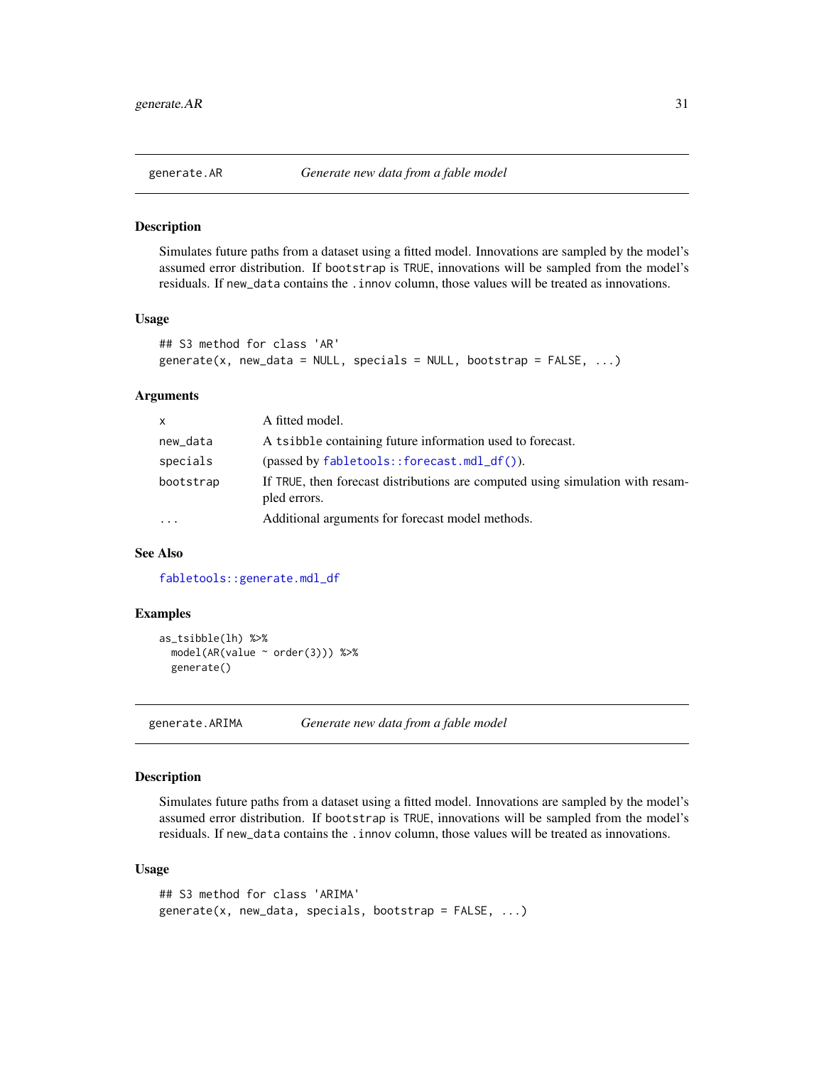## generate.AR — *Generate new data from a fable model*

### Description

Simulates future paths from a dataset using a fitted model. Innovations are sampled by the model's assumed error distribution. If `bootstrap` is `TRUE`, innovations will be sampled from the model's residuals. If `new_data` contains the `.innov` column, those values will be treated as innovations.

### Usage

```
## S3 method for class 'AR'
generate(x, new_data = NULL, specials = NULL, bootstrap = FALSE, ...)
```

### Arguments

| | |
|---|---|
| `x` | A fitted model. |
| `new_data` | A `tsibble` containing future information used to forecast. |
| `specials` | (passed by `fabletools::forecast.mdl_df()`). |
| `bootstrap` | If `TRUE`, then forecast distributions are computed using simulation with resampled errors. |
| `...` | Additional arguments for forecast model methods. |

### See Also

`fabletools::generate.mdl_df`

### Examples

```
as_tsibble(lh) %>%
  model(AR(value ~ order(3))) %>%
  generate()
```

## generate.ARIMA — *Generate new data from a fable model*

### Description

Simulates future paths from a dataset using a fitted model. Innovations are sampled by the model's assumed error distribution. If `bootstrap` is `TRUE`, innovations will be sampled from the model's residuals. If `new_data` contains the `.innov` column, those values will be treated as innovations.

### Usage

```
## S3 method for class 'ARIMA'
generate(x, new_data, specials, bootstrap = FALSE, ...)
```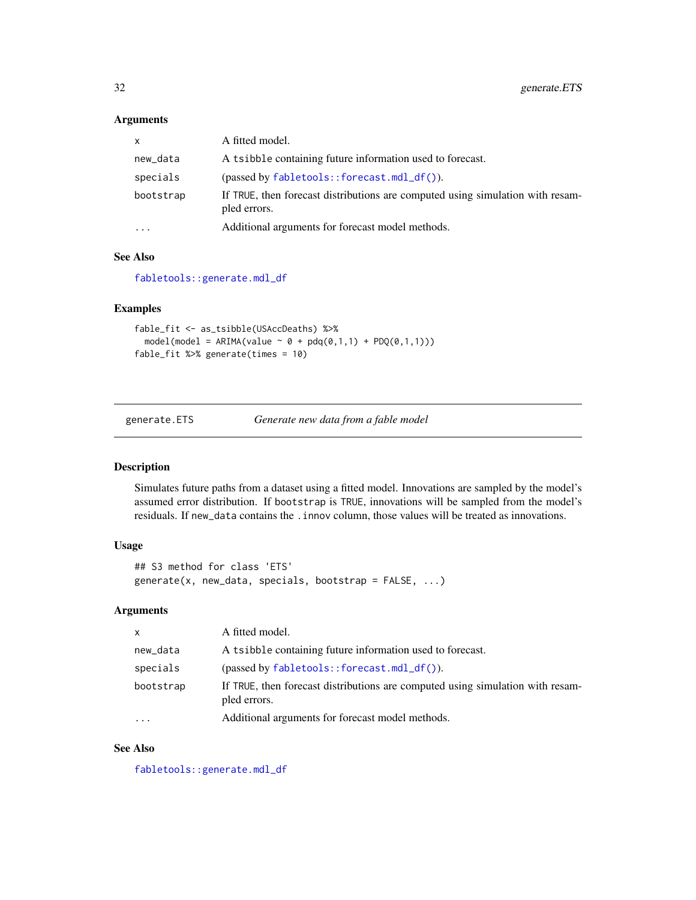### Arguments

| | |
|---|---|
| x | A fitted model. |
| new_data | A tsibble containing future information used to forecast. |
| specials | (passed by fabletools::forecast.mdl_df()). |
| bootstrap | If TRUE, then forecast distributions are computed using simulation with resampled errors. |
| ... | Additional arguments for forecast model methods. |

### See Also

fabletools::generate.mdl_df

### Examples

```
fable_fit <- as_tsibble(USAccDeaths) %>%
  model(model = ARIMA(value ~ 0 + pdq(0,1,1) + PDQ(0,1,1)))
fable_fit %>% generate(times = 10)
```

---

## generate.ETS — *Generate new data from a fable model*

### Description

Simulates future paths from a dataset using a fitted model. Innovations are sampled by the model's assumed error distribution. If bootstrap is TRUE, innovations will be sampled from the model's residuals. If new_data contains the .innov column, those values will be treated as innovations.

### Usage

```
## S3 method for class 'ETS'
generate(x, new_data, specials, bootstrap = FALSE, ...)
```

### Arguments

| | |
|---|---|
| x | A fitted model. |
| new_data | A tsibble containing future information used to forecast. |
| specials | (passed by fabletools::forecast.mdl_df()). |
| bootstrap | If TRUE, then forecast distributions are computed using simulation with resampled errors. |
| ... | Additional arguments for forecast model methods. |

### See Also

fabletools::generate.mdl_df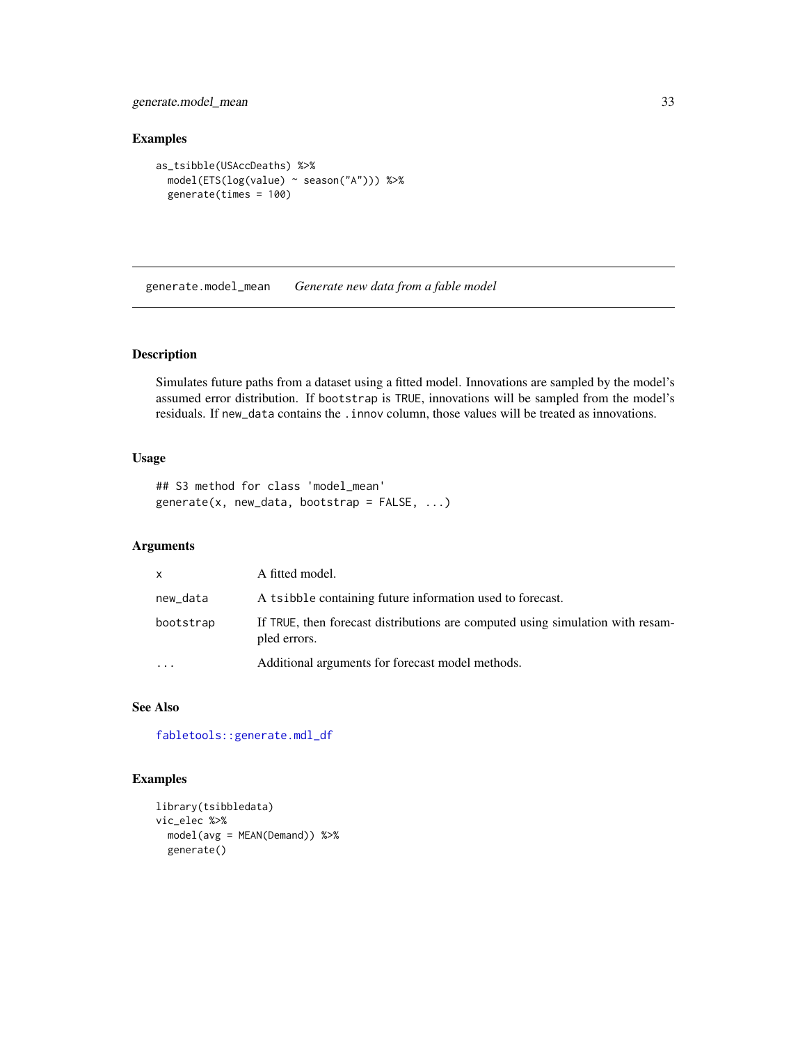## Examples

```
as_tsibble(USAccDeaths) %>%
  model(ETS(log(value) ~ season("A"))) %>%
  generate(times = 100)
```

---

# generate.model_mean *Generate new data from a fable model*

## Description

Simulates future paths from a dataset using a fitted model. Innovations are sampled by the model's assumed error distribution. If `bootstrap` is `TRUE`, innovations will be sampled from the model's residuals. If `new_data` contains the `.innov` column, those values will be treated as innovations.

## Usage

```
## S3 method for class 'model_mean'
generate(x, new_data, bootstrap = FALSE, ...)
```

## Arguments

| | |
|---|---|
| `x` | A fitted model. |
| `new_data` | A `tsibble` containing future information used to forecast. |
| `bootstrap` | If `TRUE`, then forecast distributions are computed using simulation with resampled errors. |
| `...` | Additional arguments for forecast model methods. |

## See Also

`fabletools::generate.mdl_df`

## Examples

```
library(tsibbledata)
vic_elec %>%
  model(avg = MEAN(Demand)) %>%
  generate()
```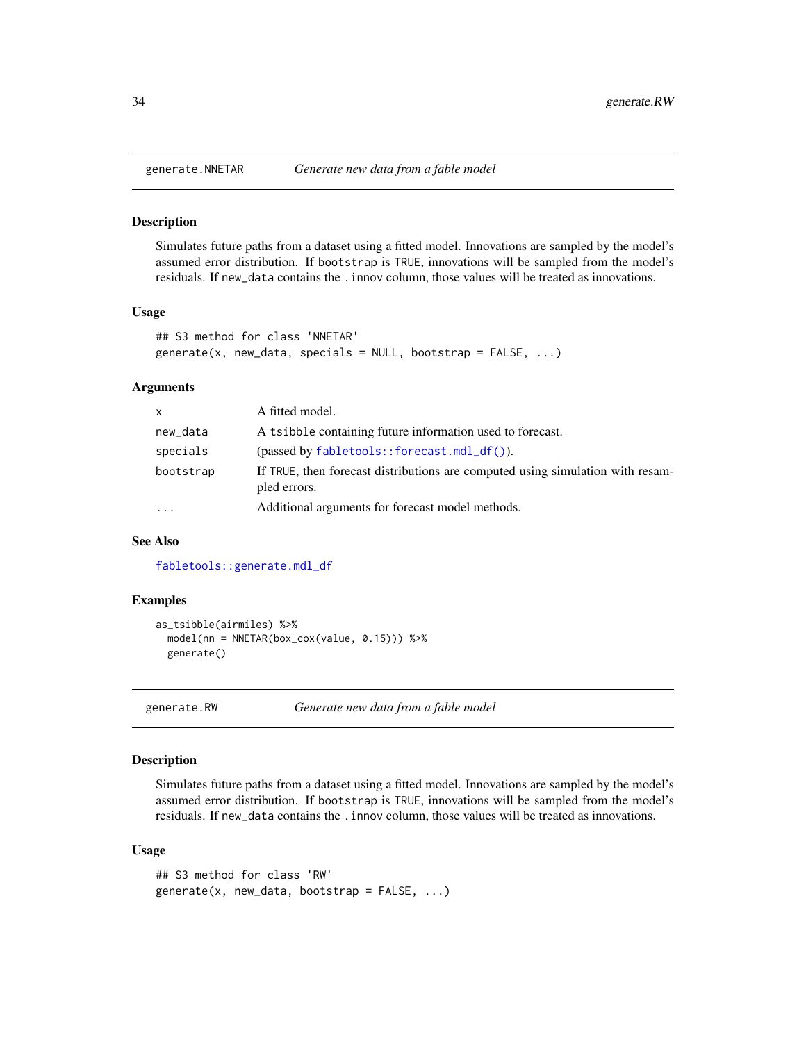## generate.NNETAR    *Generate new data from a fable model*

### Description

Simulates future paths from a dataset using a fitted model. Innovations are sampled by the model's assumed error distribution. If `bootstrap` is `TRUE`, innovations will be sampled from the model's residuals. If `new_data` contains the `.innov` column, those values will be treated as innovations.

### Usage

```
## S3 method for class 'NNETAR'
generate(x, new_data, specials = NULL, bootstrap = FALSE, ...)
```

### Arguments

| | |
|---|---|
| `x` | A fitted model. |
| `new_data` | A `tsibble` containing future information used to forecast. |
| `specials` | (passed by `fabletools::forecast.mdl_df()`). |
| `bootstrap` | If `TRUE`, then forecast distributions are computed using simulation with resampled errors. |
| `...` | Additional arguments for forecast model methods. |

### See Also

`fabletools::generate.mdl_df`

### Examples

```
as_tsibble(airmiles) %>%
  model(nn = NNETAR(box_cox(value, 0.15))) %>%
  generate()
```

## generate.RW    *Generate new data from a fable model*

### Description

Simulates future paths from a dataset using a fitted model. Innovations are sampled by the model's assumed error distribution. If `bootstrap` is `TRUE`, innovations will be sampled from the model's residuals. If `new_data` contains the `.innov` column, those values will be treated as innovations.

### Usage

```
## S3 method for class 'RW'
generate(x, new_data, bootstrap = FALSE, ...)
```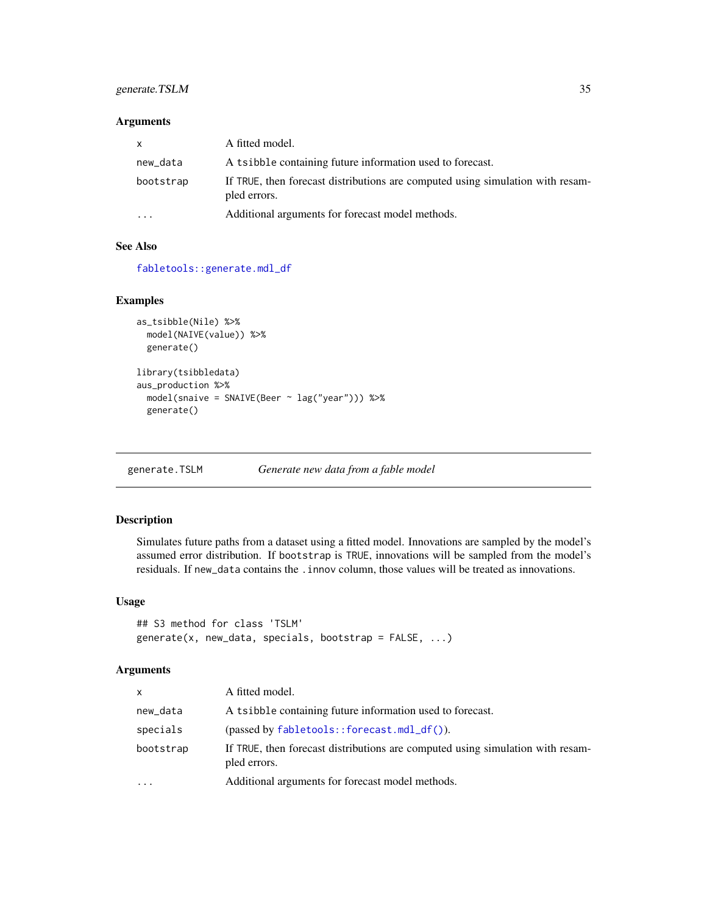### Arguments

| | |
|---|---|
| x | A fitted model. |
| new_data | A tsibble containing future information used to forecast. |
| bootstrap | If TRUE, then forecast distributions are computed using simulation with resampled errors. |
| ... | Additional arguments for forecast model methods. |

### See Also

fabletools::generate.mdl_df

### Examples

```
as_tsibble(Nile) %>%
  model(NAIVE(value)) %>%
  generate()

library(tsibbledata)
aus_production %>%
  model(snaive = SNAIVE(Beer ~ lag("year"))) %>%
  generate()
```

## generate.TSLM — *Generate new data from a fable model*

### Description

Simulates future paths from a dataset using a fitted model. Innovations are sampled by the model's assumed error distribution. If bootstrap is TRUE, innovations will be sampled from the model's residuals. If new_data contains the .innov column, those values will be treated as innovations.

### Usage

```
## S3 method for class 'TSLM'
generate(x, new_data, specials, bootstrap = FALSE, ...)
```

### Arguments

| | |
|---|---|
| x | A fitted model. |
| new_data | A tsibble containing future information used to forecast. |
| specials | (passed by fabletools::forecast.mdl_df()). |
| bootstrap | If TRUE, then forecast distributions are computed using simulation with resampled errors. |
| ... | Additional arguments for forecast model methods. |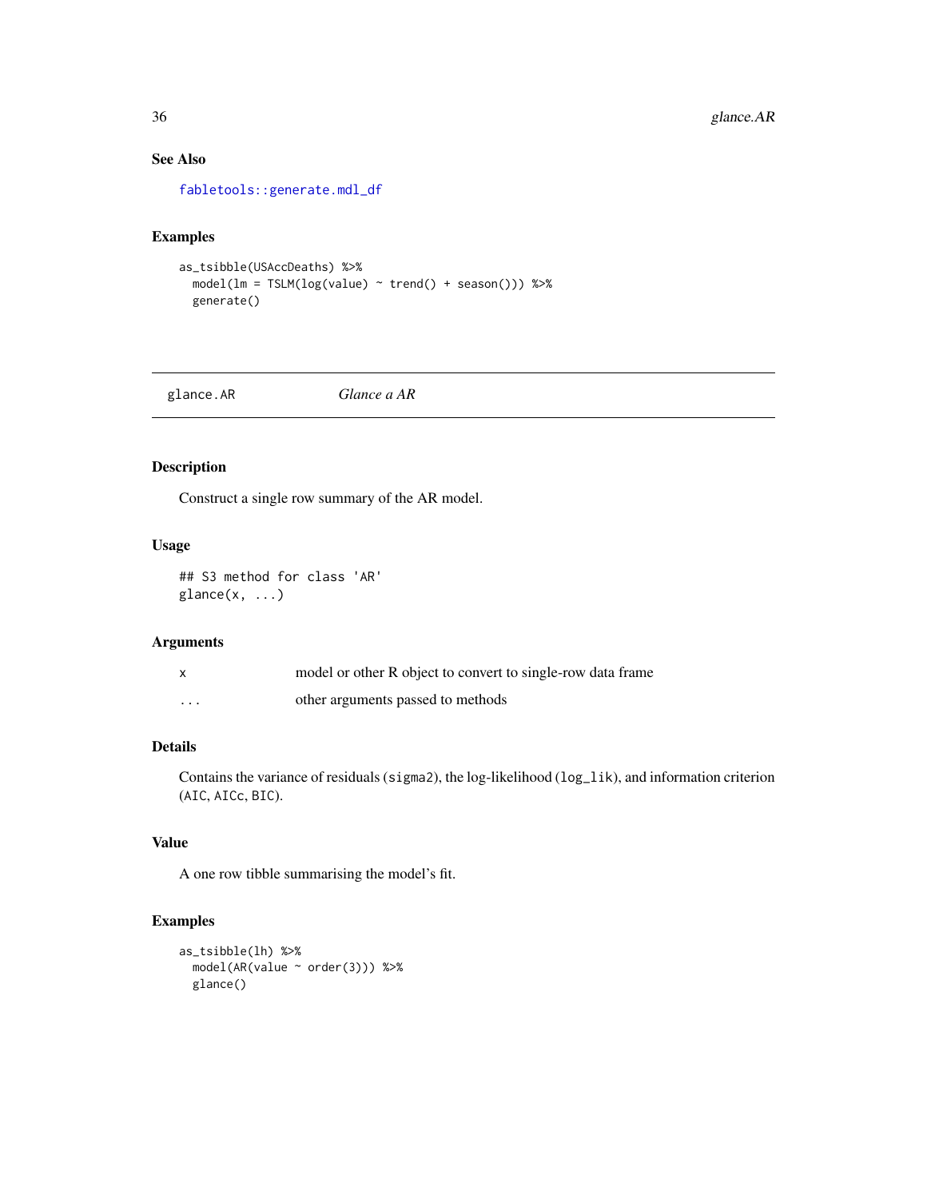### See Also

`fabletools::generate.mdl_df`

### Examples

```
as_tsibble(USAccDeaths) %>%
  model(lm = TSLM(log(value) ~ trend() + season())) %>%
  generate()
```

---

## glance.AR    *Glance a AR*

---

### Description

Construct a single row summary of the AR model.

### Usage

```
## S3 method for class 'AR'
glance(x, ...)
```

### Arguments

| | |
|---|---|
| x | model or other R object to convert to single-row data frame |
| ... | other arguments passed to methods |

### Details

Contains the variance of residuals (`sigma2`), the log-likelihood (`log_lik`), and information criterion (`AIC`, `AICc`, `BIC`).

### Value

A one row tibble summarising the model's fit.

### Examples

```
as_tsibble(lh) %>%
  model(AR(value ~ order(3))) %>%
  glance()
```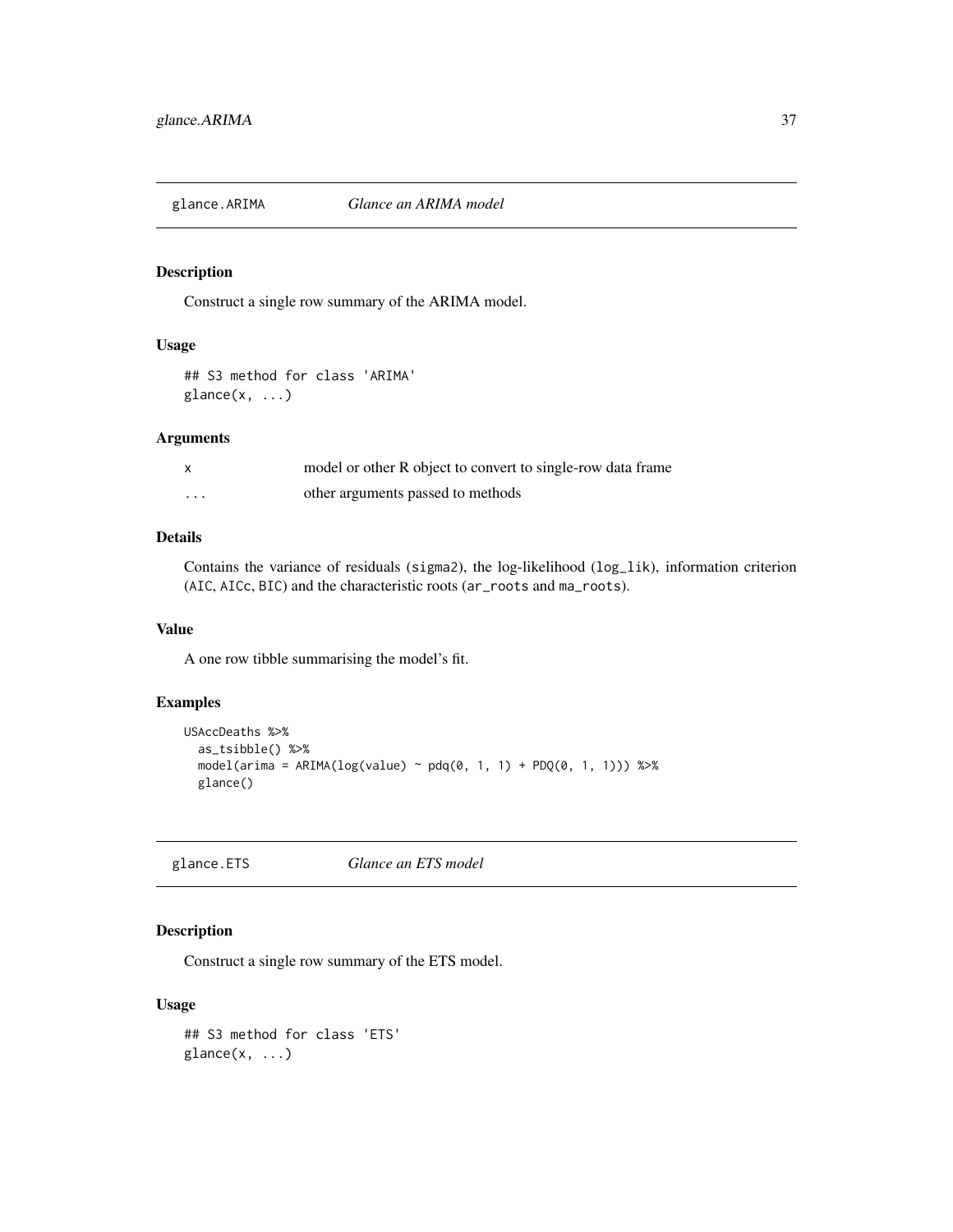## glance.ARIMA *Glance an ARIMA model*

### Description

Construct a single row summary of the ARIMA model.

### Usage

```
## S3 method for class 'ARIMA'
glance(x, ...)
```

### Arguments

| | |
|---|---|
| x | model or other R object to convert to single-row data frame |
| ... | other arguments passed to methods |

### Details

Contains the variance of residuals (sigma2), the log-likelihood (log_lik), information criterion (AIC, AICc, BIC) and the characteristic roots (ar_roots and ma_roots).

### Value

A one row tibble summarising the model's fit.

### Examples

```
USAccDeaths %>%
  as_tsibble() %>%
  model(arima = ARIMA(log(value) ~ pdq(0, 1, 1) + PDQ(0, 1, 1))) %>%
  glance()
```

## glance.ETS *Glance an ETS model*

### Description

Construct a single row summary of the ETS model.

### Usage

```
## S3 method for class 'ETS'
glance(x, ...)
```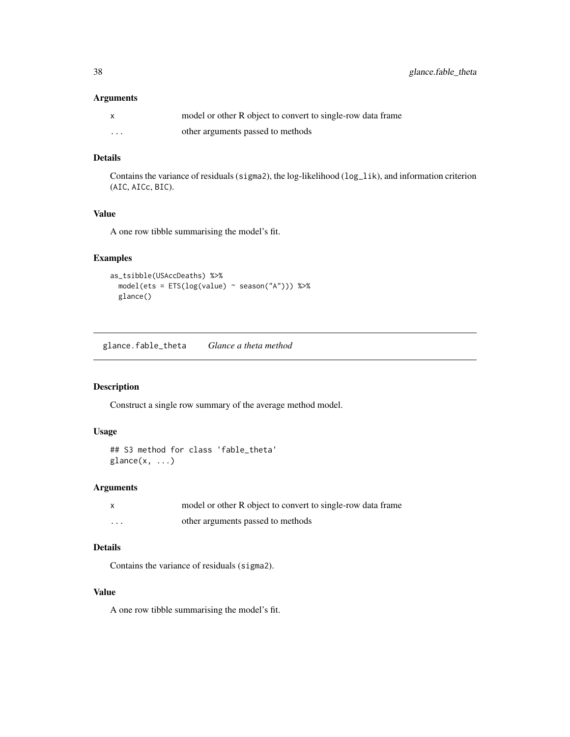### Arguments

| | |
|---|---|
| x | model or other R object to convert to single-row data frame |
| ... | other arguments passed to methods |

### Details

Contains the variance of residuals (`sigma2`), the log-likelihood (`log_lik`), and information criterion (`AIC`, `AICc`, `BIC`).

### Value

A one row tibble summarising the model's fit.

### Examples

```
as_tsibble(USAccDeaths) %>%
  model(ets = ETS(log(value) ~ season("A"))) %>%
  glance()
```

---

## glance.fable_theta — *Glance a theta method*

---

### Description

Construct a single row summary of the average method model.

### Usage

```
## S3 method for class 'fable_theta'
glance(x, ...)
```

### Arguments

| | |
|---|---|
| x | model or other R object to convert to single-row data frame |
| ... | other arguments passed to methods |

### Details

Contains the variance of residuals (`sigma2`).

### Value

A one row tibble summarising the model's fit.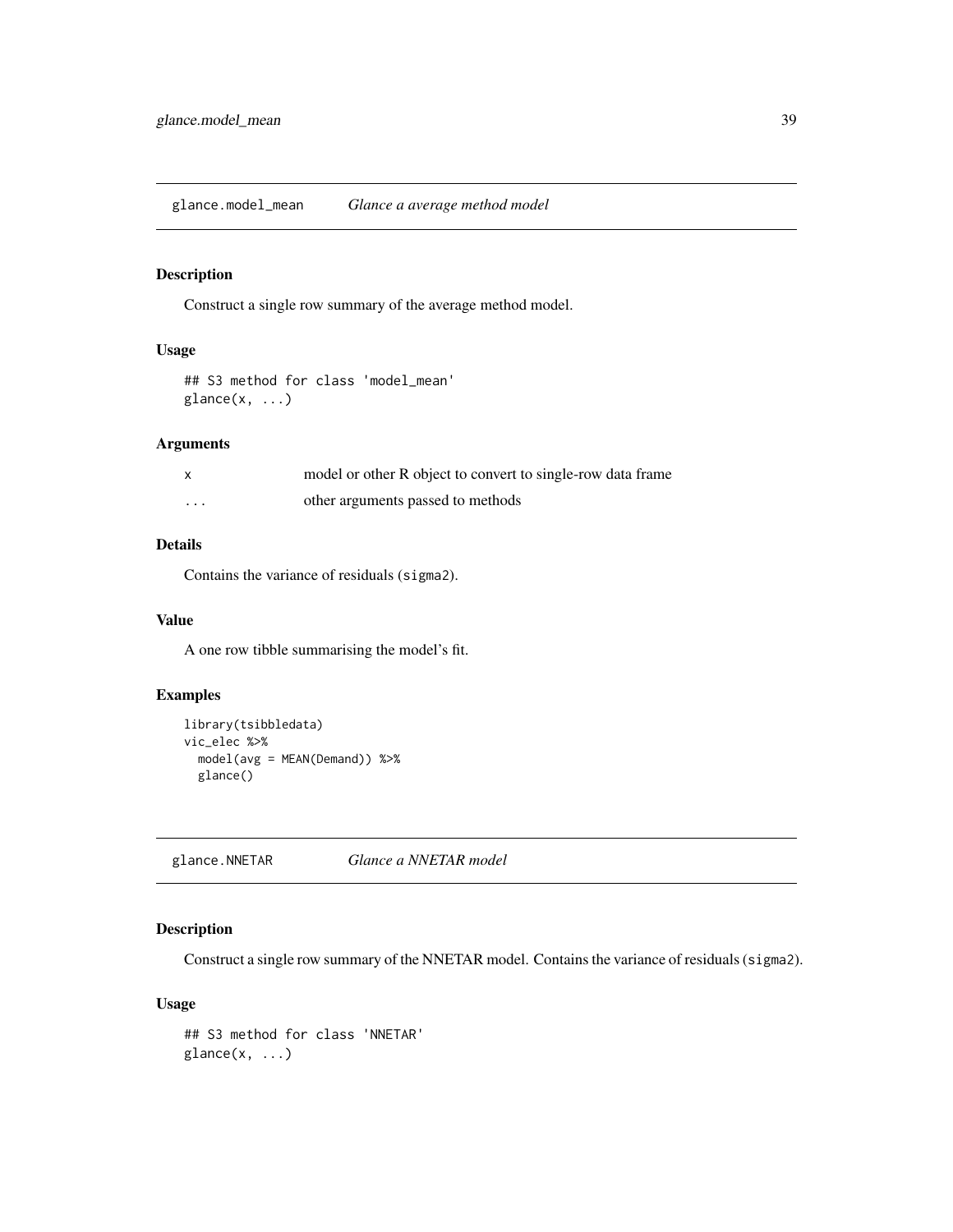## glance.model_mean — *Glance a average method model*

### Description

Construct a single row summary of the average method model.

### Usage

```
## S3 method for class 'model_mean'
glance(x, ...)
```

### Arguments

| | |
|---|---|
| x | model or other R object to convert to single-row data frame |
| ... | other arguments passed to methods |

### Details

Contains the variance of residuals (`sigma2`).

### Value

A one row tibble summarising the model's fit.

### Examples

```
library(tsibbledata)
vic_elec %>%
  model(avg = MEAN(Demand)) %>%
  glance()
```

## glance.NNETAR — *Glance a NNETAR model*

### Description

Construct a single row summary of the NNETAR model. Contains the variance of residuals (`sigma2`).

### Usage

```
## S3 method for class 'NNETAR'
glance(x, ...)
```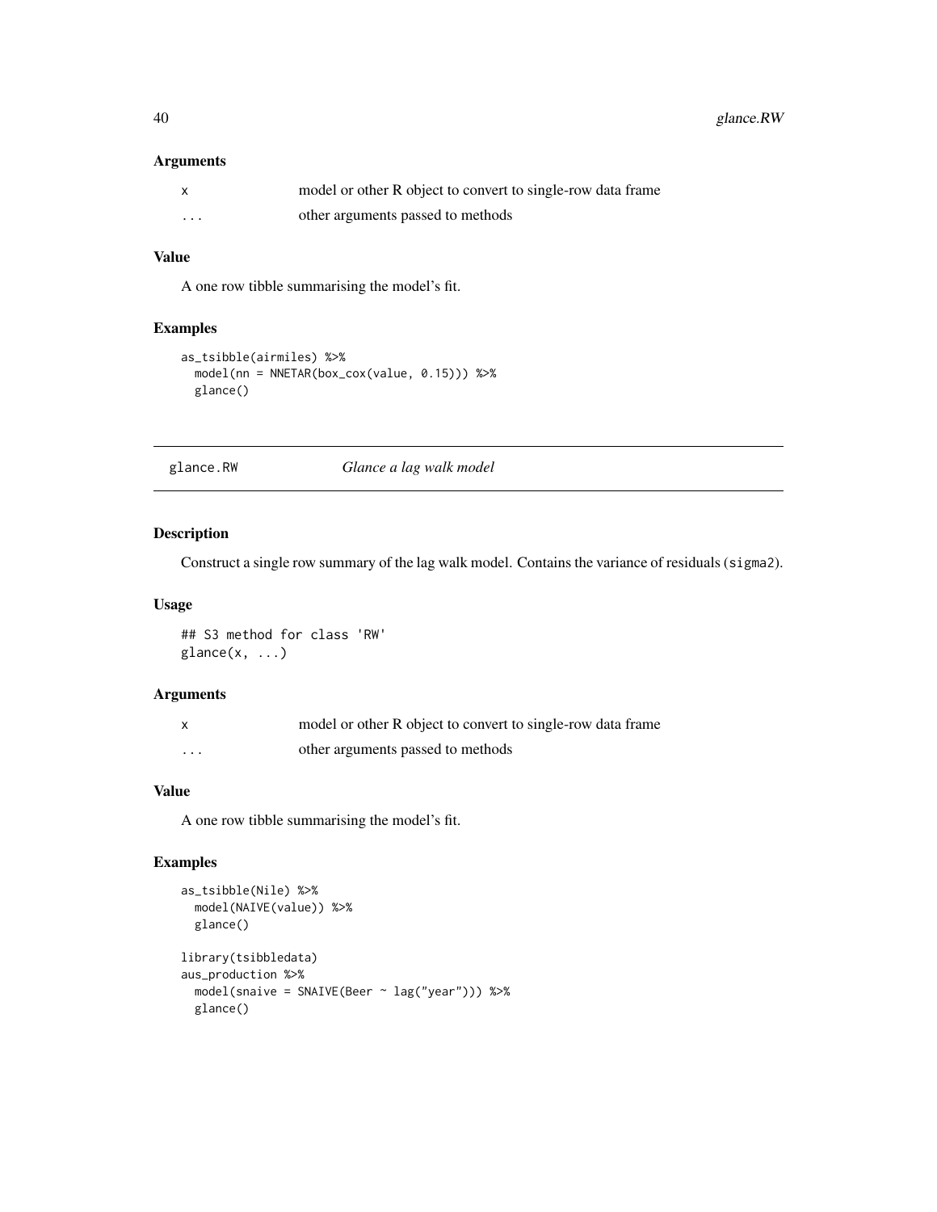### Arguments

| | |
|---|---|
| x | model or other R object to convert to single-row data frame |
| ... | other arguments passed to methods |

### Value

A one row tibble summarising the model's fit.

### Examples

```
as_tsibble(airmiles) %>%
  model(nn = NNETAR(box_cox(value, 0.15))) %>%
  glance()
```

---

## glance.RW *Glance a lag walk model*

### Description

Construct a single row summary of the lag walk model. Contains the variance of residuals (`sigma2`).

### Usage

```
## S3 method for class 'RW'
glance(x, ...)
```

### Arguments

| | |
|---|---|
| x | model or other R object to convert to single-row data frame |
| ... | other arguments passed to methods |

### Value

A one row tibble summarising the model's fit.

### Examples

```
as_tsibble(Nile) %>%
  model(NAIVE(value)) %>%
  glance()

library(tsibbledata)
aus_production %>%
  model(snaive = SNAIVE(Beer ~ lag("year"))) %>%
  glance()
```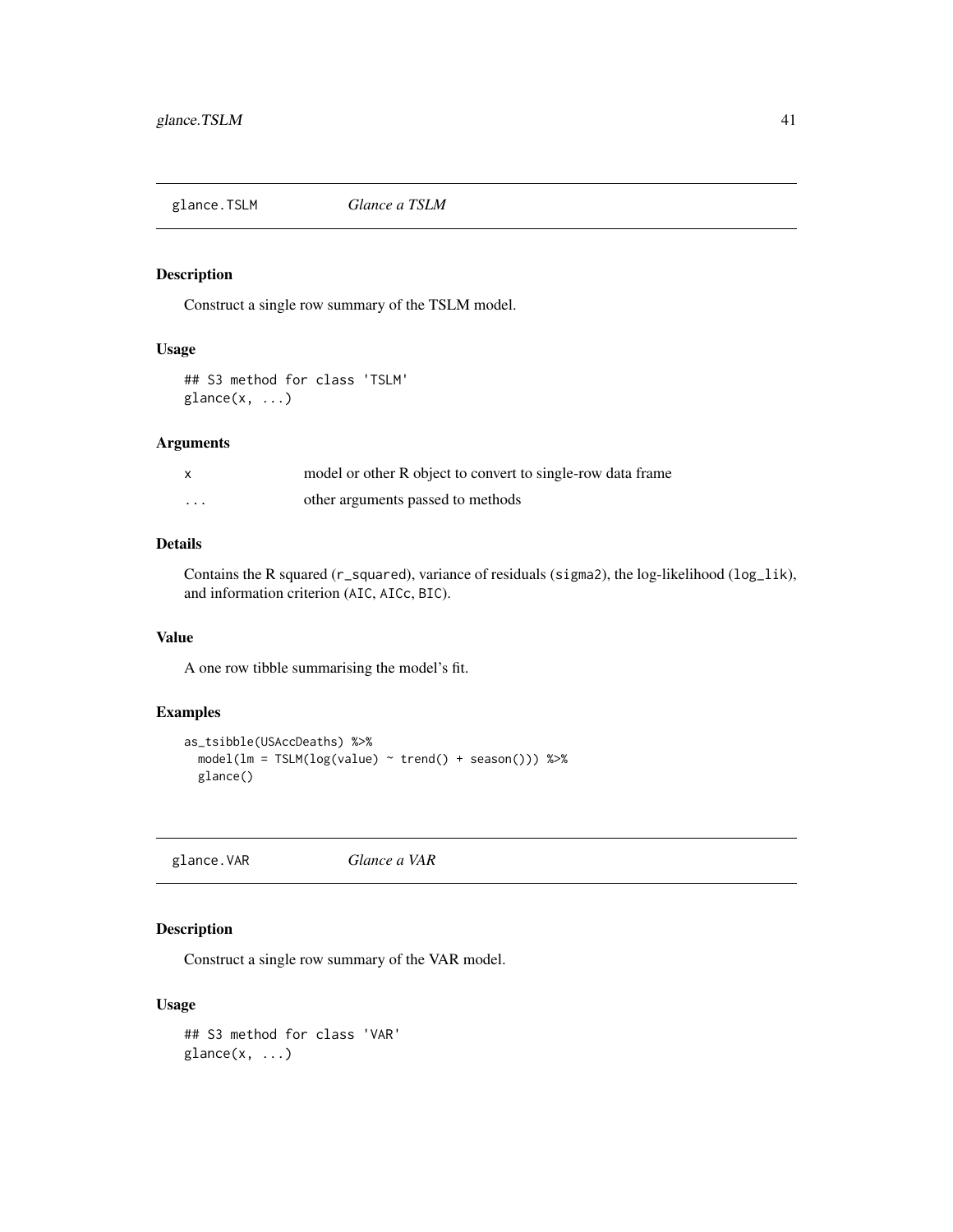## glance.TSLM *Glance a TSLM*

### Description

Construct a single row summary of the TSLM model.

### Usage

```
## S3 method for class 'TSLM'
glance(x, ...)
```

### Arguments

| | |
|---|---|
| x | model or other R object to convert to single-row data frame |
| ... | other arguments passed to methods |

### Details

Contains the R squared (`r_squared`), variance of residuals (`sigma2`), the log-likelihood (`log_lik`), and information criterion (`AIC`, `AICc`, `BIC`).

### Value

A one row tibble summarising the model's fit.

### Examples

```
as_tsibble(USAccDeaths) %>%
  model(lm = TSLM(log(value) ~ trend() + season())) %>%
  glance()
```

## glance.VAR *Glance a VAR*

### Description

Construct a single row summary of the VAR model.

### Usage

```
## S3 method for class 'VAR'
glance(x, ...)
```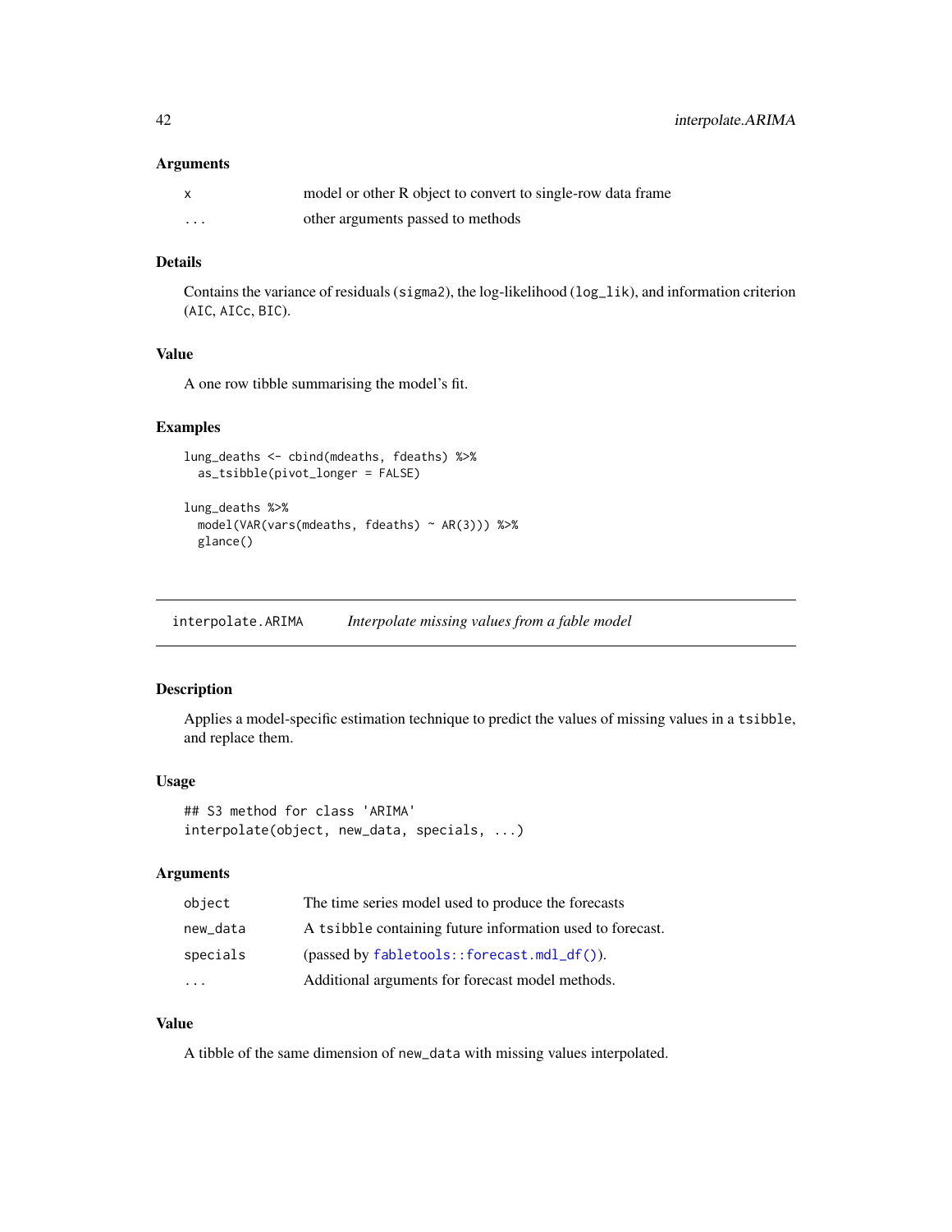### Arguments

| | |
|---|---|
| x | model or other R object to convert to single-row data frame |
| ... | other arguments passed to methods |

### Details

Contains the variance of residuals (`sigma2`), the log-likelihood (`log_lik`), and information criterion (`AIC`, `AICc`, `BIC`).

### Value

A one row tibble summarising the model's fit.

### Examples

```
lung_deaths <- cbind(mdeaths, fdeaths) %>%
  as_tsibble(pivot_longer = FALSE)

lung_deaths %>%
  model(VAR(vars(mdeaths, fdeaths) ~ AR(3))) %>%
  glance()
```

---

## interpolate.ARIMA *Interpolate missing values from a fable model*

---

### Description

Applies a model-specific estimation technique to predict the values of missing values in a `tsibble`, and replace them.

### Usage

```
## S3 method for class 'ARIMA'
interpolate(object, new_data, specials, ...)
```

### Arguments

| | |
|---|---|
| object | The time series model used to produce the forecasts |
| new_data | A `tsibble` containing future information used to forecast. |
| specials | (passed by `fabletools::forecast.mdl_df()`). |
| ... | Additional arguments for forecast model methods. |

### Value

A tibble of the same dimension of `new_data` with missing values interpolated.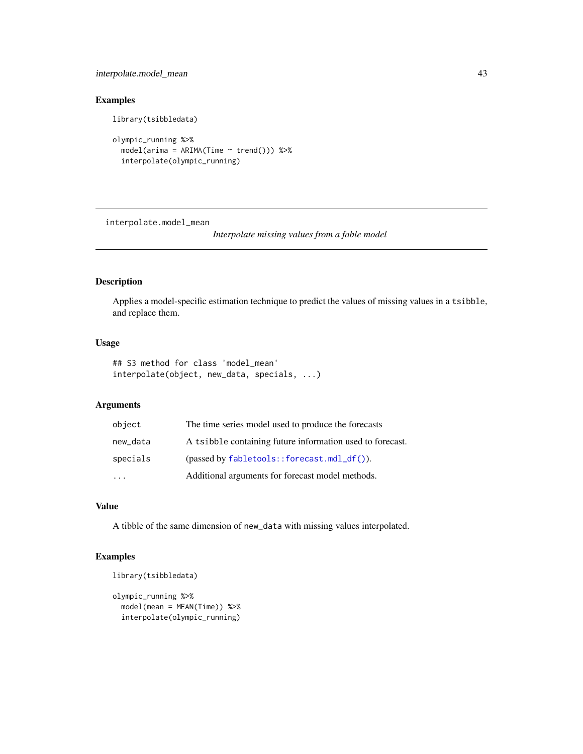## Examples

```
library(tsibbledata)

olympic_running %>%
  model(arima = ARIMA(Time ~ trend())) %>%
  interpolate(olympic_running)
```

---

# interpolate.model_mean — *Interpolate missing values from a fable model*

## Description

Applies a model-specific estimation technique to predict the values of missing values in a `tsibble`, and replace them.

## Usage

```
## S3 method for class 'model_mean'
interpolate(object, new_data, specials, ...)
```

## Arguments

| | |
|---|---|
| `object` | The time series model used to produce the forecasts |
| `new_data` | A `tsibble` containing future information used to forecast. |
| `specials` | (passed by `fabletools::forecast.mdl_df()`). |
| `...` | Additional arguments for forecast model methods. |

## Value

A tibble of the same dimension of `new_data` with missing values interpolated.

## Examples

```
library(tsibbledata)

olympic_running %>%
  model(mean = MEAN(Time)) %>%
  interpolate(olympic_running)
```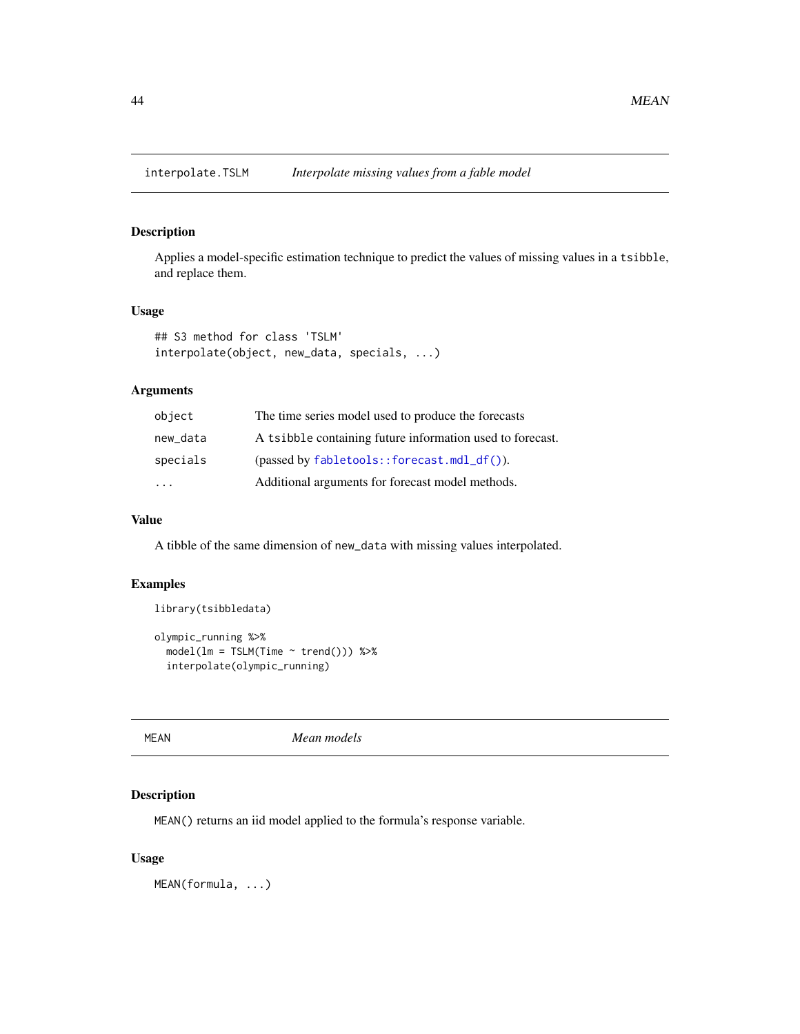## interpolate.TSLM *Interpolate missing values from a fable model*

### Description

Applies a model-specific estimation technique to predict the values of missing values in a `tsibble`, and replace them.

### Usage

```
## S3 method for class 'TSLM'
interpolate(object, new_data, specials, ...)
```

### Arguments

| | |
|---|---|
| `object` | The time series model used to produce the forecasts |
| `new_data` | A `tsibble` containing future information used to forecast. |
| `specials` | (passed by `fabletools::forecast.mdl_df()`). |
| `...` | Additional arguments for forecast model methods. |

### Value

A tibble of the same dimension of `new_data` with missing values interpolated.

### Examples

```
library(tsibbledata)

olympic_running %>%
  model(lm = TSLM(Time ~ trend())) %>%
  interpolate(olympic_running)
```

## MEAN *Mean models*

### Description

`MEAN()` returns an iid model applied to the formula's response variable.

### Usage

```
MEAN(formula, ...)
```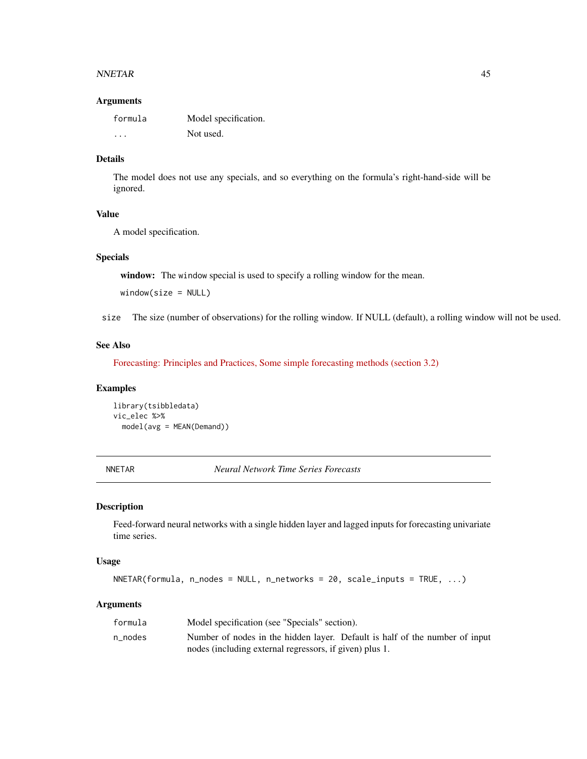### Arguments

| | |
|---|---|
| `formula` | Model specification. |
| `...` | Not used. |

### Details

The model does not use any specials, and so everything on the formula's right-hand-side will be ignored.

### Value

A model specification.

### Specials

**window:** The `window` special is used to specify a rolling window for the mean.

```
window(size = NULL)
```

| | |
|---|---|
| `size` | The size (number of observations) for the rolling window. If NULL (default), a rolling window will not be used. |

### See Also

Forecasting: Principles and Practices, Some simple forecasting methods (section 3.2)

### Examples

```
library(tsibbledata)
vic_elec %>%
  model(avg = MEAN(Demand))
```

---

## NNETAR — *Neural Network Time Series Forecasts*

---

### Description

Feed-forward neural networks with a single hidden layer and lagged inputs for forecasting univariate time series.

### Usage

```
NNETAR(formula, n_nodes = NULL, n_networks = 20, scale_inputs = TRUE, ...)
```

### Arguments

| | |
|---|---|
| `formula` | Model specification (see "Specials" section). |
| `n_nodes` | Number of nodes in the hidden layer. Default is half of the number of input nodes (including external regressors, if given) plus 1. |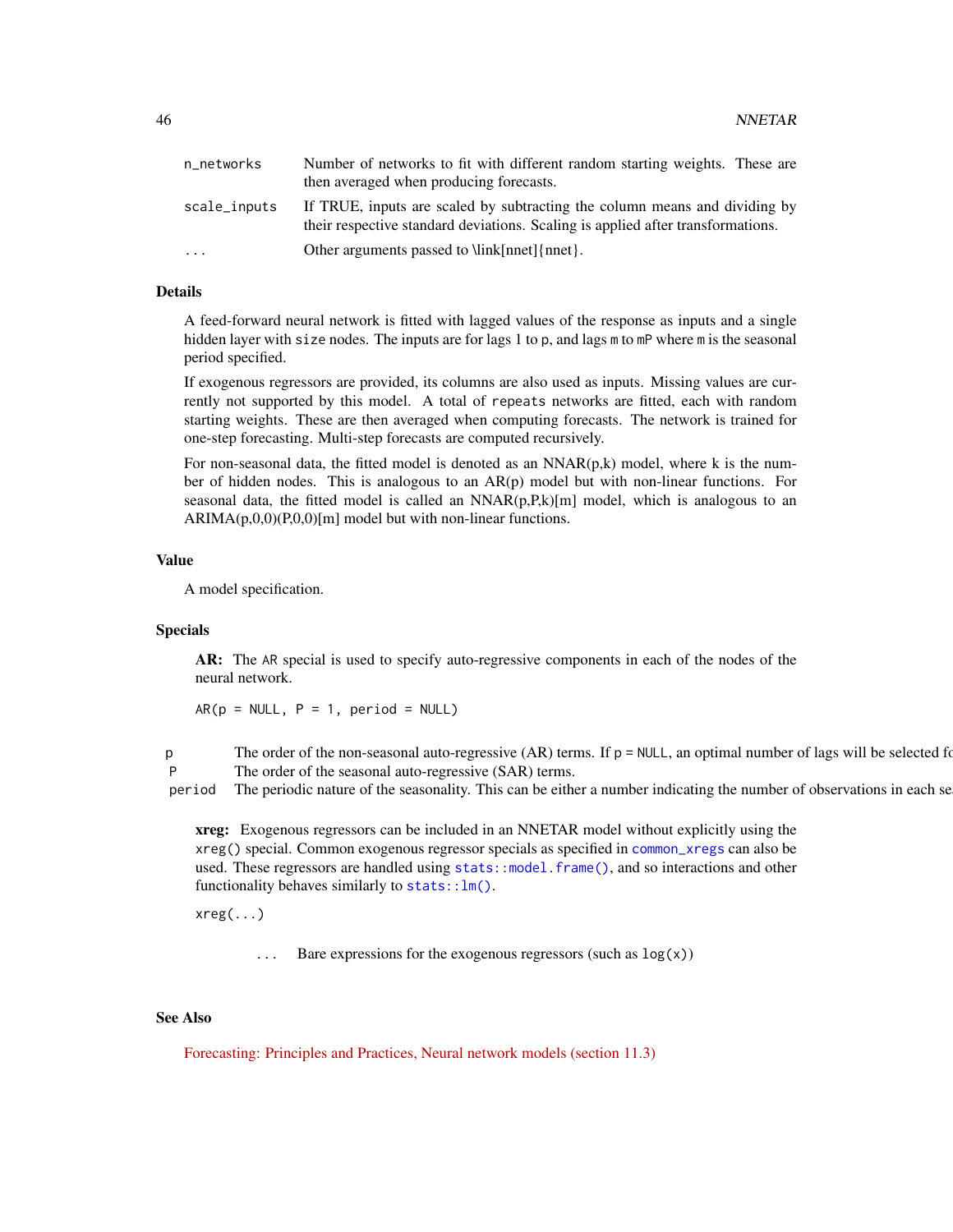| | |
|---|---|
| n_networks | Number of networks to fit with different random starting weights. These are then averaged when producing forecasts. |
| scale_inputs | If TRUE, inputs are scaled by subtracting the column means and dividing by their respective standard deviations. Scaling is applied after transformations. |
| ... | Other arguments passed to \link[nnet]{nnet}. |

## Details

A feed-forward neural network is fitted with lagged values of the response as inputs and a single hidden layer with `size` nodes. The inputs are for lags 1 to `p`, and lags `m` to `mP` where `m` is the seasonal period specified.

If exogenous regressors are provided, its columns are also used as inputs. Missing values are currently not supported by this model. A total of `repeats` networks are fitted, each with random starting weights. These are then averaged when computing forecasts. The network is trained for one-step forecasting. Multi-step forecasts are computed recursively.

For non-seasonal data, the fitted model is denoted as an NNAR(p,k) model, where k is the number of hidden nodes. This is analogous to an AR(p) model but with non-linear functions. For seasonal data, the fitted model is called an NNAR(p,P,k)[m] model, which is analogous to an ARIMA(p,0,0)(P,0,0)[m] model but with non-linear functions.

## Value

A model specification.

## Specials

**AR:** The `AR` special is used to specify auto-regressive components in each of the nodes of the neural network.

```
AR(p = NULL, P = 1, period = NULL)
```

| | |
|---|---|
| p | The order of the non-seasonal auto-regressive (AR) terms. If p = NULL, an optimal number of lags will be selected fo |
| P | The order of the seasonal auto-regressive (SAR) terms. |
| period | The periodic nature of the seasonality. This can be either a number indicating the number of observations in each se |

**xreg:** Exogenous regressors can be included in an NNETAR model without explicitly using the `xreg()` special. Common exogenous regressor specials as specified in `common_xregs` can also be used. These regressors are handled using `stats::model.frame()`, and so interactions and other functionality behaves similarly to `stats::lm()`.

```
xreg(...)
```

| | |
|---|---|
| ... | Bare expressions for the exogenous regressors (such as `log(x)`) |

## See Also

Forecasting: Principles and Practices, Neural network models (section 11.3)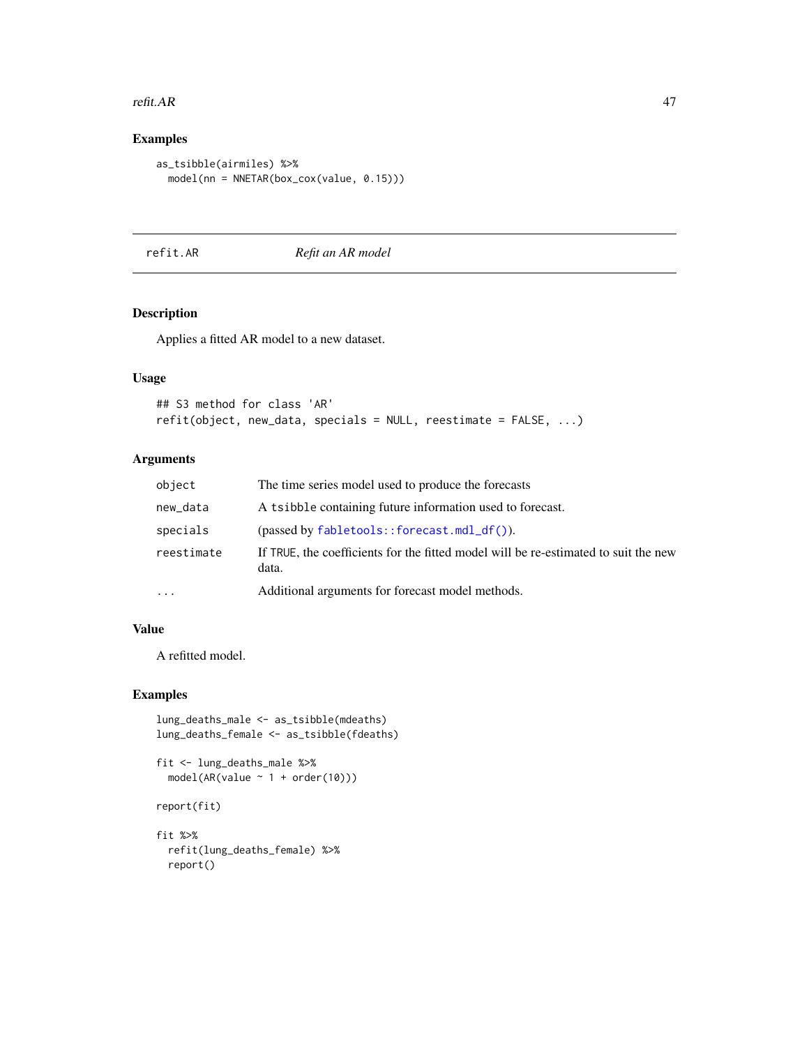## Examples

```
as_tsibble(airmiles) %>%
  model(nn = NNETAR(box_cox(value, 0.15)))
```

---

# refit.AR *Refit an AR model*

---

## Description

Applies a fitted AR model to a new dataset.

## Usage

```
## S3 method for class 'AR'
refit(object, new_data, specials = NULL, reestimate = FALSE, ...)
```

## Arguments

| | |
|---|---|
| object | The time series model used to produce the forecasts |
| new_data | A tsibble containing future information used to forecast. |
| specials | (passed by fabletools::forecast.mdl_df()). |
| reestimate | If TRUE, the coefficients for the fitted model will be re-estimated to suit the new data. |
| ... | Additional arguments for forecast model methods. |

## Value

A refitted model.

## Examples

```
lung_deaths_male <- as_tsibble(mdeaths)
lung_deaths_female <- as_tsibble(fdeaths)

fit <- lung_deaths_male %>%
  model(AR(value ~ 1 + order(10)))

report(fit)

fit %>%
  refit(lung_deaths_female) %>%
  report()
```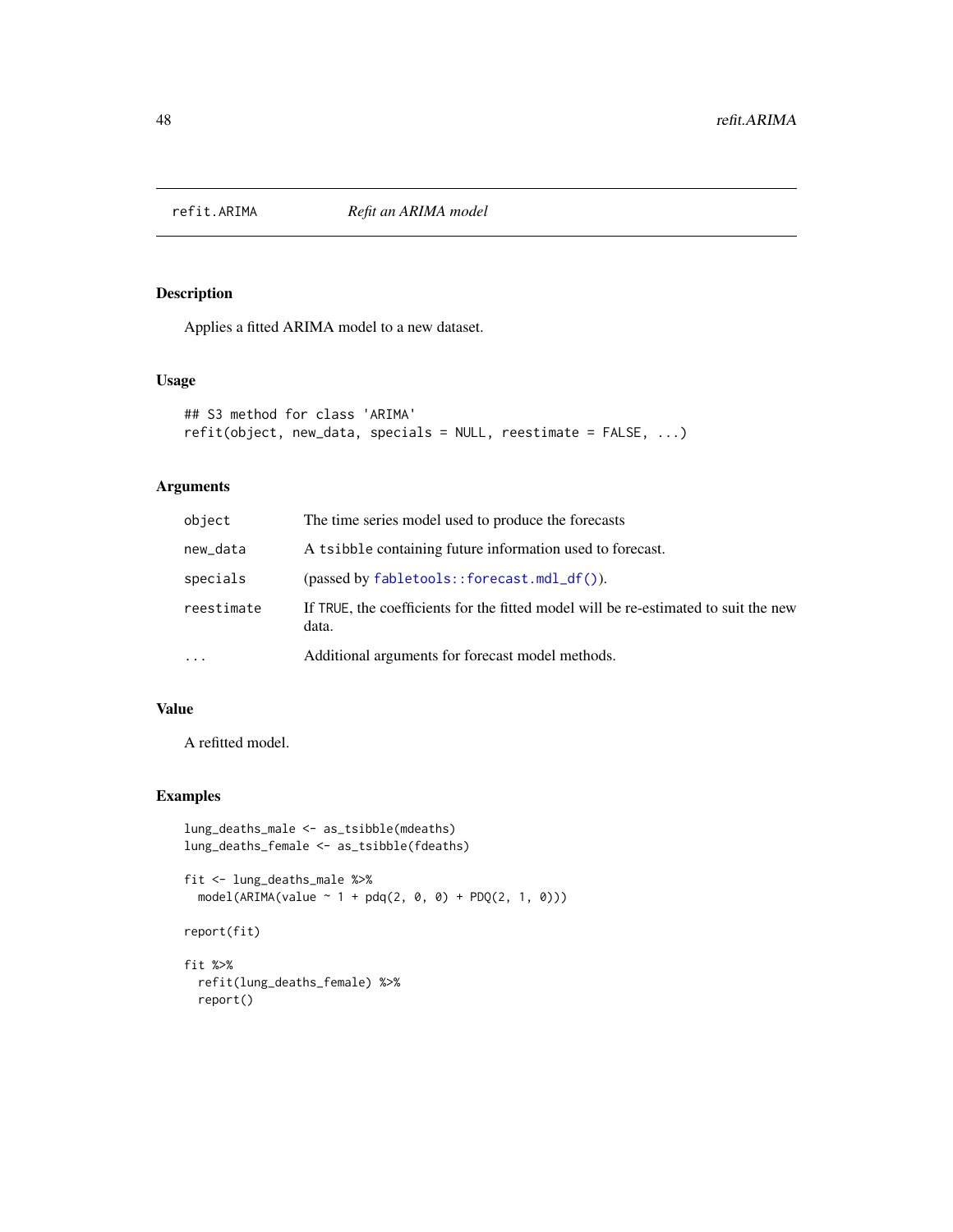# refit.ARIMA *Refit an ARIMA model*

## Description

Applies a fitted ARIMA model to a new dataset.

## Usage

```
## S3 method for class 'ARIMA'
refit(object, new_data, specials = NULL, reestimate = FALSE, ...)
```

## Arguments

| | |
|---|---|
| object | The time series model used to produce the forecasts |
| new_data | A tsibble containing future information used to forecast. |
| specials | (passed by fabletools::forecast.mdl_df()). |
| reestimate | If TRUE, the coefficients for the fitted model will be re-estimated to suit the new data. |
| ... | Additional arguments for forecast model methods. |

## Value

A refitted model.

## Examples

```
lung_deaths_male <- as_tsibble(mdeaths)
lung_deaths_female <- as_tsibble(fdeaths)

fit <- lung_deaths_male %>%
  model(ARIMA(value ~ 1 + pdq(2, 0, 0) + PDQ(2, 1, 0)))

report(fit)

fit %>%
  refit(lung_deaths_female) %>%
  report()
```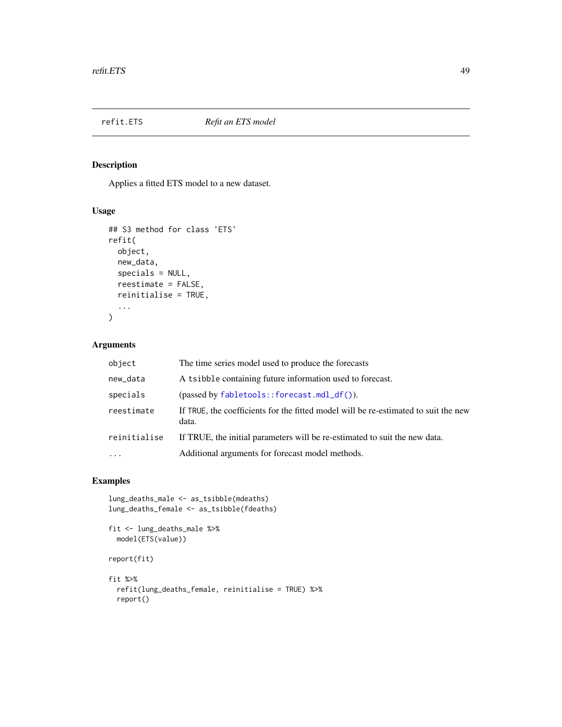## refit.ETS *Refit an ETS model*

### Description

Applies a fitted ETS model to a new dataset.

### Usage

```
## S3 method for class 'ETS'
refit(
  object,
  new_data,
  specials = NULL,
  reestimate = FALSE,
  reinitialise = TRUE,
  ...
)
```

### Arguments

| | |
|---|---|
| `object` | The time series model used to produce the forecasts |
| `new_data` | A `tsibble` containing future information used to forecast. |
| `specials` | (passed by `fabletools::forecast.mdl_df()`). |
| `reestimate` | If `TRUE`, the coefficients for the fitted model will be re-estimated to suit the new data. |
| `reinitialise` | If TRUE, the initial parameters will be re-estimated to suit the new data. |
| `...` | Additional arguments for forecast model methods. |

### Examples

```
lung_deaths_male <- as_tsibble(mdeaths)
lung_deaths_female <- as_tsibble(fdeaths)

fit <- lung_deaths_male %>%
  model(ETS(value))

report(fit)

fit %>%
  refit(lung_deaths_female, reinitialise = TRUE) %>%
  report()
```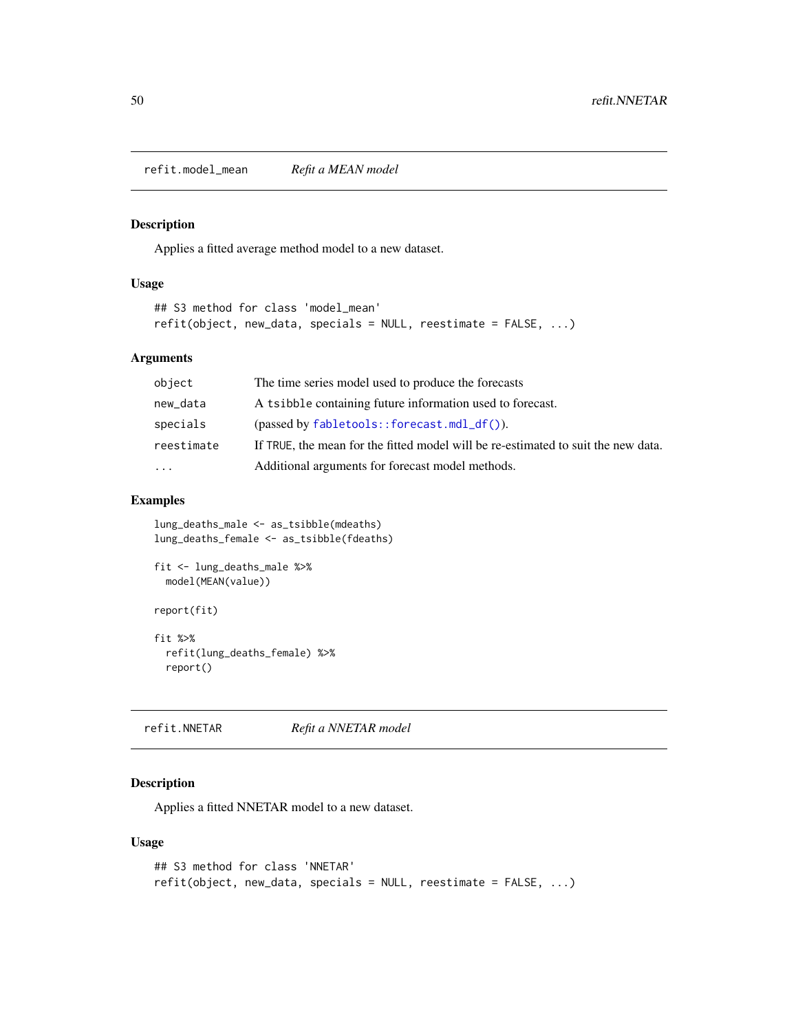## refit.model_mean — *Refit a MEAN model*

### Description

Applies a fitted average method model to a new dataset.

### Usage

```
## S3 method for class 'model_mean'
refit(object, new_data, specials = NULL, reestimate = FALSE, ...)
```

### Arguments

| | |
|---|---|
| `object` | The time series model used to produce the forecasts |
| `new_data` | A `tsibble` containing future information used to forecast. |
| `specials` | (passed by `fabletools::forecast.mdl_df()`). |
| `reestimate` | If `TRUE`, the mean for the fitted model will be re-estimated to suit the new data. |
| `...` | Additional arguments for forecast model methods. |

### Examples

```
lung_deaths_male <- as_tsibble(mdeaths)
lung_deaths_female <- as_tsibble(fdeaths)

fit <- lung_deaths_male %>%
  model(MEAN(value))

report(fit)

fit %>%
  refit(lung_deaths_female) %>%
  report()
```

## refit.NNETAR — *Refit a NNETAR model*

### Description

Applies a fitted NNETAR model to a new dataset.

### Usage

```
## S3 method for class 'NNETAR'
refit(object, new_data, specials = NULL, reestimate = FALSE, ...)
```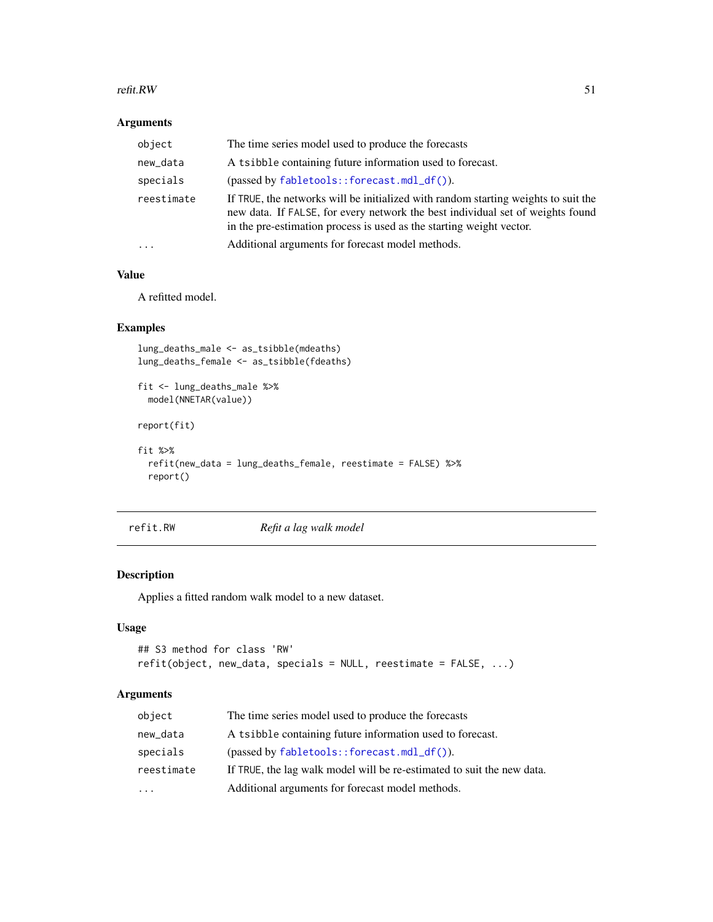## Arguments

| | |
|---|---|
| object | The time series model used to produce the forecasts |
| new_data | A tsibble containing future information used to forecast. |
| specials | (passed by fabletools::forecast.mdl_df()). |
| reestimate | If TRUE, the networks will be initialized with random starting weights to suit the new data. If FALSE, for every network the best individual set of weights found in the pre-estimation process is used as the starting weight vector. |
| ... | Additional arguments for forecast model methods. |

## Value

A refitted model.

## Examples

```
lung_deaths_male <- as_tsibble(mdeaths)
lung_deaths_female <- as_tsibble(fdeaths)

fit <- lung_deaths_male %>%
  model(NNETAR(value))

report(fit)

fit %>%
  refit(new_data = lung_deaths_female, reestimate = FALSE) %>%
  report()
```

---

# refit.RW *Refit a lag walk model*

## Description

Applies a fitted random walk model to a new dataset.

## Usage

```
## S3 method for class 'RW'
refit(object, new_data, specials = NULL, reestimate = FALSE, ...)
```

## Arguments

| | |
|---|---|
| object | The time series model used to produce the forecasts |
| new_data | A tsibble containing future information used to forecast. |
| specials | (passed by fabletools::forecast.mdl_df()). |
| reestimate | If TRUE, the lag walk model will be re-estimated to suit the new data. |
| ... | Additional arguments for forecast model methods. |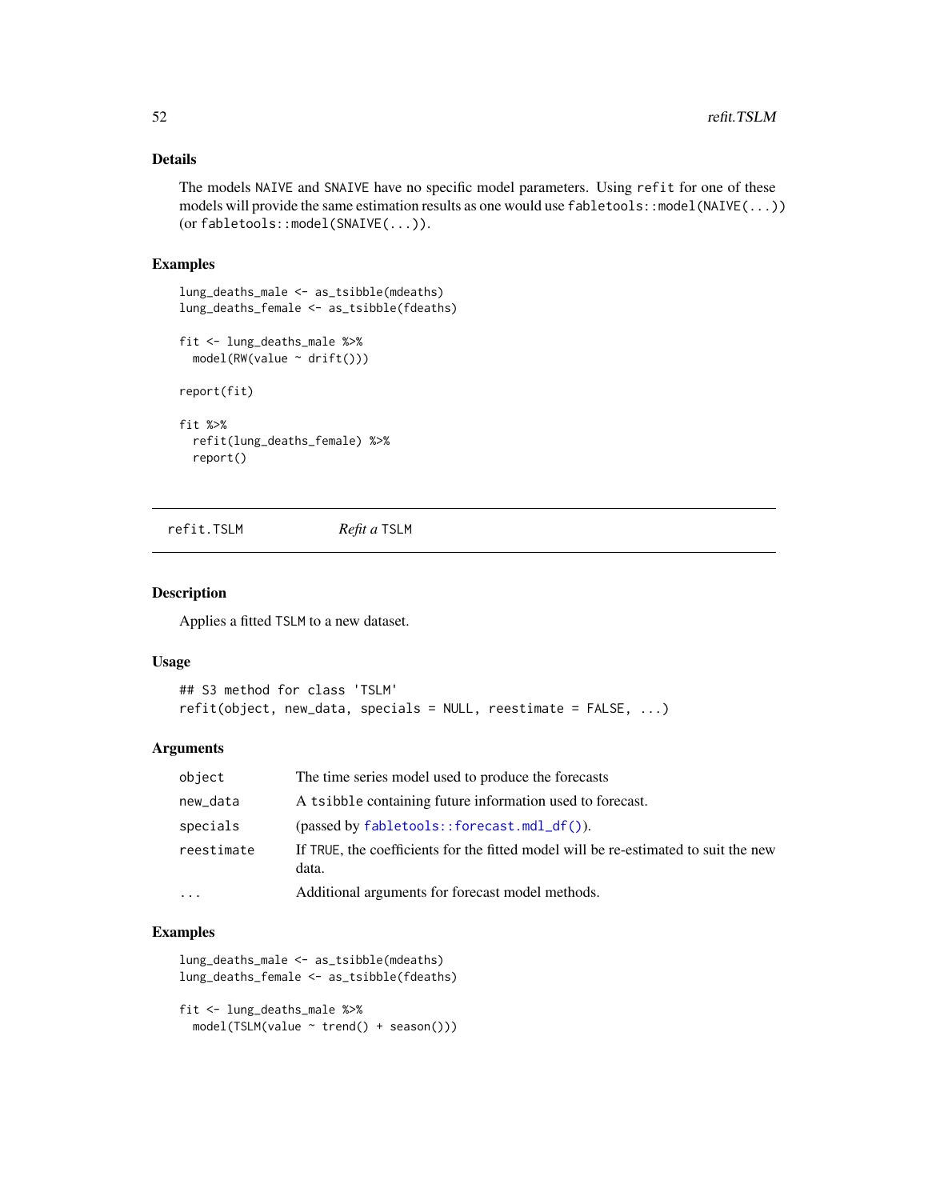### Details

The models `NAIVE` and `SNAIVE` have no specific model parameters. Using `refit` for one of these models will provide the same estimation results as one would use `fabletools::model(NAIVE(...))` (or `fabletools::model(SNAIVE(...))`.

### Examples

```
lung_deaths_male <- as_tsibble(mdeaths)
lung_deaths_female <- as_tsibble(fdeaths)

fit <- lung_deaths_male %>%
  model(RW(value ~ drift()))

report(fit)

fit %>%
  refit(lung_deaths_female) %>%
  report()
```

---

## refit.TSLM — *Refit a* `TSLM`

### Description

Applies a fitted `TSLM` to a new dataset.

### Usage

```
## S3 method for class 'TSLM'
refit(object, new_data, specials = NULL, reestimate = FALSE, ...)
```

### Arguments

| | |
|---|---|
| `object` | The time series model used to produce the forecasts |
| `new_data` | A `tsibble` containing future information used to forecast. |
| `specials` | (passed by `fabletools::forecast.mdl_df()`). |
| `reestimate` | If `TRUE`, the coefficients for the fitted model will be re-estimated to suit the new data. |
| `...` | Additional arguments for forecast model methods. |

### Examples

```
lung_deaths_male <- as_tsibble(mdeaths)
lung_deaths_female <- as_tsibble(fdeaths)

fit <- lung_deaths_male %>%
  model(TSLM(value ~ trend() + season()))
```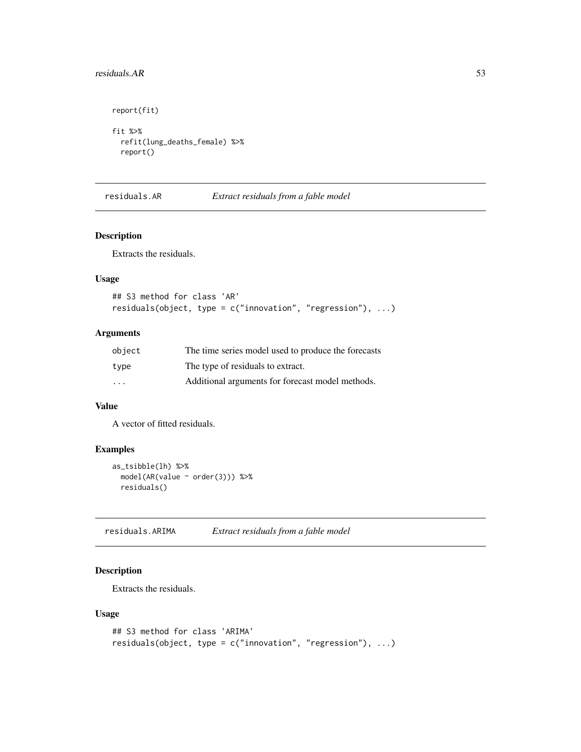```
report(fit)

fit %>%
  refit(lung_deaths_female) %>%
  report()
```

## residuals.AR *Extract residuals from a fable model*

### Description

Extracts the residuals.

### Usage

```
## S3 method for class 'AR'
residuals(object, type = c("innovation", "regression"), ...)
```

### Arguments

| | |
|---|---|
| object | The time series model used to produce the forecasts |
| type | The type of residuals to extract. |
| ... | Additional arguments for forecast model methods. |

### Value

A vector of fitted residuals.

### Examples

```
as_tsibble(lh) %>%
  model(AR(value ~ order(3))) %>%
  residuals()
```

## residuals.ARIMA *Extract residuals from a fable model*

### Description

Extracts the residuals.

### Usage

```
## S3 method for class 'ARIMA'
residuals(object, type = c("innovation", "regression"), ...)
```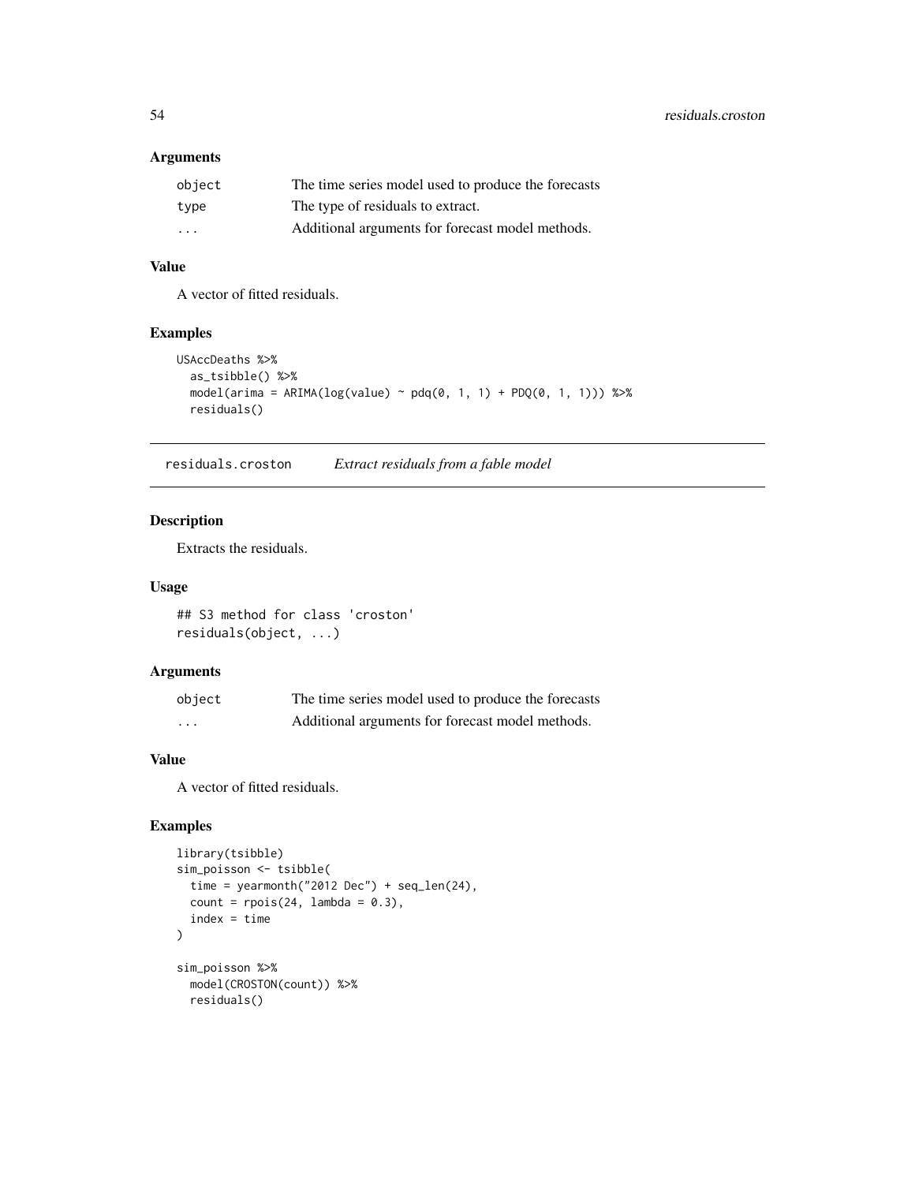### Arguments

| | |
|---|---|
| object | The time series model used to produce the forecasts |
| type | The type of residuals to extract. |
| ... | Additional arguments for forecast model methods. |

### Value

A vector of fitted residuals.

### Examples

```
USAccDeaths %>%
  as_tsibble() %>%
  model(arima = ARIMA(log(value) ~ pdq(0, 1, 1) + PDQ(0, 1, 1))) %>%
  residuals()
```

---

## residuals.croston *Extract residuals from a fable model*

### Description

Extracts the residuals.

### Usage

```
## S3 method for class 'croston'
residuals(object, ...)
```

### Arguments

| | |
|---|---|
| object | The time series model used to produce the forecasts |
| ... | Additional arguments for forecast model methods. |

### Value

A vector of fitted residuals.

### Examples

```
library(tsibble)
sim_poisson <- tsibble(
  time = yearmonth("2012 Dec") + seq_len(24),
  count = rpois(24, lambda = 0.3),
  index = time
)

sim_poisson %>%
  model(CROSTON(count)) %>%
  residuals()
```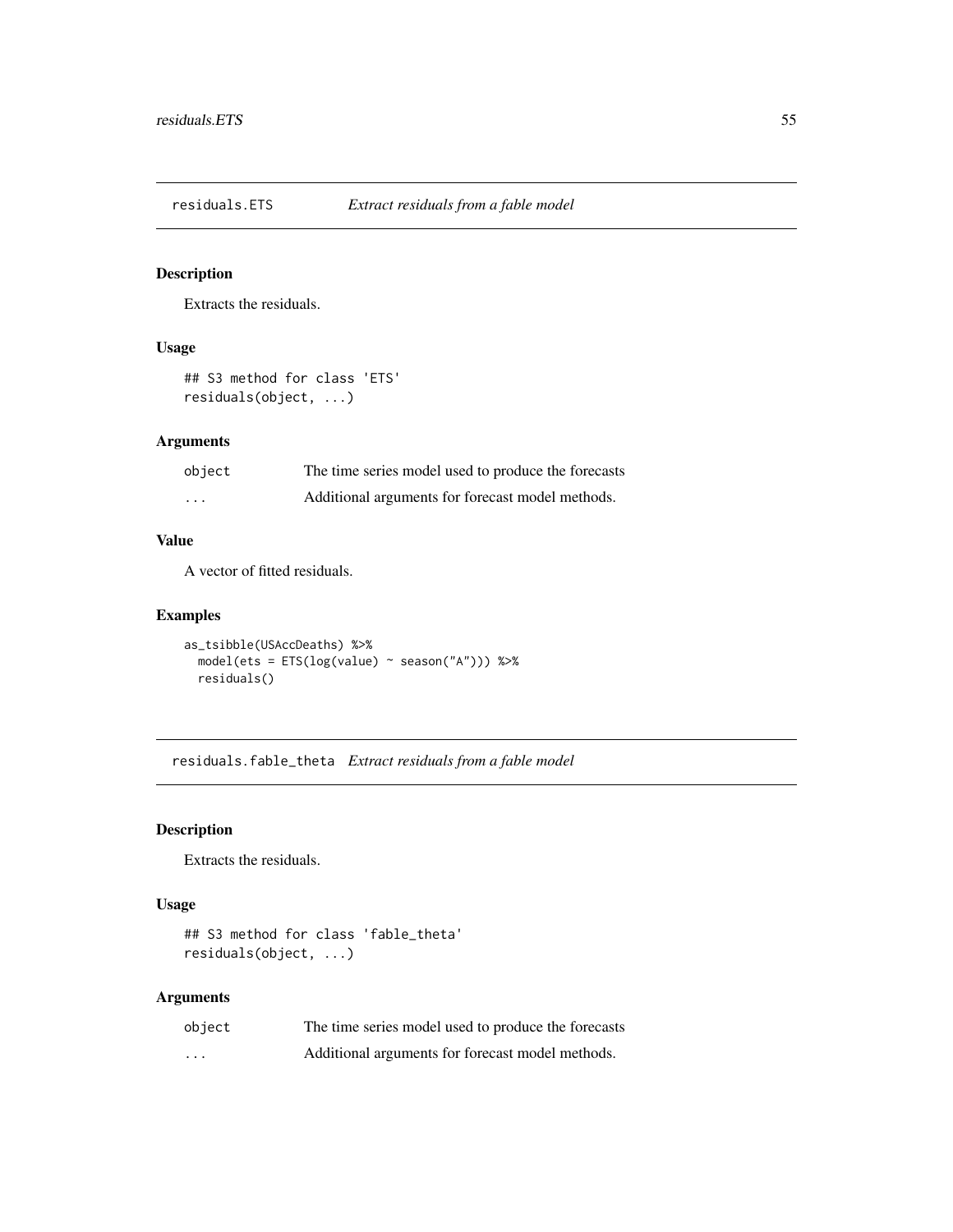## residuals.ETS *Extract residuals from a fable model*

### Description

Extracts the residuals.

### Usage

```
## S3 method for class 'ETS'
residuals(object, ...)
```

### Arguments

| | |
|---|---|
| object | The time series model used to produce the forecasts |
| ... | Additional arguments for forecast model methods. |

### Value

A vector of fitted residuals.

### Examples

```
as_tsibble(USAccDeaths) %>%
  model(ets = ETS(log(value) ~ season("A"))) %>%
  residuals()
```

## residuals.fable_theta *Extract residuals from a fable model*

### Description

Extracts the residuals.

### Usage

```
## S3 method for class 'fable_theta'
residuals(object, ...)
```

### Arguments

| | |
|---|---|
| object | The time series model used to produce the forecasts |
| ... | Additional arguments for forecast model methods. |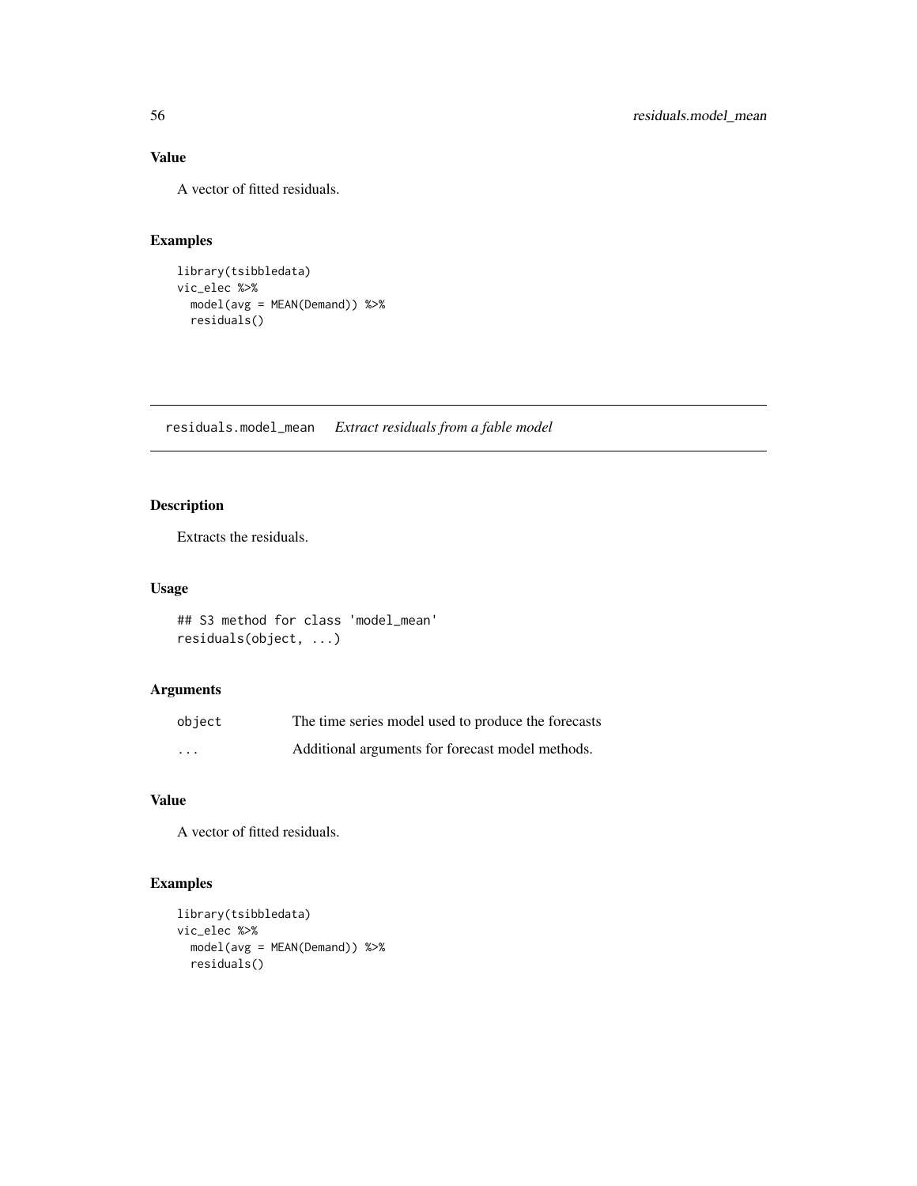## Value

A vector of fitted residuals.

## Examples

```
library(tsibbledata)
vic_elec %>%
  model(avg = MEAN(Demand)) %>%
  residuals()
```

---

# residuals.model_mean *Extract residuals from a fable model*

## Description

Extracts the residuals.

## Usage

```
## S3 method for class 'model_mean'
residuals(object, ...)
```

## Arguments

| | |
|---|---|
| object | The time series model used to produce the forecasts |
| ... | Additional arguments for forecast model methods. |

## Value

A vector of fitted residuals.

## Examples

```
library(tsibbledata)
vic_elec %>%
  model(avg = MEAN(Demand)) %>%
  residuals()
```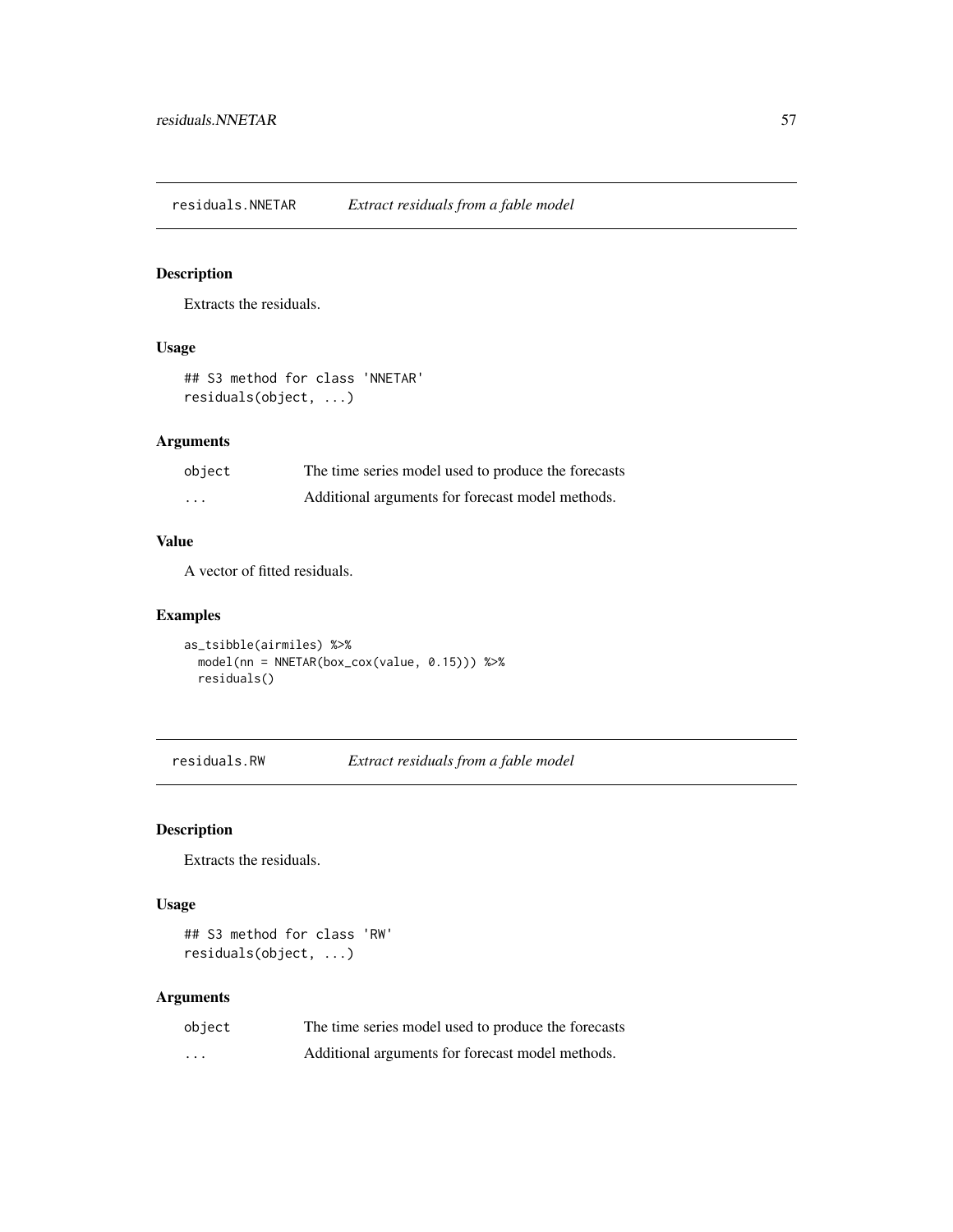## residuals.NNETAR — *Extract residuals from a fable model*

### Description

Extracts the residuals.

### Usage

```
## S3 method for class 'NNETAR'
residuals(object, ...)
```

### Arguments

| | |
|---|---|
| object | The time series model used to produce the forecasts |
| ... | Additional arguments for forecast model methods. |

### Value

A vector of fitted residuals.

### Examples

```
as_tsibble(airmiles) %>%
  model(nn = NNETAR(box_cox(value, 0.15))) %>%
  residuals()
```

## residuals.RW — *Extract residuals from a fable model*

### Description

Extracts the residuals.

### Usage

```
## S3 method for class 'RW'
residuals(object, ...)
```

### Arguments

| | |
|---|---|
| object | The time series model used to produce the forecasts |
| ... | Additional arguments for forecast model methods. |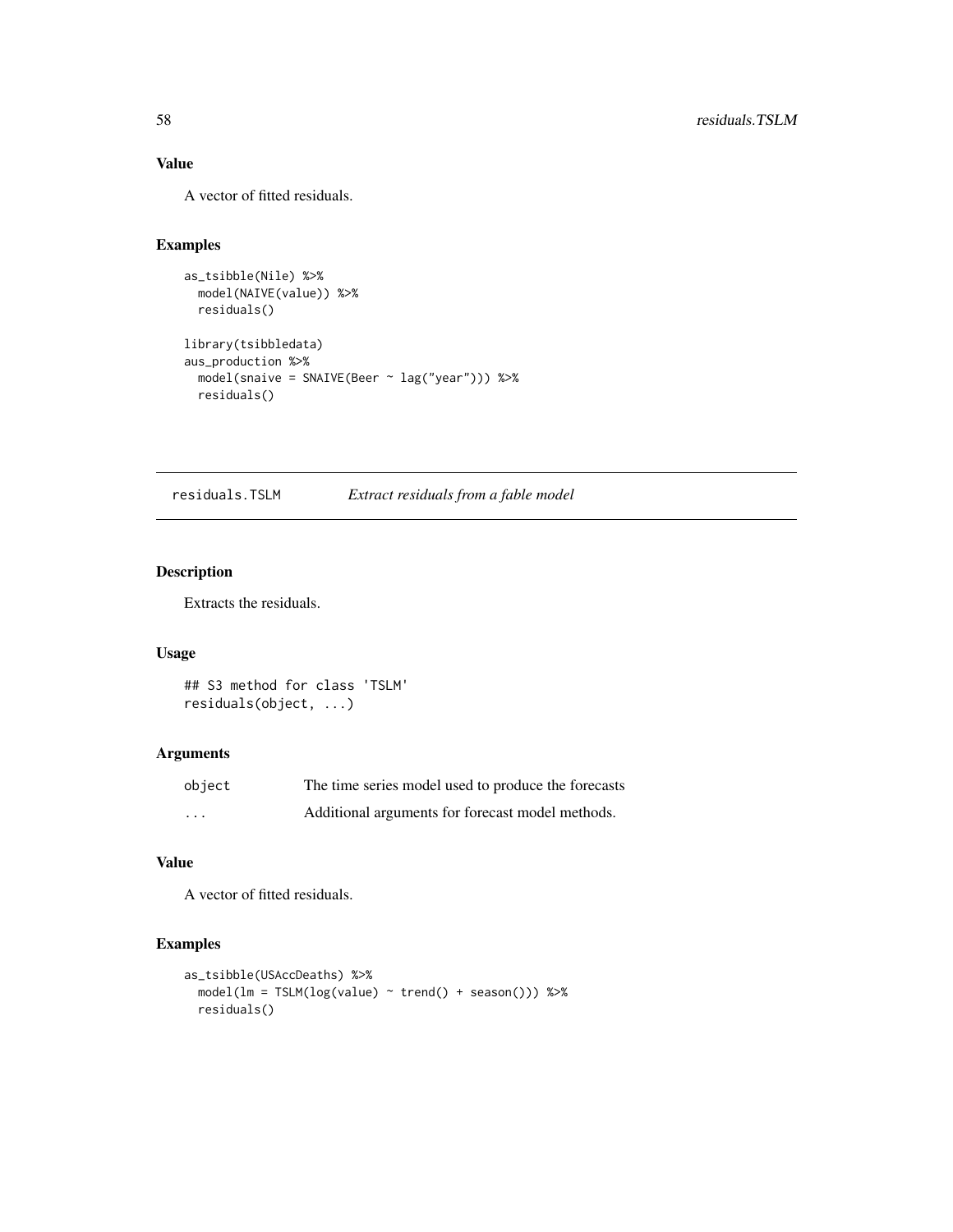## Value

A vector of fitted residuals.

## Examples

```
as_tsibble(Nile) %>%
  model(NAIVE(value)) %>%
  residuals()

library(tsibbledata)
aus_production %>%
  model(snaive = SNAIVE(Beer ~ lag("year"))) %>%
  residuals()
```

---

# residuals.TSLM *Extract residuals from a fable model*

## Description

Extracts the residuals.

## Usage

```
## S3 method for class 'TSLM'
residuals(object, ...)
```

## Arguments

| | |
|---|---|
| `object` | The time series model used to produce the forecasts |
| `...` | Additional arguments for forecast model methods. |

## Value

A vector of fitted residuals.

## Examples

```
as_tsibble(USAccDeaths) %>%
  model(lm = TSLM(log(value) ~ trend() + season())) %>%
  residuals()
```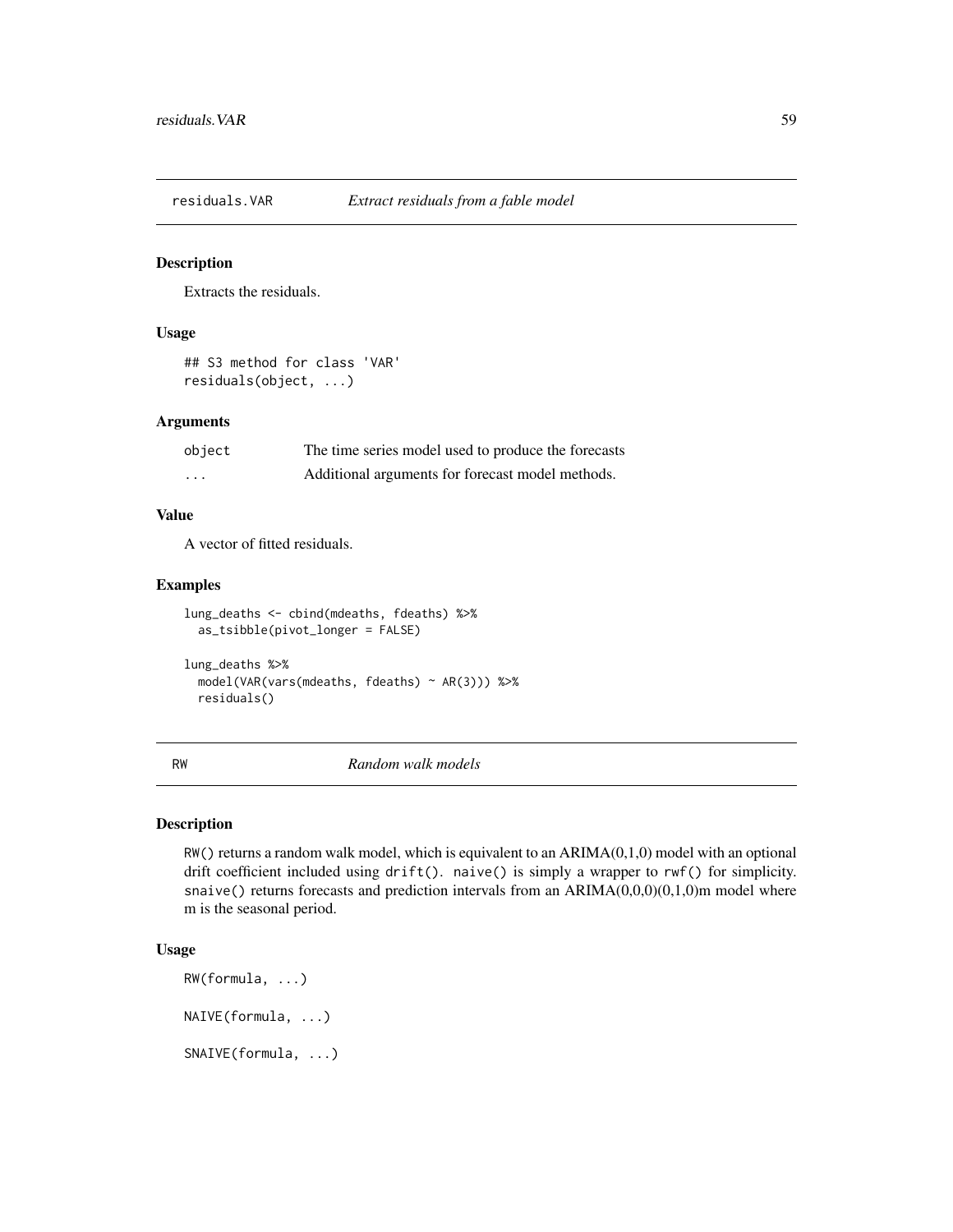## residuals.VAR — *Extract residuals from a fable model*

### Description

Extracts the residuals.

### Usage

```
## S3 method for class 'VAR'
residuals(object, ...)
```

### Arguments

| | |
|---|---|
| object | The time series model used to produce the forecasts |
| ... | Additional arguments for forecast model methods. |

### Value

A vector of fitted residuals.

### Examples

```
lung_deaths <- cbind(mdeaths, fdeaths) %>%
  as_tsibble(pivot_longer = FALSE)

lung_deaths %>%
  model(VAR(vars(mdeaths, fdeaths) ~ AR(3))) %>%
  residuals()
```

## RW — *Random walk models*

### Description

`RW()` returns a random walk model, which is equivalent to an ARIMA(0,1,0) model with an optional drift coefficient included using `drift()`. `naive()` is simply a wrapper to `rwf()` for simplicity. `snaive()` returns forecasts and prediction intervals from an ARIMA(0,0,0)(0,1,0)m model where m is the seasonal period.

### Usage

```
RW(formula, ...)

NAIVE(formula, ...)

SNAIVE(formula, ...)
```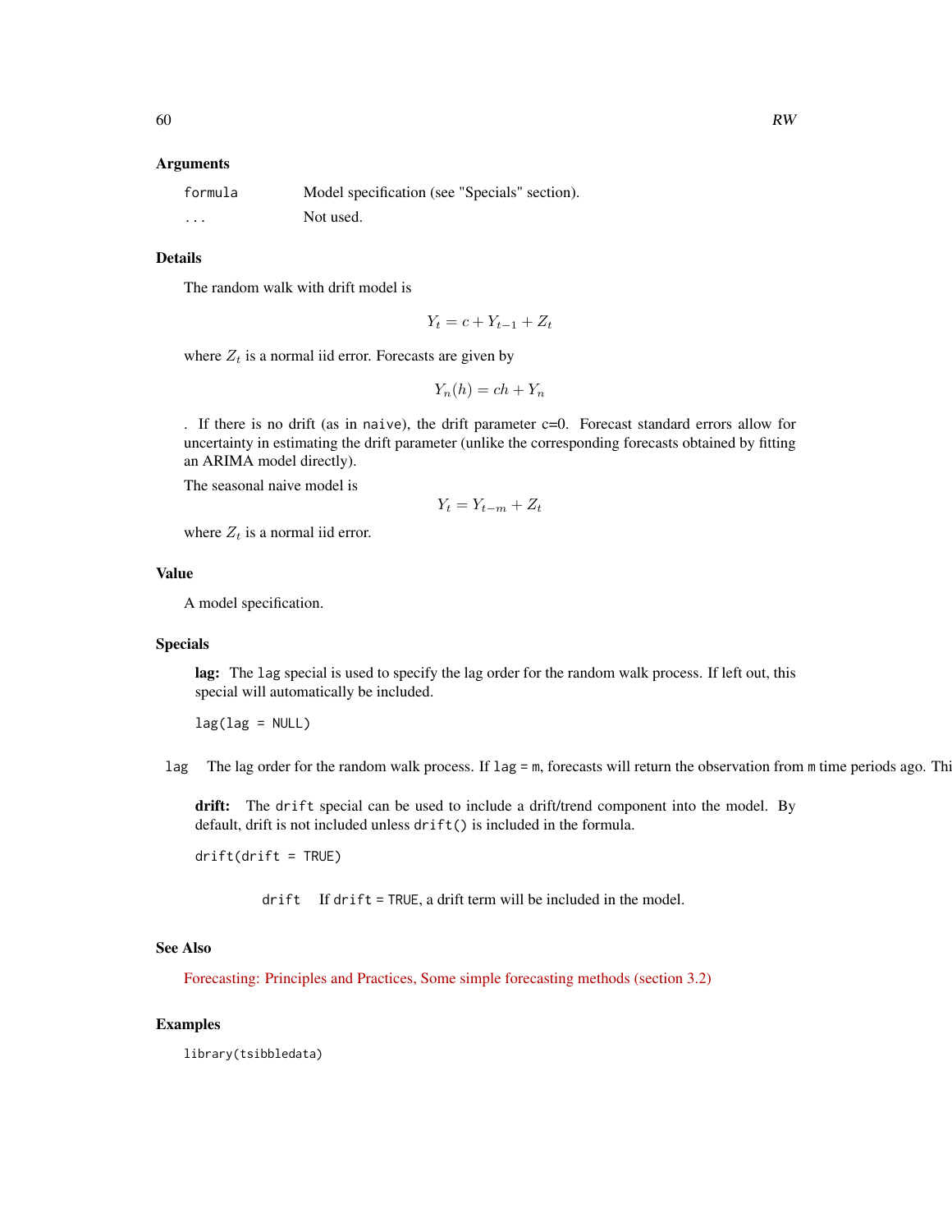### Arguments

| | |
|---|---|
| `formula` | Model specification (see "Specials" section). |
| `...` | Not used. |

### Details

The random walk with drift model is

$$Y_t = c + Y_{t-1} + Z_t$$

where $Z_t$ is a normal iid error. Forecasts are given by

$$Y_n(h) = ch + Y_n$$

. If there is no drift (as in `naive`), the drift parameter c=0. Forecast standard errors allow for uncertainty in estimating the drift parameter (unlike the corresponding forecasts obtained by fitting an ARIMA model directly).

The seasonal naive model is

$$Y_t = Y_{t-m} + Z_t$$

where $Z_t$ is a normal iid error.

### Value

A model specification.

### Specials

**lag:** The `lag` special is used to specify the lag order for the random walk process. If left out, this special will automatically be included.

```
lag(lag = NULL)
```

`lag` The lag order for the random walk process. If `lag = m`, forecasts will return the observation from `m` time periods ago. Thi

**drift:** The `drift` special can be used to include a drift/trend component into the model. By default, drift is not included unless `drift()` is included in the formula.

```
drift(drift = TRUE)
```

`drift` If `drift = TRUE`, a drift term will be included in the model.

### See Also

Forecasting: Principles and Practices, Some simple forecasting methods (section 3.2)

### Examples

```
library(tsibbledata)
```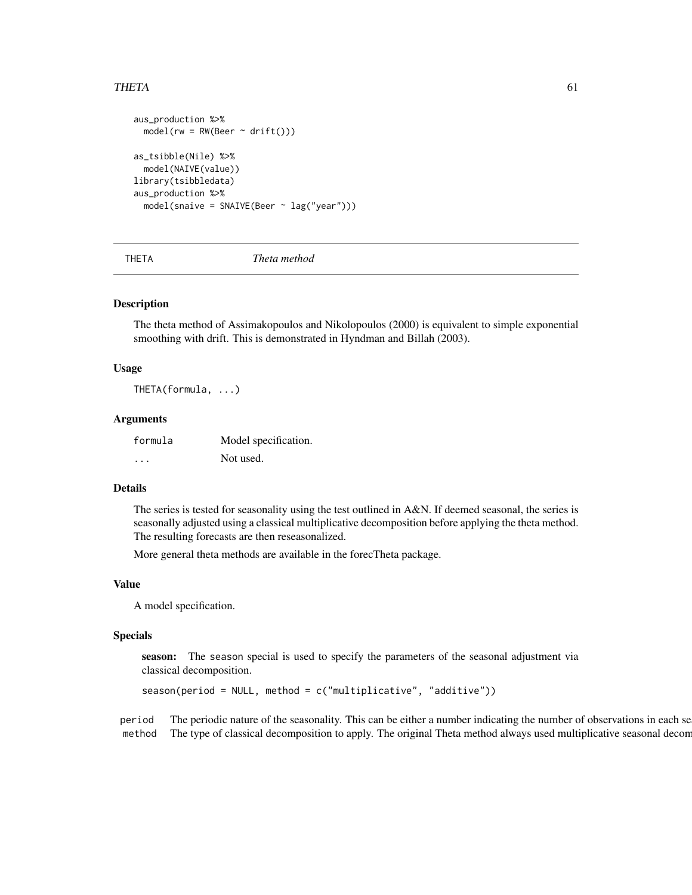```
aus_production %>%
  model(rw = RW(Beer ~ drift()))

as_tsibble(Nile) %>%
  model(NAIVE(value))
library(tsibbledata)
aus_production %>%
  model(snaive = SNAIVE(Beer ~ lag("year")))
```

## THETA *Theta method*

### Description

The theta method of Assimakopoulos and Nikolopoulos (2000) is equivalent to simple exponential smoothing with drift. This is demonstrated in Hyndman and Billah (2003).

### Usage

```
THETA(formula, ...)
```

### Arguments

| | |
|---|---|
| formula | Model specification. |
| ... | Not used. |

### Details

The series is tested for seasonality using the test outlined in A&N. If deemed seasonal, the series is seasonally adjusted using a classical multiplicative decomposition before applying the theta method. The resulting forecasts are then reseasonalized.

More general theta methods are available in the forecTheta package.

### Value

A model specification.

### Specials

**season:** The season special is used to specify the parameters of the seasonal adjustment via classical decomposition.

```
season(period = NULL, method = c("multiplicative", "additive"))
```

| | |
|---|---|
| period | The periodic nature of the seasonality. This can be either a number indicating the number of observations in each se |
| method | The type of classical decomposition to apply. The original Theta method always used multiplicative seasonal decom |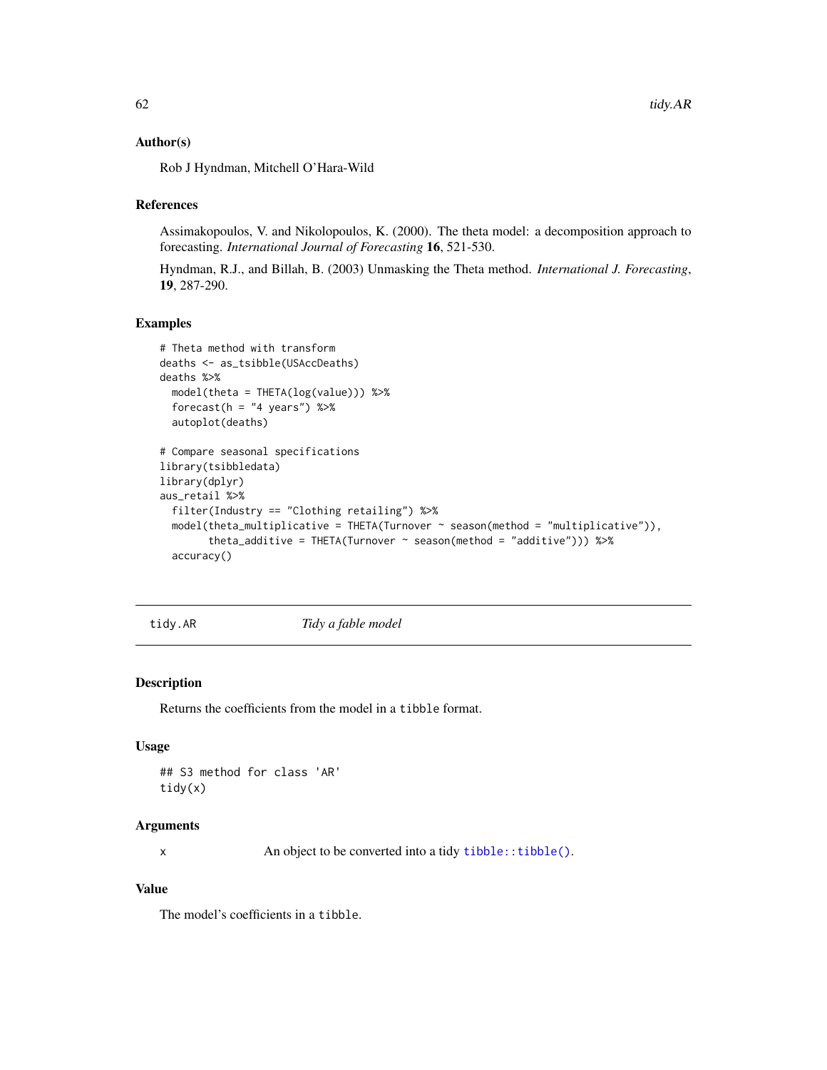### Author(s)

Rob J Hyndman, Mitchell O'Hara-Wild

### References

Assimakopoulos, V. and Nikolopoulos, K. (2000). The theta model: a decomposition approach to forecasting. *International Journal of Forecasting* **16**, 521-530.

Hyndman, R.J., and Billah, B. (2003) Unmasking the Theta method. *International J. Forecasting*, **19**, 287-290.

### Examples

```
# Theta method with transform
deaths <- as_tsibble(USAccDeaths)
deaths %>%
  model(theta = THETA(log(value))) %>%
  forecast(h = "4 years") %>%
  autoplot(deaths)

# Compare seasonal specifications
library(tsibbledata)
library(dplyr)
aus_retail %>%
  filter(Industry == "Clothing retailing") %>%
  model(theta_multiplicative = THETA(Turnover ~ season(method = "multiplicative")),
        theta_additive = THETA(Turnover ~ season(method = "additive"))) %>%
  accuracy()
```

---

## tidy.AR — *Tidy a fable model*

---

### Description

Returns the coefficients from the model in a `tibble` format.

### Usage

```
## S3 method for class 'AR'
tidy(x)
```

### Arguments

| | |
|---|---|
| x | An object to be converted into a tidy `tibble::tibble()`. |

### Value

The model's coefficients in a `tibble`.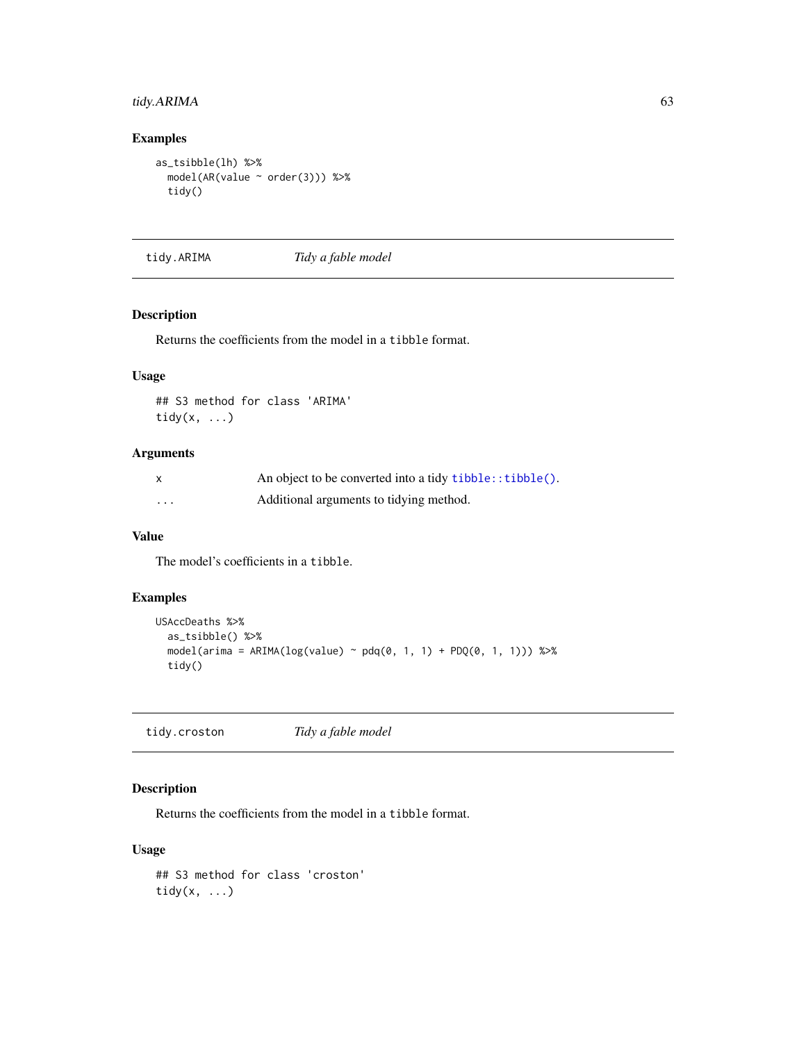### Examples

```
as_tsibble(lh) %>%
  model(AR(value ~ order(3))) %>%
  tidy()
```

## tidy.ARIMA *Tidy a fable model*

### Description

Returns the coefficients from the model in a tibble format.

### Usage

```
## S3 method for class 'ARIMA'
tidy(x, ...)
```

### Arguments

| | |
|---|---|
| x | An object to be converted into a tidy `tibble::tibble()`. |
| ... | Additional arguments to tidying method. |

### Value

The model's coefficients in a tibble.

### Examples

```
USAccDeaths %>%
  as_tsibble() %>%
  model(arima = ARIMA(log(value) ~ pdq(0, 1, 1) + PDQ(0, 1, 1))) %>%
  tidy()
```

## tidy.croston *Tidy a fable model*

### Description

Returns the coefficients from the model in a tibble format.

### Usage

```
## S3 method for class 'croston'
tidy(x, ...)
```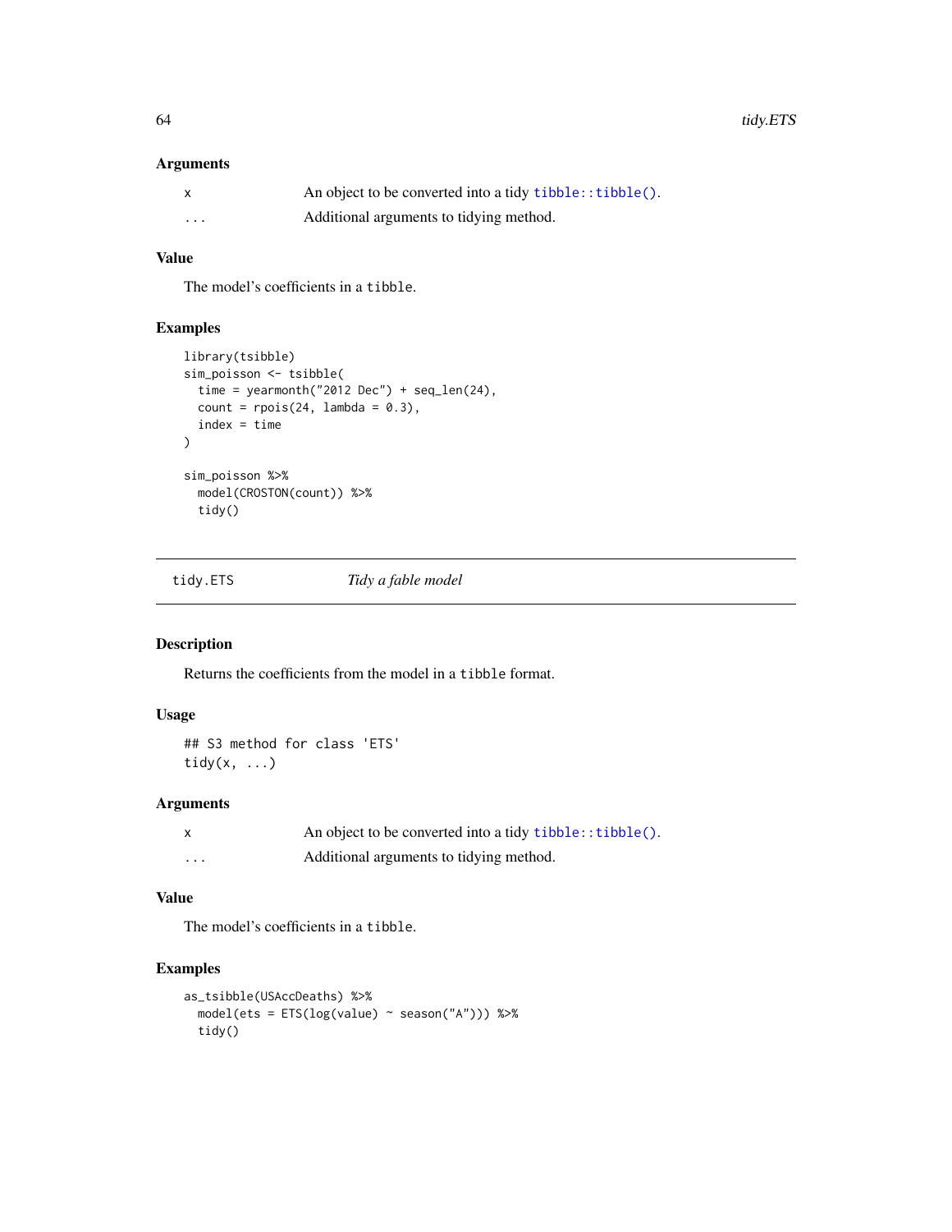### Arguments

| | |
|---|---|
| x | An object to be converted into a tidy `tibble::tibble()`. |
| ... | Additional arguments to tidying method. |

### Value

The model's coefficients in a `tibble`.

### Examples

```
library(tsibble)
sim_poisson <- tsibble(
  time = yearmonth("2012 Dec") + seq_len(24),
  count = rpois(24, lambda = 0.3),
  index = time
)

sim_poisson %>%
  model(CROSTON(count)) %>%
  tidy()
```

---

## tidy.ETS *Tidy a fable model*

### Description

Returns the coefficients from the model in a `tibble` format.

### Usage

```
## S3 method for class 'ETS'
tidy(x, ...)
```

### Arguments

| | |
|---|---|
| x | An object to be converted into a tidy `tibble::tibble()`. |
| ... | Additional arguments to tidying method. |

### Value

The model's coefficients in a `tibble`.

### Examples

```
as_tsibble(USAccDeaths) %>%
  model(ets = ETS(log(value) ~ season("A"))) %>%
  tidy()
```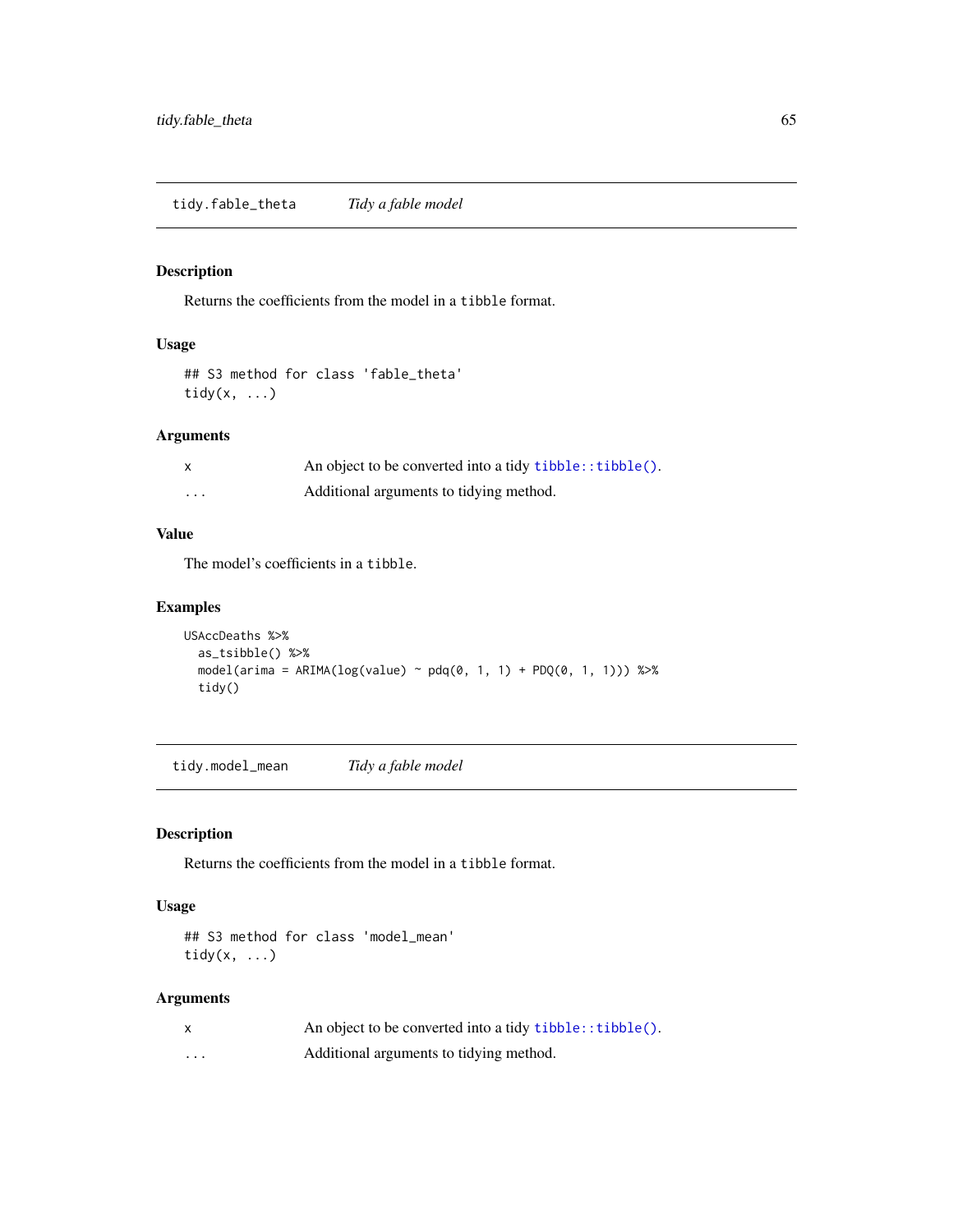## tidy.fable_theta — *Tidy a fable model*

### Description

Returns the coefficients from the model in a `tibble` format.

### Usage

```
## S3 method for class 'fable_theta'
tidy(x, ...)
```

### Arguments

| | |
|---|---|
| x | An object to be converted into a tidy `tibble::tibble()`. |
| ... | Additional arguments to tidying method. |

### Value

The model's coefficients in a `tibble`.

### Examples

```
USAccDeaths %>%
  as_tsibble() %>%
  model(arima = ARIMA(log(value) ~ pdq(0, 1, 1) + PDQ(0, 1, 1))) %>%
  tidy()
```

## tidy.model_mean — *Tidy a fable model*

### Description

Returns the coefficients from the model in a `tibble` format.

### Usage

```
## S3 method for class 'model_mean'
tidy(x, ...)
```

### Arguments

| | |
|---|---|
| x | An object to be converted into a tidy `tibble::tibble()`. |
| ... | Additional arguments to tidying method. |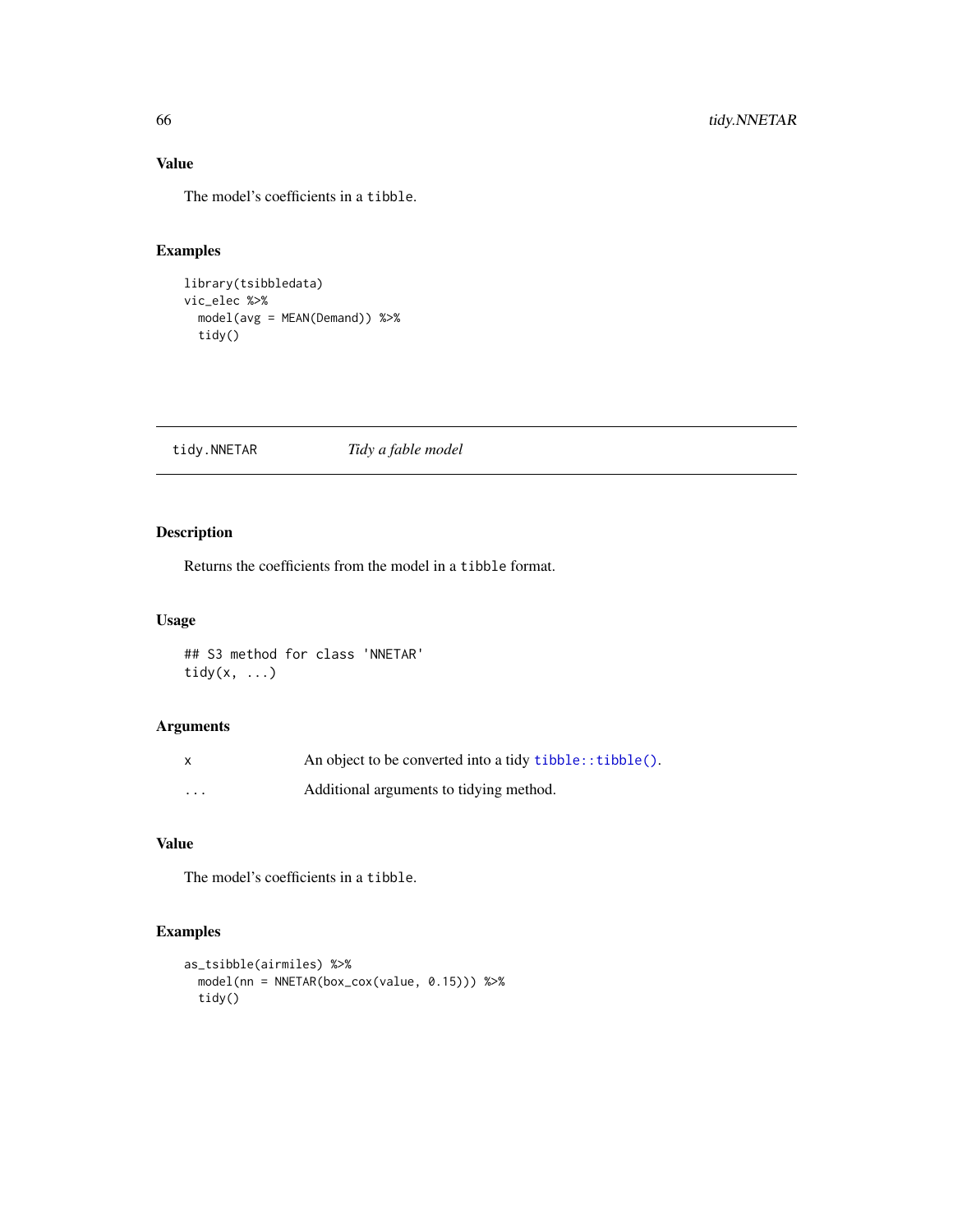### Value

The model's coefficients in a `tibble`.

### Examples

```
library(tsibbledata)
vic_elec %>%
  model(avg = MEAN(Demand)) %>%
  tidy()
```

---

## tidy.NNETAR — *Tidy a fable model*

### Description

Returns the coefficients from the model in a `tibble` format.

### Usage

```
## S3 method for class 'NNETAR'
tidy(x, ...)
```

### Arguments

| | |
|---|---|
| x | An object to be converted into a tidy `tibble::tibble()`. |
| ... | Additional arguments to tidying method. |

### Value

The model's coefficients in a `tibble`.

### Examples

```
as_tsibble(airmiles) %>%
  model(nn = NNETAR(box_cox(value, 0.15))) %>%
  tidy()
```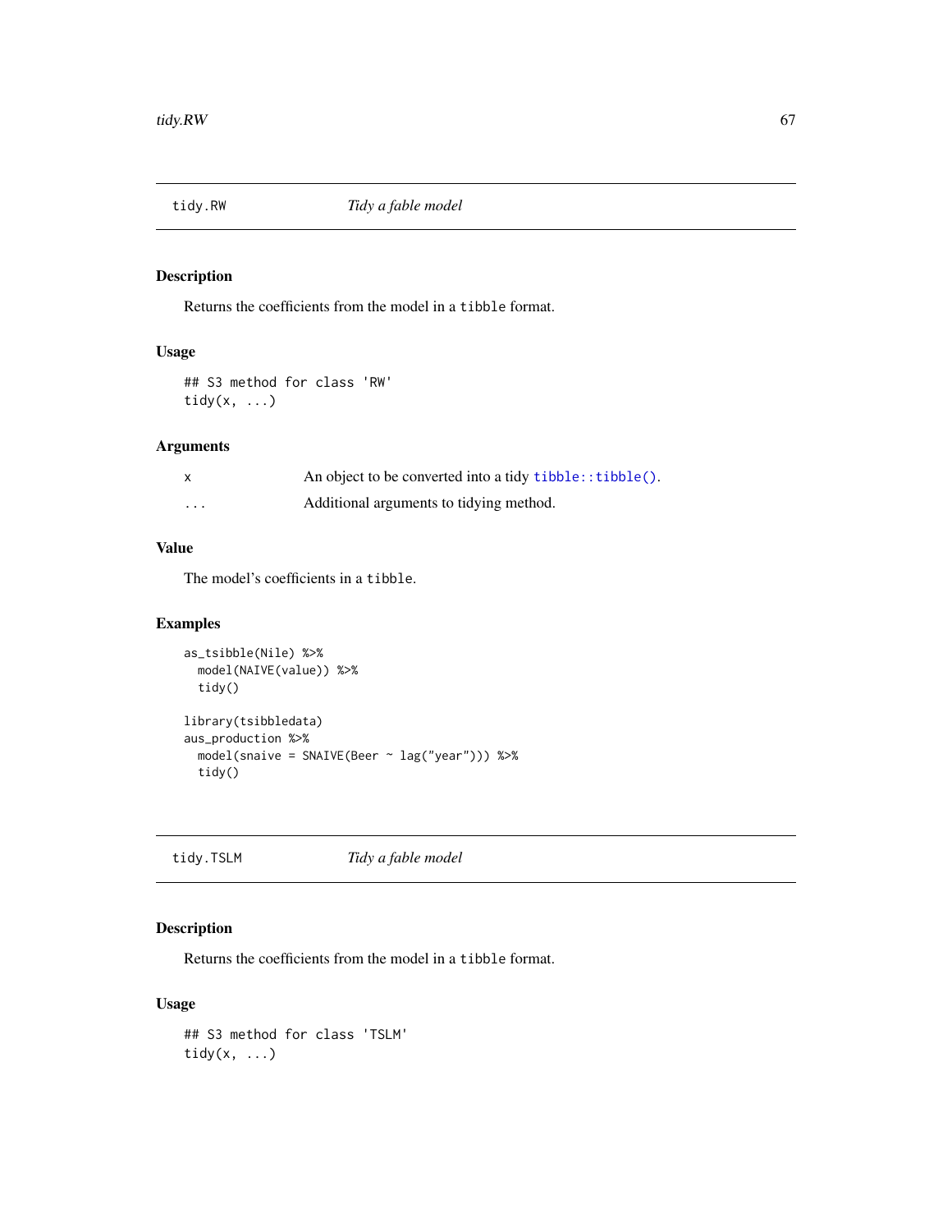## tidy.RW *Tidy a fable model*

### Description

Returns the coefficients from the model in a `tibble` format.

### Usage

```
## S3 method for class 'RW'
tidy(x, ...)
```

### Arguments

| | |
|---|---|
| x | An object to be converted into a tidy `tibble::tibble()`. |
| ... | Additional arguments to tidying method. |

### Value

The model's coefficients in a `tibble`.

### Examples

```
as_tsibble(Nile) %>%
  model(NAIVE(value)) %>%
  tidy()

library(tsibbledata)
aus_production %>%
  model(snaive = SNAIVE(Beer ~ lag("year"))) %>%
  tidy()
```

## tidy.TSLM *Tidy a fable model*

### Description

Returns the coefficients from the model in a `tibble` format.

### Usage

```
## S3 method for class 'TSLM'
tidy(x, ...)
```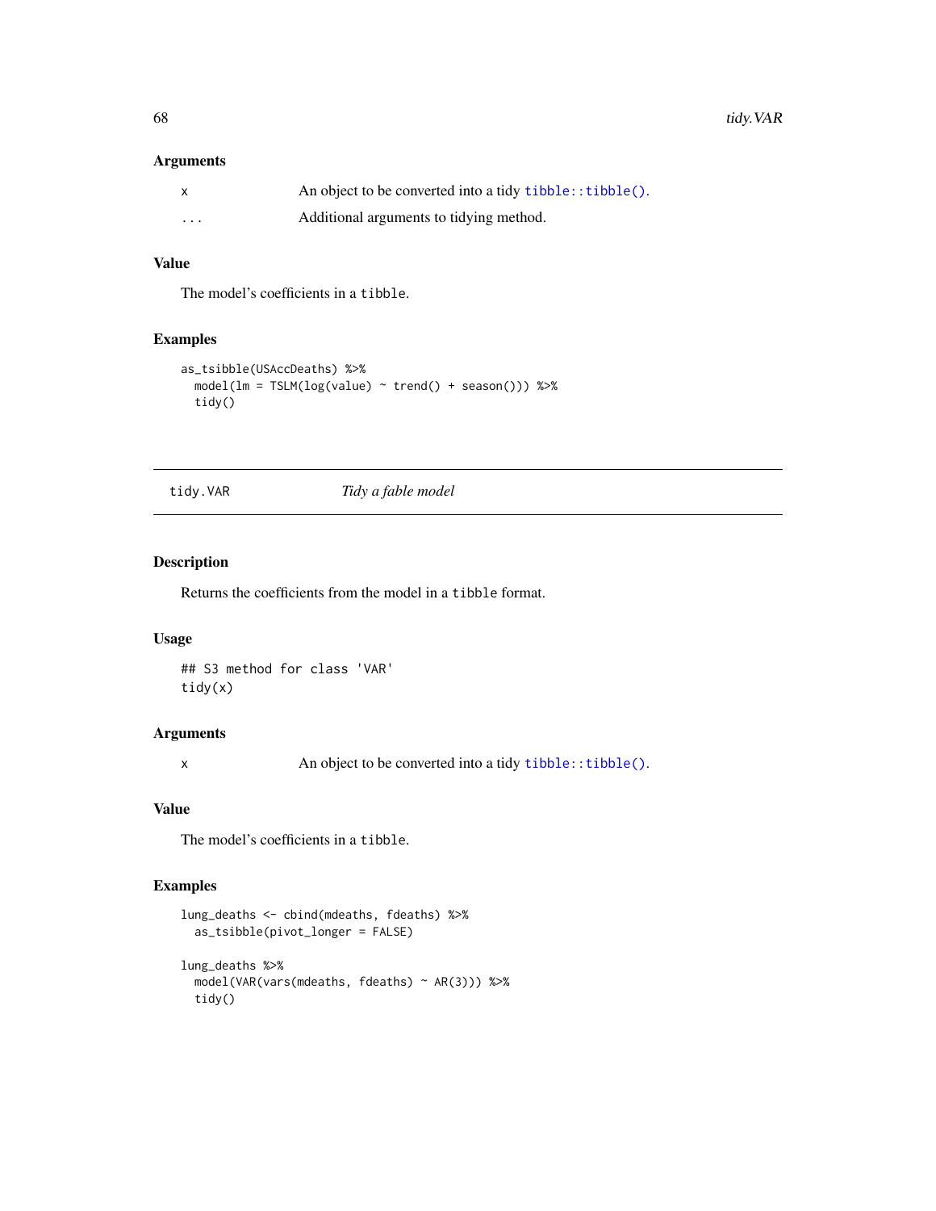### Arguments

| | |
|---|---|
| x | An object to be converted into a tidy `tibble::tibble()`. |
| ... | Additional arguments to tidying method. |

### Value

The model's coefficients in a `tibble`.

### Examples

```
as_tsibble(USAccDeaths) %>%
  model(lm = TSLM(log(value) ~ trend() + season())) %>%
  tidy()
```

---

## tidy.VAR — *Tidy a fable model*

### Description

Returns the coefficients from the model in a `tibble` format.

### Usage

```
## S3 method for class 'VAR'
tidy(x)
```

### Arguments

| | |
|---|---|
| x | An object to be converted into a tidy `tibble::tibble()`. |

### Value

The model's coefficients in a `tibble`.

### Examples

```
lung_deaths <- cbind(mdeaths, fdeaths) %>%
  as_tsibble(pivot_longer = FALSE)

lung_deaths %>%
  model(VAR(vars(mdeaths, fdeaths) ~ AR(3))) %>%
  tidy()
```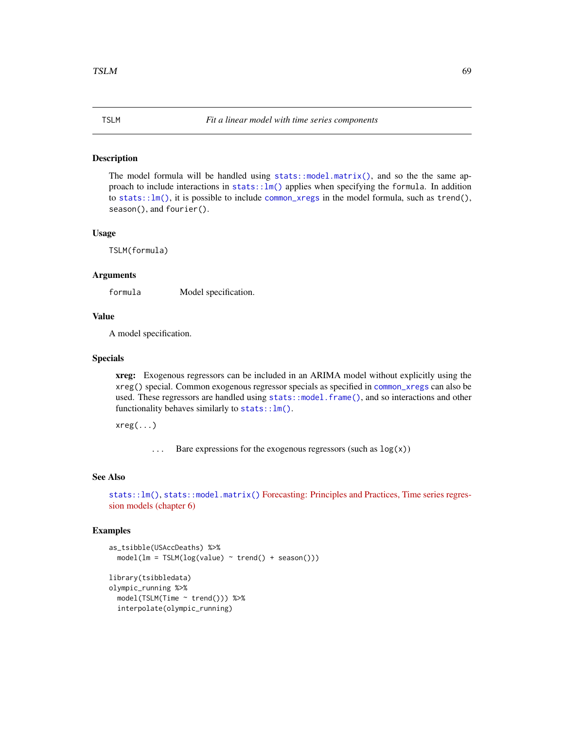## TSLM — *Fit a linear model with time series components*

### Description

The model formula will be handled using `stats::model.matrix()`, and so the the same approach to include interactions in `stats::lm()` applies when specifying the `formula`. In addition to `stats::lm()`, it is possible to include `common_xregs` in the model formula, such as `trend()`, `season()`, and `fourier()`.

### Usage

```
TSLM(formula)
```

### Arguments

| | |
|---|---|
| `formula` | Model specification. |

### Value

A model specification.

### Specials

**xreg:** Exogenous regressors can be included in an ARIMA model without explicitly using the `xreg()` special. Common exogenous regressor specials as specified in `common_xregs` can also be used. These regressors are handled using `stats::model.frame()`, and so interactions and other functionality behaves similarly to `stats::lm()`.

```
xreg(...)
```

| | |
|---|---|
| `...` | Bare expressions for the exogenous regressors (such as `log(x)`) |

### See Also

`stats::lm()`, `stats::model.matrix()` Forecasting: Principles and Practices, Time series regression models (chapter 6)

### Examples

```
as_tsibble(USAccDeaths) %>%
  model(lm = TSLM(log(value) ~ trend() + season()))

library(tsibbledata)
olympic_running %>%
  model(TSLM(Time ~ trend())) %>%
  interpolate(olympic_running)
```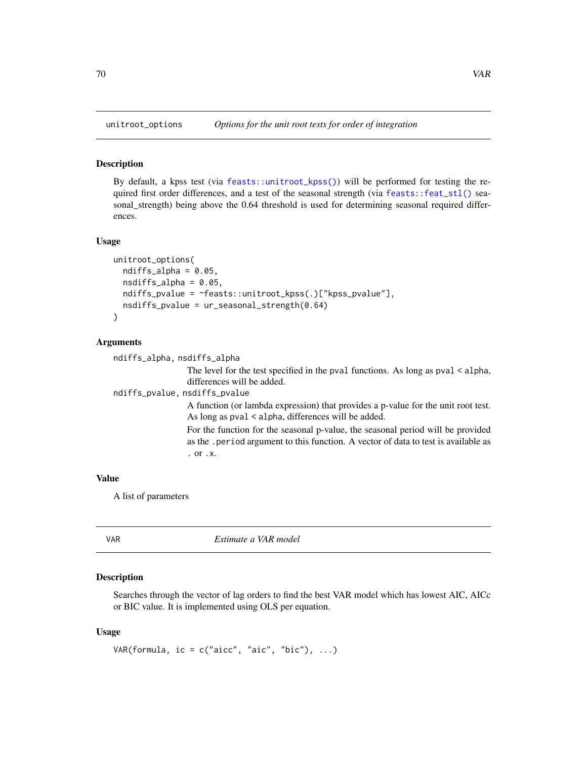## unitroot_options — *Options for the unit root tests for order of integration*

### Description

By default, a kpss test (via `feasts::unitroot_kpss()`) will be performed for testing the required first order differences, and a test of the seasonal strength (via `feasts::feat_stl()` seasonal_strength) being above the 0.64 threshold is used for determining seasonal required differences.

### Usage

```
unitroot_options(
  ndiffs_alpha = 0.05,
  nsdiffs_alpha = 0.05,
  ndiffs_pvalue = ~feasts::unitroot_kpss(.)["kpss_pvalue"],
  nsdiffs_pvalue = ur_seasonal_strength(0.64)
)
```

### Arguments

`ndiffs_alpha, nsdiffs_alpha`
: The level for the test specified in the pval functions. As long as `pval < alpha`, differences will be added.

`ndiffs_pvalue, nsdiffs_pvalue`
: A function (or lambda expression) that provides a p-value for the unit root test. As long as `pval < alpha`, differences will be added.

  For the function for the seasonal p-value, the seasonal period will be provided as the `.period` argument to this function. A vector of data to test is available as `.` or `.x`.

### Value

A list of parameters

## VAR — *Estimate a VAR model*

### Description

Searches through the vector of lag orders to find the best VAR model which has lowest AIC, AICc or BIC value. It is implemented using OLS per equation.

### Usage

```
VAR(formula, ic = c("aicc", "aic", "bic"), ...)
```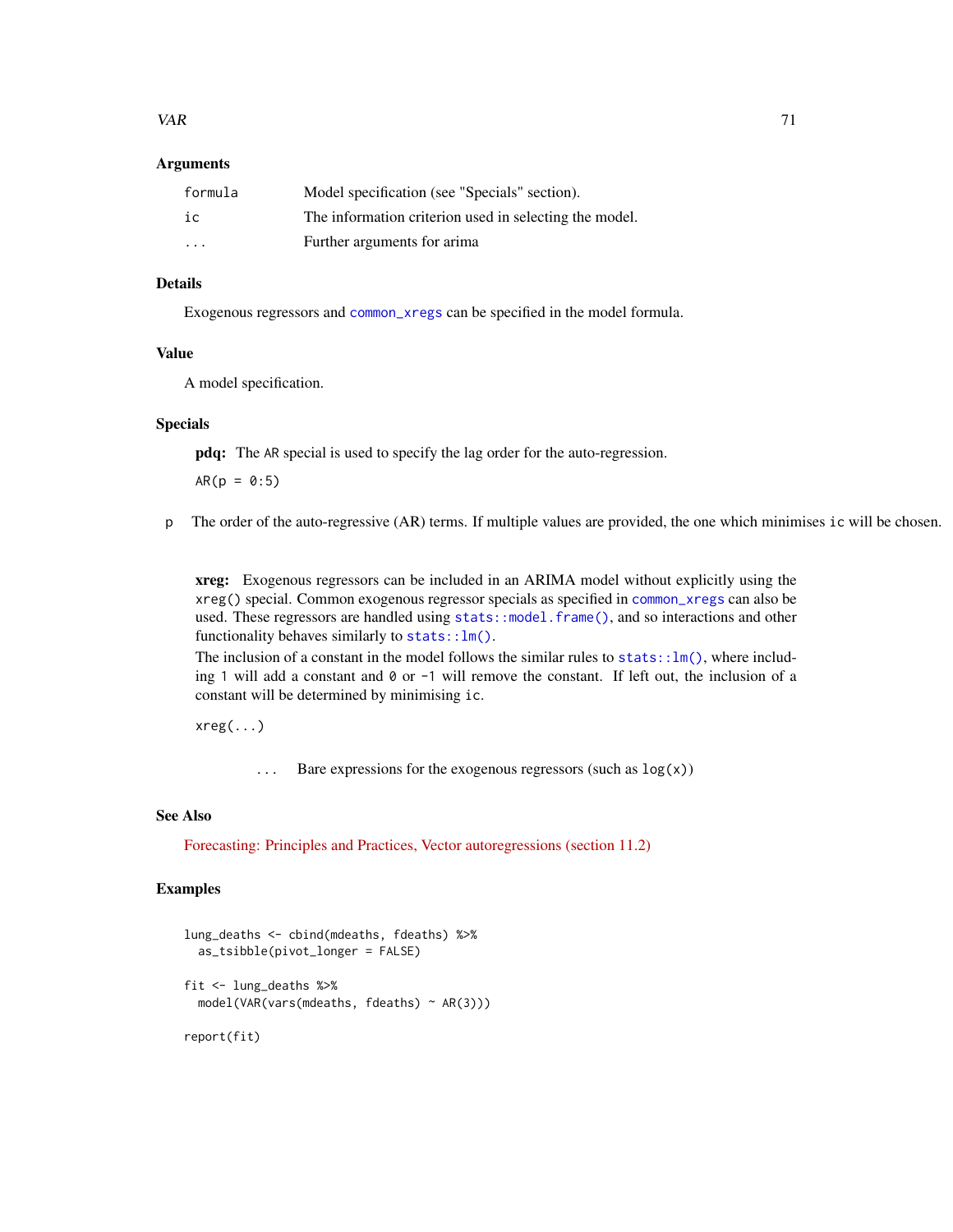## Arguments

| | |
|---|---|
| `formula` | Model specification (see "Specials" section). |
| `ic` | The information criterion used in selecting the model. |
| `...` | Further arguments for arima |

## Details

Exogenous regressors and `common_xregs` can be specified in the model formula.

## Value

A model specification.

## Specials

**pdq:** The `AR` special is used to specify the lag order for the auto-regression.

```
AR(p = 0:5)
```

`p` The order of the auto-regressive (AR) terms. If multiple values are provided, the one which minimises `ic` will be chosen.

**xreg:** Exogenous regressors can be included in an ARIMA model without explicitly using the `xreg()` special. Common exogenous regressor specials as specified in `common_xregs` can also be used. These regressors are handled using `stats::model.frame()`, and so interactions and other functionality behaves similarly to `stats::lm()`.

The inclusion of a constant in the model follows the similar rules to `stats::lm()`, where including `1` will add a constant and `0` or `-1` will remove the constant. If left out, the inclusion of a constant will be determined by minimising `ic`.

```
xreg(...)
```

`...` Bare expressions for the exogenous regressors (such as `log(x)`)

## See Also

Forecasting: Principles and Practices, Vector autoregressions (section 11.2)

## Examples

```
lung_deaths <- cbind(mdeaths, fdeaths) %>%
  as_tsibble(pivot_longer = FALSE)

fit <- lung_deaths %>%
  model(VAR(vars(mdeaths, fdeaths) ~ AR(3)))

report(fit)
```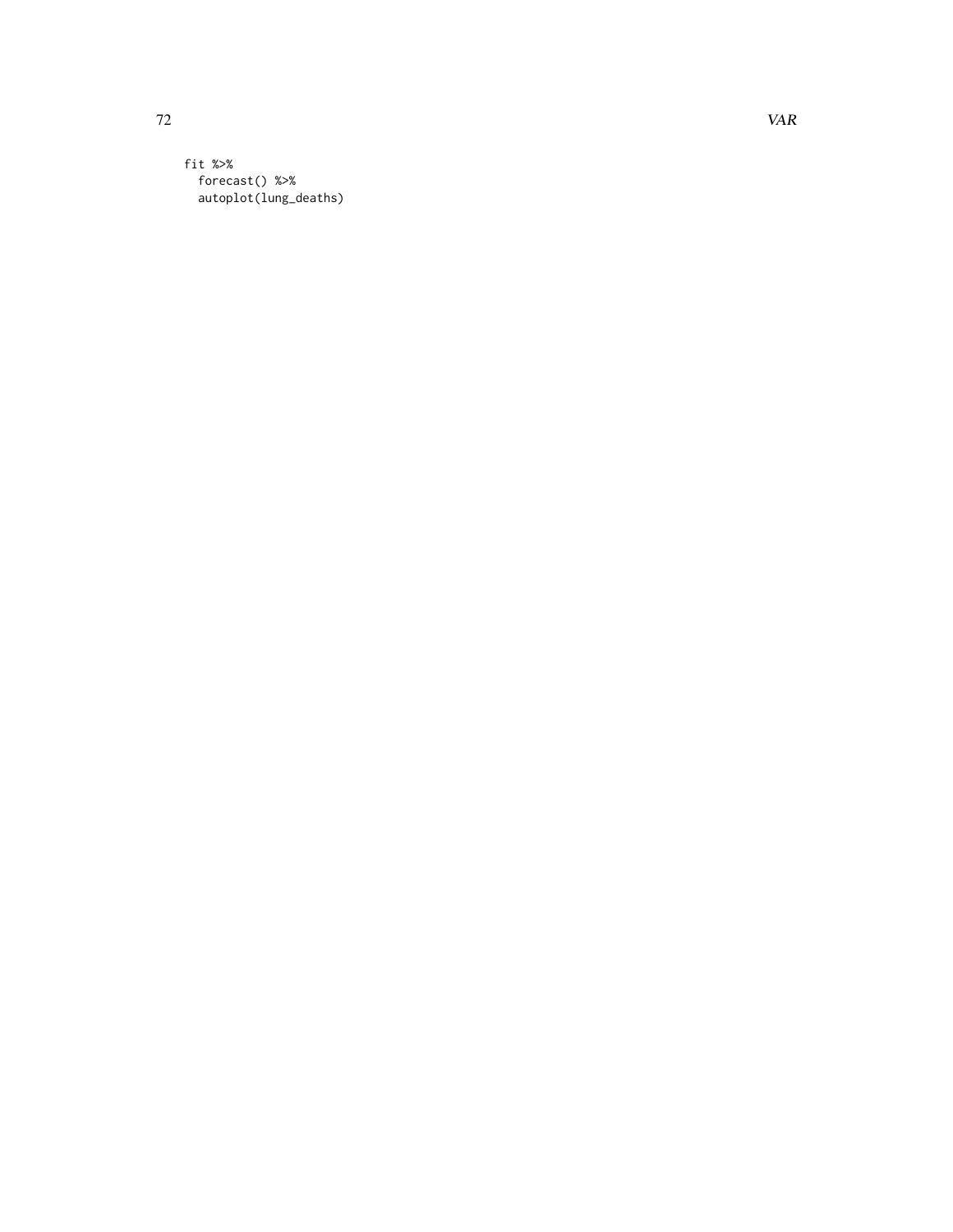```
fit %>%
  forecast() %>%
  autoplot(lung_deaths)
```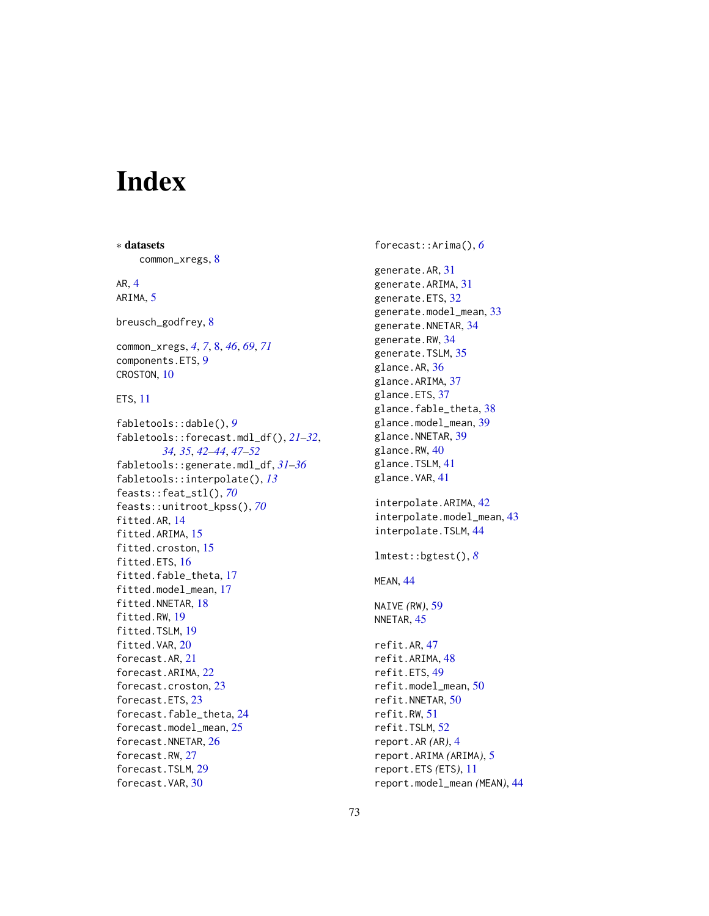# Index

∗ **datasets**
    common_xregs, 8

AR, 4
ARIMA, 5

breusch_godfrey, 8

common_xregs, *4*, *7*, 8, *46*, *69*, *71*
components.ETS, 9
CROSTON, 10

ETS, 11

fabletools::dable(), *9*
fabletools::forecast.mdl_df(), *21–32*, *34*, *35*, *42–44*, *47–52*
fabletools::generate.mdl_df, *31–36*
fabletools::interpolate(), *13*
feasts::feat_stl(), *70*
feasts::unitroot_kpss(), *70*
fitted.AR, 14
fitted.ARIMA, 15
fitted.croston, 15
fitted.ETS, 16
fitted.fable_theta, 17
fitted.model_mean, 17
fitted.NNETAR, 18
fitted.RW, 19
fitted.TSLM, 19
fitted.VAR, 20
forecast.AR, 21
forecast.ARIMA, 22
forecast.croston, 23
forecast.ETS, 23
forecast.fable_theta, 24
forecast.model_mean, 25
forecast.NNETAR, 26
forecast.RW, 27
forecast.TSLM, 29
forecast.VAR, 30
forecast::Arima(), *6*

generate.AR, 31
generate.ARIMA, 31
generate.ETS, 32
generate.model_mean, 33
generate.NNETAR, 34
generate.RW, 34
generate.TSLM, 35
glance.AR, 36
glance.ARIMA, 37
glance.ETS, 37
glance.fable_theta, 38
glance.model_mean, 39
glance.NNETAR, 39
glance.RW, 40
glance.TSLM, 41
glance.VAR, 41

interpolate.ARIMA, 42
interpolate.model_mean, 43
interpolate.TSLM, 44

lmtest::bgtest(), *8*

MEAN, 44

NAIVE *(RW)*, 59
NNETAR, 45

refit.AR, 47
refit.ARIMA, 48
refit.ETS, 49
refit.model_mean, 50
refit.NNETAR, 50
refit.RW, 51
refit.TSLM, 52
report.AR *(AR)*, 4
report.ARIMA *(ARIMA)*, 5
report.ETS *(ETS)*, 11
report.model_mean *(MEAN)*, 44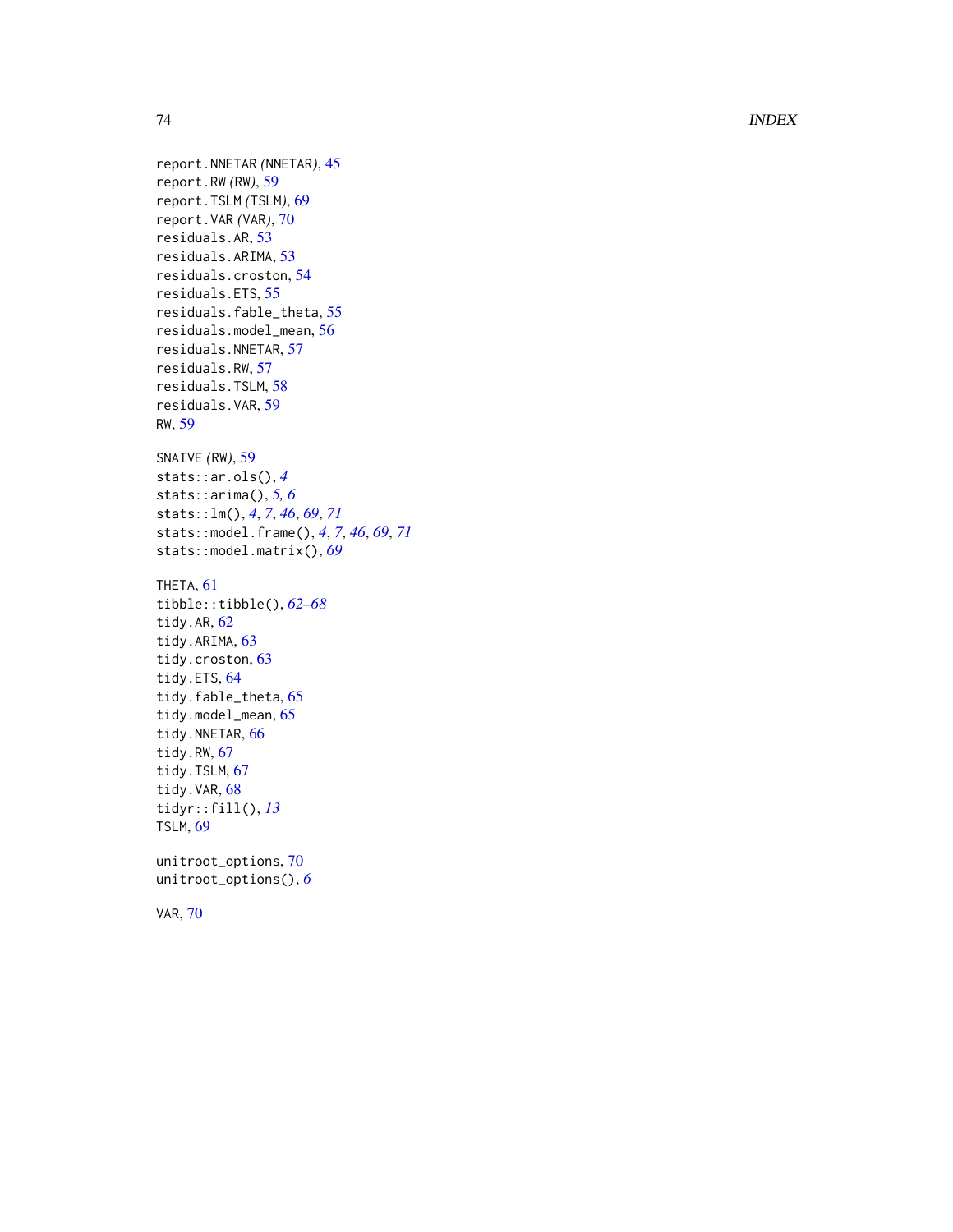report.NNETAR (NNETAR), 45
report.RW (RW), 59
report.TSLM (TSLM), 69
report.VAR (VAR), 70
residuals.AR, 53
residuals.ARIMA, 53
residuals.croston, 54
residuals.ETS, 55
residuals.fable_theta, 55
residuals.model_mean, 56
residuals.NNETAR, 57
residuals.RW, 57
residuals.TSLM, 58
residuals.VAR, 59
RW, 59

SNAIVE (RW), 59
stats::ar.ols(), *4*
stats::arima(), *5, 6*
stats::lm(), *4*, *7*, *46*, *69*, *71*
stats::model.frame(), *4*, *7*, *46*, *69*, *71*
stats::model.matrix(), *69*

THETA, 61
tibble::tibble(), *62–68*
tidy.AR, 62
tidy.ARIMA, 63
tidy.croston, 63
tidy.ETS, 64
tidy.fable_theta, 65
tidy.model_mean, 65
tidy.NNETAR, 66
tidy.RW, 67
tidy.TSLM, 67
tidy.VAR, 68
tidyr::fill(), *13*
TSLM, 69

unitroot_options, 70
unitroot_options(), *6*

VAR, 70